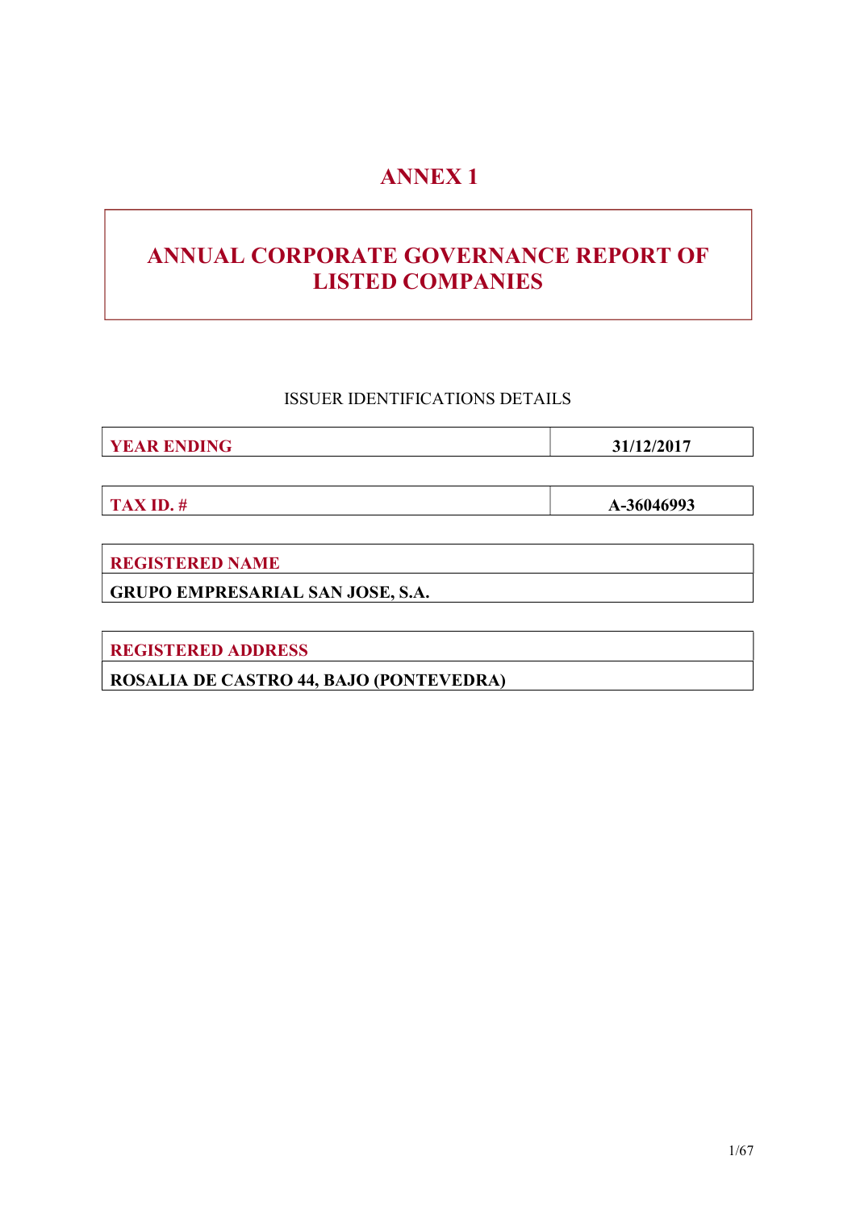# ANNEX 1

# ANNUAL CORPORATE GOVERNANCE REPORT OF LISTED COMPANIES

ISSUER IDENTIFICATIONS DETAILS

| YEAR ENDING | 31/12/2017 |
|---|---|

| TAX ID. # | A-36046993 |
|---|---|

| REGISTERED NAME |
|---|
| GRUPO EMPRESARIAL SAN JOSE, S.A. |

| REGISTERED ADDRESS |
|---|
| ROSALIA DE CASTRO 44, BAJO (PONTEVEDRA) |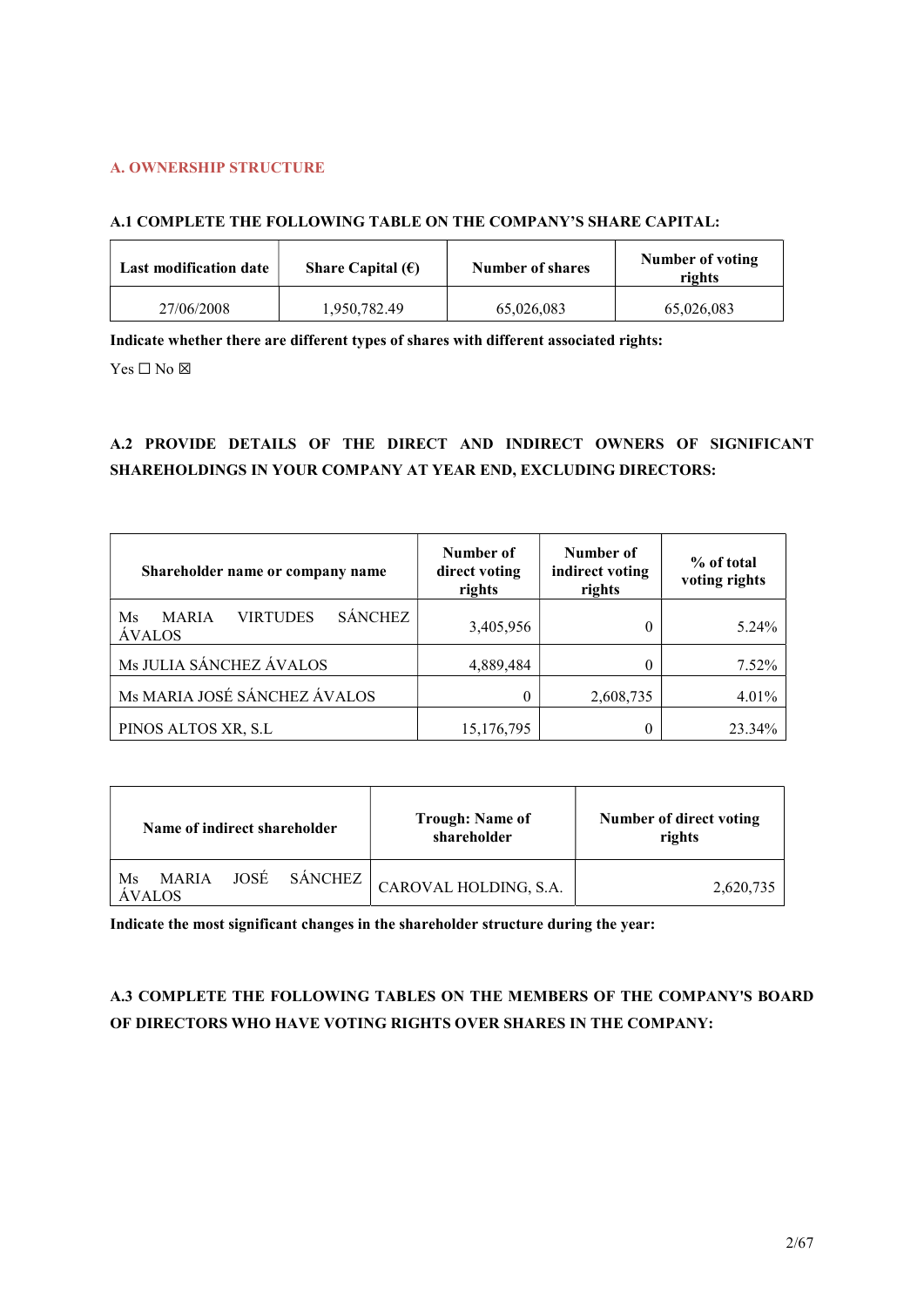## A. OWNERSHIP STRUCTURE

### A.1 COMPLETE THE FOLLOWING TABLE ON THE COMPANY'S SHARE CAPITAL:

| Last modification date | Share Capital (€) | Number of shares | Number of voting rights |
|---|---|---|---|
| 27/06/2008 | 1,950,782.49 | 65,026,083 | 65,026,083 |

**Indicate whether there are different types of shares with different associated rights:**

Yes ☐ No ☒

### A.2 PROVIDE DETAILS OF THE DIRECT AND INDIRECT OWNERS OF SIGNIFICANT SHAREHOLDINGS IN YOUR COMPANY AT YEAR END, EXCLUDING DIRECTORS:

| Shareholder name or company name | Number of direct voting rights | Number of indirect voting rights | % of total voting rights |
|---|---|---|---|
| Ms MARIA VIRTUDES SÁNCHEZ ÁVALOS | 3,405,956 | 0 | 5.24% |
| Ms JULIA SÁNCHEZ ÁVALOS | 4,889,484 | 0 | 7.52% |
| Ms MARIA JOSÉ SÁNCHEZ ÁVALOS | 0 | 2,608,735 | 4.01% |
| PINOS ALTOS XR, S.L | 15,176,795 | 0 | 23.34% |

| Name of indirect shareholder | Trough: Name of shareholder | Number of direct voting rights |
|---|---|---|
| Ms MARIA JOSÉ SÁNCHEZ ÁVALOS | CAROVAL HOLDING, S.A. | 2,620,735 |

**Indicate the most significant changes in the shareholder structure during the year:**

### A.3 COMPLETE THE FOLLOWING TABLES ON THE MEMBERS OF THE COMPANY'S BOARD OF DIRECTORS WHO HAVE VOTING RIGHTS OVER SHARES IN THE COMPANY: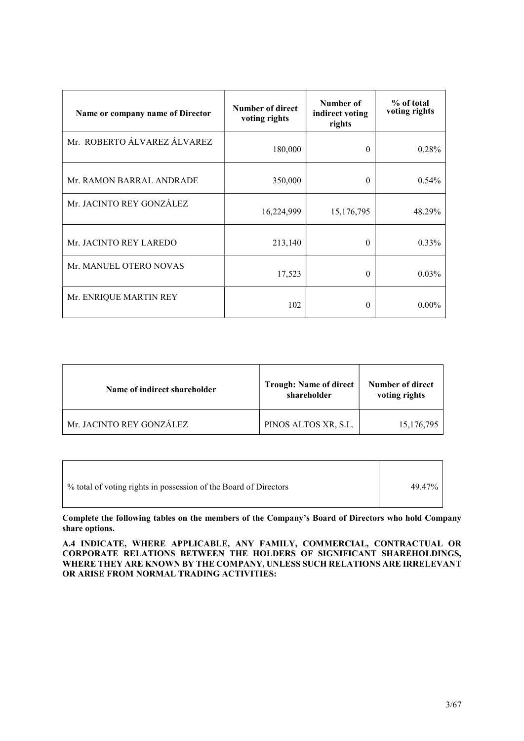| Name or company name of Director | Number of direct voting rights | Number of indirect voting rights | % of total voting rights |
|---|---|---|---|
| Mr. ROBERTO ÁLVAREZ ÁLVAREZ | 180,000 | 0 | 0.28% |
| Mr. RAMON BARRAL ANDRADE | 350,000 | 0 | 0.54% |
| Mr. JACINTO REY GONZÁLEZ | 16,224,999 | 15,176,795 | 48.29% |
| Mr. JACINTO REY LAREDO | 213,140 | 0 | 0.33% |
| Mr. MANUEL OTERO NOVAS | 17,523 | 0 | 0.03% |
| Mr. ENRIQUE MARTIN REY | 102 | 0 | 0.00% |

| Name of indirect shareholder | Trough: Name of direct shareholder | Number of direct voting rights |
|---|---|---|
| Mr. JACINTO REY GONZÁLEZ | PINOS ALTOS XR, S.L. | 15,176,795 |

| % total of voting rights in possession of the Board of Directors | 49.47% |
|---|---|

**Complete the following tables on the members of the Company's Board of Directors who hold Company share options.**

**A.4 INDICATE, WHERE APPLICABLE, ANY FAMILY, COMMERCIAL, CONTRACTUAL OR CORPORATE RELATIONS BETWEEN THE HOLDERS OF SIGNIFICANT SHAREHOLDINGS, WHERE THEY ARE KNOWN BY THE COMPANY, UNLESS SUCH RELATIONS ARE IRRELEVANT OR ARISE FROM NORMAL TRADING ACTIVITIES:**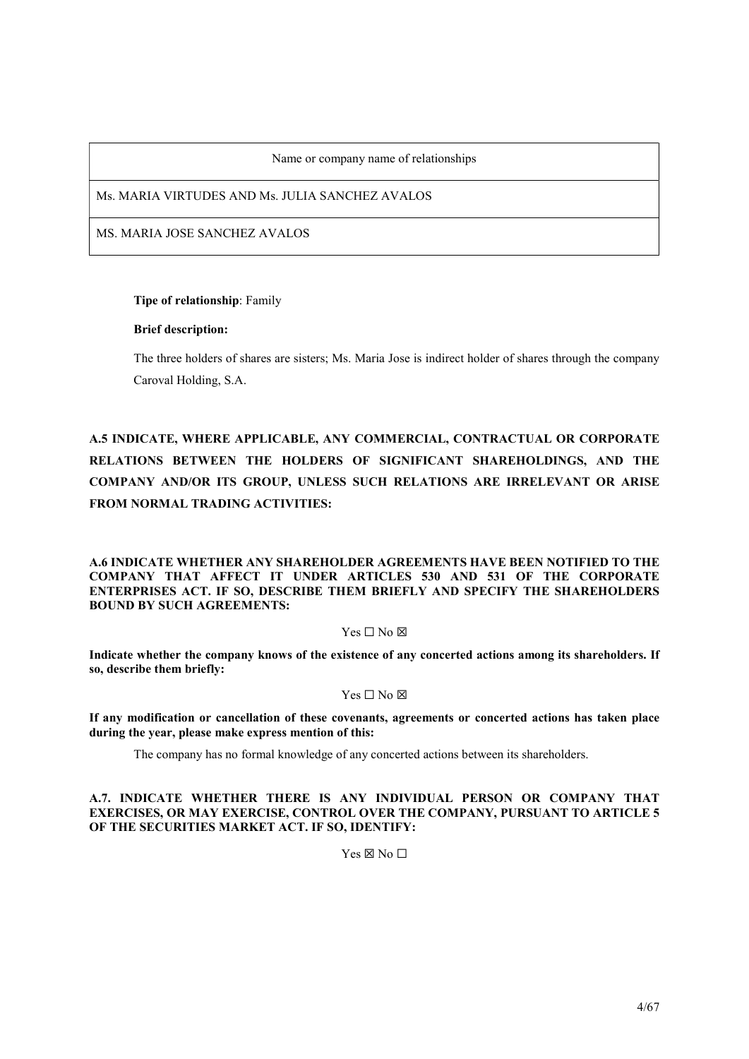| Name or company name of relationships |
| --- |
| Ms. MARIA VIRTUDES AND Ms. JULIA SANCHEZ AVALOS |
| MS. MARIA JOSE SANCHEZ AVALOS |

**Tipe of relationship**: Family

**Brief description:**

The three holders of shares are sisters; Ms. Maria Jose is indirect holder of shares through the company Caroval Holding, S.A.

## A.5 INDICATE, WHERE APPLICABLE, ANY COMMERCIAL, CONTRACTUAL OR CORPORATE RELATIONS BETWEEN THE HOLDERS OF SIGNIFICANT SHAREHOLDINGS, AND THE COMPANY AND/OR ITS GROUP, UNLESS SUCH RELATIONS ARE IRRELEVANT OR ARISE FROM NORMAL TRADING ACTIVITIES:

## A.6 INDICATE WHETHER ANY SHAREHOLDER AGREEMENTS HAVE BEEN NOTIFIED TO THE COMPANY THAT AFFECT IT UNDER ARTICLES 530 AND 531 OF THE CORPORATE ENTERPRISES ACT. IF SO, DESCRIBE THEM BRIEFLY AND SPECIFY THE SHAREHOLDERS BOUND BY SUCH AGREEMENTS:

Yes ☐ No ☒

**Indicate whether the company knows of the existence of any concerted actions among its shareholders. If so, describe them briefly:**

Yes ☐ No ☒

**If any modification or cancellation of these covenants, agreements or concerted actions has taken place during the year, please make express mention of this:**

The company has no formal knowledge of any concerted actions between its shareholders.

## A.7. INDICATE WHETHER THERE IS ANY INDIVIDUAL PERSON OR COMPANY THAT EXERCISES, OR MAY EXERCISE, CONTROL OVER THE COMPANY, PURSUANT TO ARTICLE 5 OF THE SECURITIES MARKET ACT. IF SO, IDENTIFY:

Yes ☒ No ☐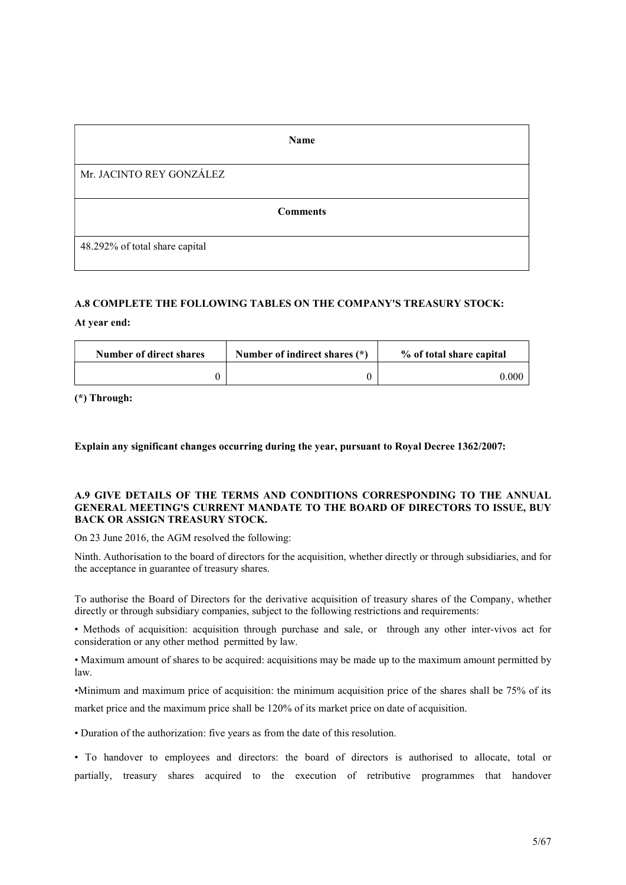| Name |
| --- |
| Mr. JACINTO REY GONZÁLEZ |
| **Comments** |
| 48.292% of total share capital |

## A.8 COMPLETE THE FOLLOWING TABLES ON THE COMPANY'S TREASURY STOCK:

**At year end:**

| Number of direct shares | Number of indirect shares (*) | % of total share capital |
| --- | --- | --- |
| 0 | 0 | 0.000 |

**(*) Through:**

**Explain any significant changes occurring during the year, pursuant to Royal Decree 1362/2007:**

## A.9 GIVE DETAILS OF THE TERMS AND CONDITIONS CORRESPONDING TO THE ANNUAL GENERAL MEETING'S CURRENT MANDATE TO THE BOARD OF DIRECTORS TO ISSUE, BUY BACK OR ASSIGN TREASURY STOCK.

On 23 June 2016, the AGM resolved the following:

Ninth. Authorisation to the board of directors for the acquisition, whether directly or through subsidiaries, and for the acceptance in guarantee of treasury shares.

To authorise the Board of Directors for the derivative acquisition of treasury shares of the Company, whether directly or through subsidiary companies, subject to the following restrictions and requirements:

• Methods of acquisition: acquisition through purchase and sale, or through any other inter-vivos act for consideration or any other method permitted by law.

• Maximum amount of shares to be acquired: acquisitions may be made up to the maximum amount permitted by law.

•Minimum and maximum price of acquisition: the minimum acquisition price of the shares shall be 75% of its market price and the maximum price shall be 120% of its market price on date of acquisition.

• Duration of the authorization: five years as from the date of this resolution.

• To handover to employees and directors: the board of directors is authorised to allocate, total or partially, treasury shares acquired to the execution of retributive programmes that handover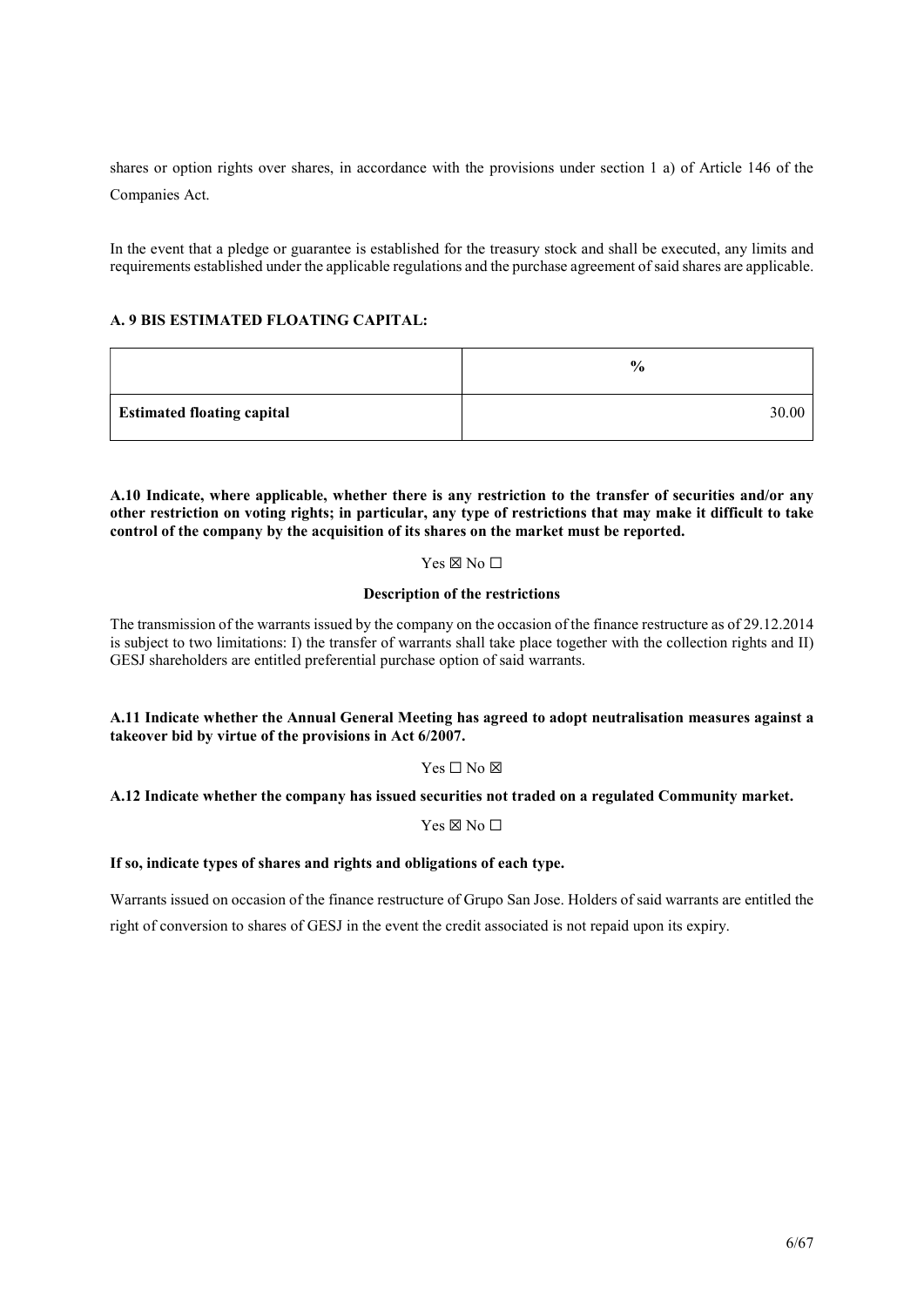shares or option rights over shares, in accordance with the provisions under section 1 a) of Article 146 of the Companies Act.

In the event that a pledge or guarantee is established for the treasury stock and shall be executed, any limits and requirements established under the applicable regulations and the purchase agreement of said shares are applicable.

**A. 9 BIS ESTIMATED FLOATING CAPITAL:**

| | % |
|---|---|
| **Estimated floating capital** | 30.00 |

**A.10 Indicate, where applicable, whether there is any restriction to the transfer of securities and/or any other restriction on voting rights; in particular, any type of restrictions that may make it difficult to take control of the company by the acquisition of its shares on the market must be reported.**

Yes ☒ No ☐

**Description of the restrictions**

The transmission of the warrants issued by the company on the occasion of the finance restructure as of 29.12.2014 is subject to two limitations: I) the transfer of warrants shall take place together with the collection rights and II) GESJ shareholders are entitled preferential purchase option of said warrants.

**A.11 Indicate whether the Annual General Meeting has agreed to adopt neutralisation measures against a takeover bid by virtue of the provisions in Act 6/2007.**

Yes ☐ No ☒

**A.12 Indicate whether the company has issued securities not traded on a regulated Community market.**

Yes ☒ No ☐

**If so, indicate types of shares and rights and obligations of each type.**

Warrants issued on occasion of the finance restructure of Grupo San Jose. Holders of said warrants are entitled the right of conversion to shares of GESJ in the event the credit associated is not repaid upon its expiry.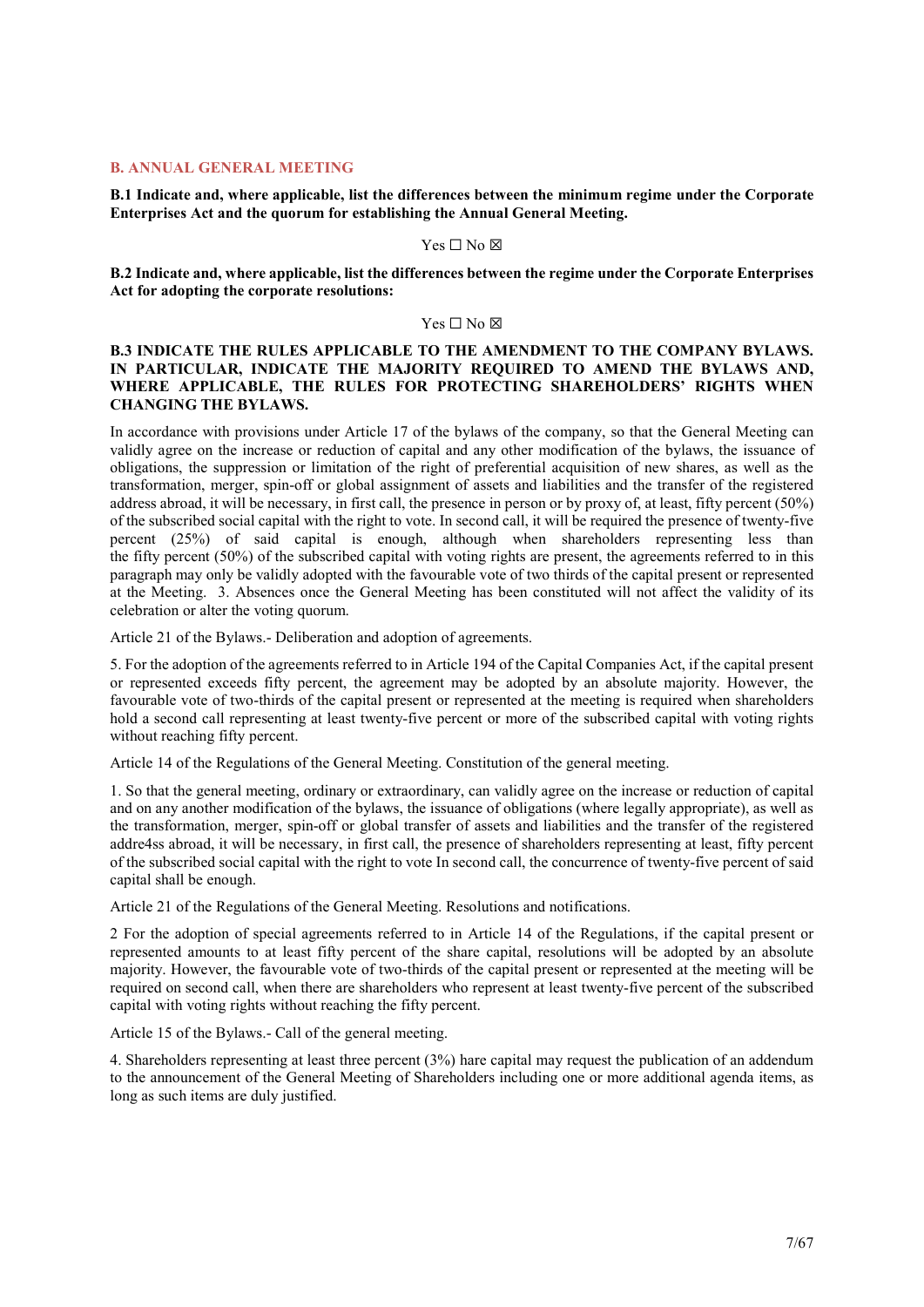## B. ANNUAL GENERAL MEETING

**B.1 Indicate and, where applicable, list the differences between the minimum regime under the Corporate Enterprises Act and the quorum for establishing the Annual General Meeting.**

Yes ☐ No ☒

**B.2 Indicate and, where applicable, list the differences between the regime under the Corporate Enterprises Act for adopting the corporate resolutions:**

Yes ☐ No ☒

**B.3 INDICATE THE RULES APPLICABLE TO THE AMENDMENT TO THE COMPANY BYLAWS. IN PARTICULAR, INDICATE THE MAJORITY REQUIRED TO AMEND THE BYLAWS AND, WHERE APPLICABLE, THE RULES FOR PROTECTING SHAREHOLDERS' RIGHTS WHEN CHANGING THE BYLAWS.**

In accordance with provisions under Article 17 of the bylaws of the company, so that the General Meeting can validly agree on the increase or reduction of capital and any other modification of the bylaws, the issuance of obligations, the suppression or limitation of the right of preferential acquisition of new shares, as well as the transformation, merger, spin-off or global assignment of assets and liabilities and the transfer of the registered address abroad, it will be necessary, in first call, the presence in person or by proxy of, at least, fifty percent (50%) of the subscribed social capital with the right to vote. In second call, it will be required the presence of twenty-five percent (25%) of said capital is enough, although when shareholders representing less than the fifty percent (50%) of the subscribed capital with voting rights are present, the agreements referred to in this paragraph may only be validly adopted with the favourable vote of two thirds of the capital present or represented at the Meeting. 3. Absences once the General Meeting has been constituted will not affect the validity of its celebration or alter the voting quorum.

Article 21 of the Bylaws.- Deliberation and adoption of agreements.

5. For the adoption of the agreements referred to in Article 194 of the Capital Companies Act, if the capital present or represented exceeds fifty percent, the agreement may be adopted by an absolute majority. However, the favourable vote of two-thirds of the capital present or represented at the meeting is required when shareholders hold a second call representing at least twenty-five percent or more of the subscribed capital with voting rights without reaching fifty percent.

Article 14 of the Regulations of the General Meeting. Constitution of the general meeting.

1. So that the general meeting, ordinary or extraordinary, can validly agree on the increase or reduction of capital and on any another modification of the bylaws, the issuance of obligations (where legally appropriate), as well as the transformation, merger, spin-off or global transfer of assets and liabilities and the transfer of the registered addre4ss abroad, it will be necessary, in first call, the presence of shareholders representing at least, fifty percent of the subscribed social capital with the right to vote In second call, the concurrence of twenty-five percent of said capital shall be enough.

Article 21 of the Regulations of the General Meeting. Resolutions and notifications.

2 For the adoption of special agreements referred to in Article 14 of the Regulations, if the capital present or represented amounts to at least fifty percent of the share capital, resolutions will be adopted by an absolute majority. However, the favourable vote of two-thirds of the capital present or represented at the meeting will be required on second call, when there are shareholders who represent at least twenty-five percent of the subscribed capital with voting rights without reaching the fifty percent.

Article 15 of the Bylaws.- Call of the general meeting.

4. Shareholders representing at least three percent (3%) hare capital may request the publication of an addendum to the announcement of the General Meeting of Shareholders including one or more additional agenda items, as long as such items are duly justified.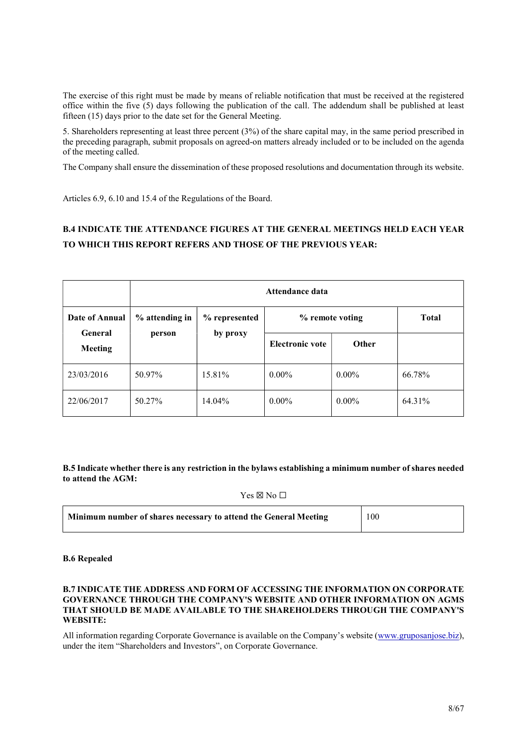The exercise of this right must be made by means of reliable notification that must be received at the registered office within the five (5) days following the publication of the call. The addendum shall be published at least fifteen (15) days prior to the date set for the General Meeting.

5. Shareholders representing at least three percent (3%) of the share capital may, in the same period prescribed in the preceding paragraph, submit proposals on agreed-on matters already included or to be included on the agenda of the meeting called.

The Company shall ensure the dissemination of these proposed resolutions and documentation through its website.

Articles 6.9, 6.10 and 15.4 of the Regulations of the Board.

## B.4 INDICATE THE ATTENDANCE FIGURES AT THE GENERAL MEETINGS HELD EACH YEAR TO WHICH THIS REPORT REFERS AND THOSE OF THE PREVIOUS YEAR:

| | Attendance data | | | | |
|---|---|---|---|---|---|
| **Date of Annual General Meeting** | **% attending in person** | **% represented by proxy** | **% remote voting** | | **Total** |
| | | | **Electronic vote** | **Other** | |
| 23/03/2016 | 50.97% | 15.81% | 0.00% | 0.00% | 66.78% |
| 22/06/2017 | 50.27% | 14.04% | 0.00% | 0.00% | 64.31% |

**B.5 Indicate whether there is any restriction in the bylaws establishing a minimum number of shares needed to attend the AGM:**

Yes ☒ No ☐

| Minimum number of shares necessary to attend the General Meeting | 100 |
|---|---|

**B.6 Repealed**

**B.7 INDICATE THE ADDRESS AND FORM OF ACCESSING THE INFORMATION ON CORPORATE GOVERNANCE THROUGH THE COMPANY'S WEBSITE AND OTHER INFORMATION ON AGMS THAT SHOULD BE MADE AVAILABLE TO THE SHAREHOLDERS THROUGH THE COMPANY'S WEBSITE:**

All information regarding Corporate Governance is available on the Company's website (www.gruposanjose.biz), under the item "Shareholders and Investors", on Corporate Governance.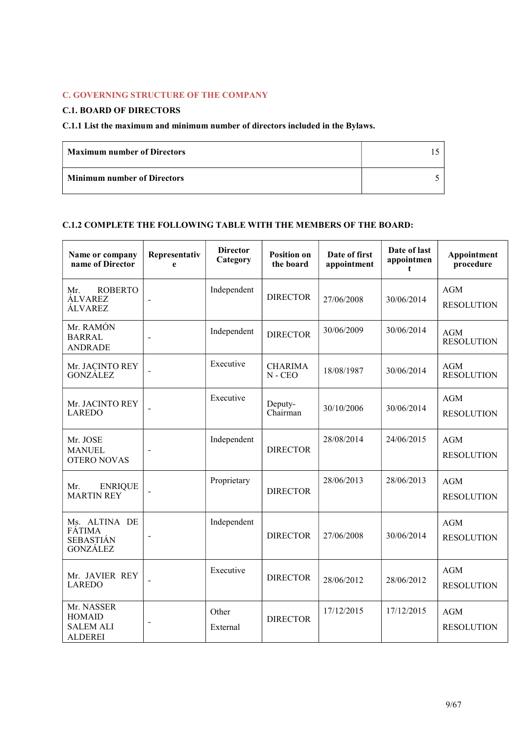## C. GOVERNING STRUCTURE OF THE COMPANY

### C.1. BOARD OF DIRECTORS

**C.1.1 List the maximum and minimum number of directors included in the Bylaws.**

| | |
|---|---|
| **Maximum number of Directors** | 15 |
| **Minimum number of Directors** | 5 |

**C.1.2 COMPLETE THE FOLLOWING TABLE WITH THE MEMBERS OF THE BOARD:**

| Name or company name of Director | Representative | Director Category | Position on the board | Date of first appointment | Date of last appointment | Appointment procedure |
|---|---|---|---|---|---|---|
| Mr. ROBERTO ÁLVAREZ ÁLVAREZ | - | Independent | DIRECTOR | 27/06/2008 | 30/06/2014 | AGM RESOLUTION |
| Mr. RAMÓN BARRAL ANDRADE | - | Independent | DIRECTOR | 30/06/2009 | 30/06/2014 | AGM RESOLUTION |
| Mr. JACINTO REY GONZÁLEZ | - | Executive | CHARIMAN - CEO | 18/08/1987 | 30/06/2014 | AGM RESOLUTION |
| Mr. JACINTO REY LAREDO | - | Executive | Deputy-Chairman | 30/10/2006 | 30/06/2014 | AGM RESOLUTION |
| Mr. JOSE MANUEL OTERO NOVAS | - | Independent | DIRECTOR | 28/08/2014 | 24/06/2015 | AGM RESOLUTION |
| Mr. ENRIQUE MARTIN REY | - | Proprietary | DIRECTOR | 28/06/2013 | 28/06/2013 | AGM RESOLUTION |
| Ms. ALTINA DE FÁTIMA SEBASTIÁN GONZÁLEZ | - | Independent | DIRECTOR | 27/06/2008 | 30/06/2014 | AGM RESOLUTION |
| Mr. JAVIER REY LAREDO | - | Executive | DIRECTOR | 28/06/2012 | 28/06/2012 | AGM RESOLUTION |
| Mr. NASSER HOMAID SALEM ALI ALDEREI | - | Other External | DIRECTOR | 17/12/2015 | 17/12/2015 | AGM RESOLUTION |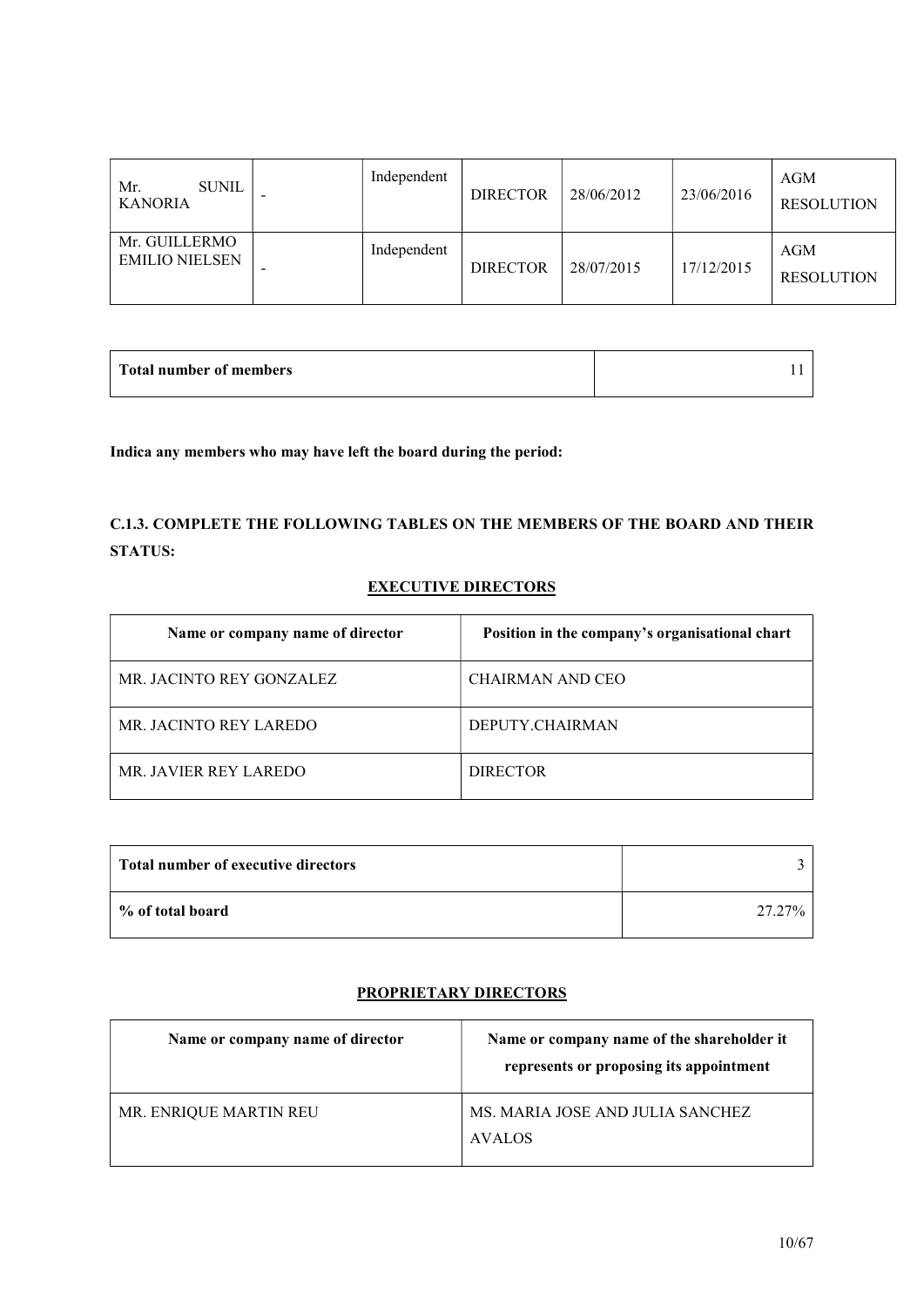| | | | | | | |
|---|---|---|---|---|---|---|
| Mr. SUNIL KANORIA | - | Independent | DIRECTOR | 28/06/2012 | 23/06/2016 | AGM RESOLUTION |
| Mr. GUILLERMO EMILIO NIELSEN | - | Independent | DIRECTOR | 28/07/2015 | 17/12/2015 | AGM RESOLUTION |

| Total number of members | 11 |
|---|---|

**Indica any members who may have left the board during the period:**

### C.1.3. COMPLETE THE FOLLOWING TABLES ON THE MEMBERS OF THE BOARD AND THEIR STATUS:

#### EXECUTIVE DIRECTORS

| Name or company name of director | Position in the company's organisational chart |
|---|---|
| MR. JACINTO REY GONZALEZ | CHAIRMAN AND CEO |
| MR. JACINTO REY LAREDO | DEPUTY.CHAIRMAN |
| MR. JAVIER REY LAREDO | DIRECTOR |

| Total number of executive directors | 3 |
|---|---|
| % of total board | 27.27% |

#### PROPRIETARY DIRECTORS

| Name or company name of director | Name or company name of the shareholder it represents or proposing its appointment |
|---|---|
| MR. ENRIQUE MARTIN REU | MS. MARIA JOSE AND JULIA SANCHEZ AVALOS |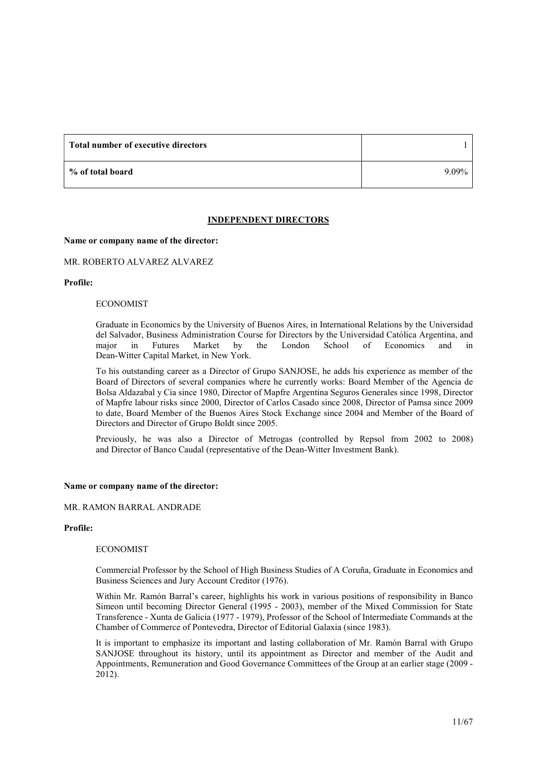| Total number of executive directors | 1 |
|---|---|
| % of total board | 9.09% |

## INDEPENDENT DIRECTORS

**Name or company name of the director:**

MR. ROBERTO ALVAREZ ALVAREZ

**Profile:**

ECONOMIST

Graduate in Economics by the University of Buenos Aires, in International Relations by the Universidad del Salvador, Business Administration Course for Directors by the Universidad Católica Argentina, and major in Futures Market by the London School of Economics and in Dean-Witter Capital Market, in New York.

To his outstanding career as a Director of Grupo SANJOSE, he adds his experience as member of the Board of Directors of several companies where he currently works: Board Member of the Agencia de Bolsa Aldazabal y Cia since 1980, Director of Mapfre Argentina Seguros Generales since 1998, Director of Mapfre labour risks since 2000, Director of Carlos Casado since 2008, Director of Pamsa since 2009 to date, Board Member of the Buenos Aires Stock Exchange since 2004 and Member of the Board of Directors and Director of Grupo Boldt since 2005.

Previously, he was also a Director of Metrogas (controlled by Repsol from 2002 to 2008) and Director of Banco Caudal (representative of the Dean-Witter Investment Bank).

**Name or company name of the director:**

MR. RAMON BARRAL ANDRADE

**Profile:**

ECONOMIST

Commercial Professor by the School of High Business Studies of A Coruña, Graduate in Economics and Business Sciences and Jury Account Creditor (1976).

Within Mr. Ramón Barral's career, highlights his work in various positions of responsibility in Banco Simeon until becoming Director General (1995 - 2003), member of the Mixed Commission for State Transference - Xunta de Galicia (1977 - 1979), Professor of the School of Intermediate Commands at the Chamber of Commerce of Pontevedra, Director of Editorial Galaxia (since 1983).

It is important to emphasize its important and lasting collaboration of Mr. Ramón Barral with Grupo SANJOSE throughout its history, until its appointment as Director and member of the Audit and Appointments, Remuneration and Good Governance Committees of the Group at an earlier stage (2009 - 2012).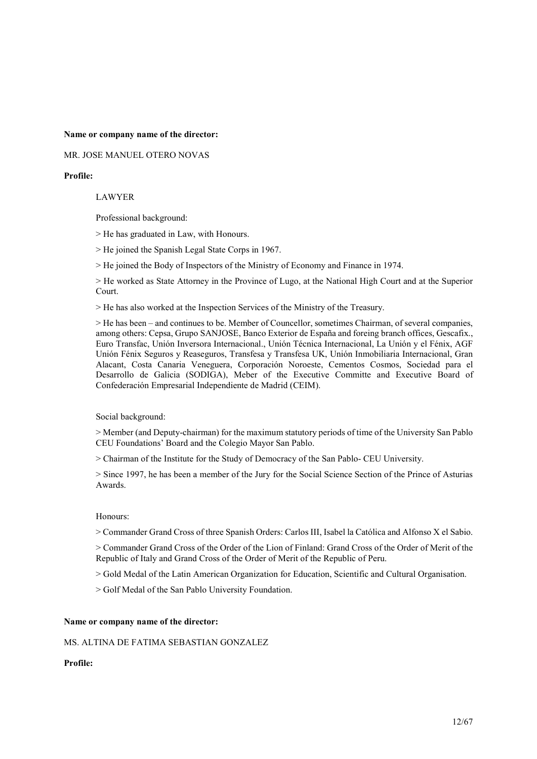**Name or company name of the director:**

MR. JOSE MANUEL OTERO NOVAS

**Profile:**

LAWYER

Professional background:

> He has graduated in Law, with Honours.

> He joined the Spanish Legal State Corps in 1967.

> He joined the Body of Inspectors of the Ministry of Economy and Finance in 1974.

> He worked as State Attorney in the Province of Lugo, at the National High Court and at the Superior Court.

> He has also worked at the Inspection Services of the Ministry of the Treasury.

> He has been – and continues to be. Member of Councellor, sometimes Chairman, of several companies, among others: Cepsa, Grupo SANJOSE, Banco Exterior de España and foreing branch offices, Gescafix., Euro Transfac, Unión Inversora Internacional., Unión Técnica Internacional, La Unión y el Fénix, AGF Unión Fénix Seguros y Reaseguros, Transfesa y Transfesa UK, Unión Inmobiliaria Internacional, Gran Alacant, Costa Canaria Veneguera, Corporación Noroeste, Cementos Cosmos, Sociedad para el Desarrollo de Galicia (SODIGA), Meber of the Executive Committe and Executive Board of Confederación Empresarial Independiente de Madrid (CEIM).

Social background:

> Member (and Deputy-chairman) for the maximum statutory periods of time of the University San Pablo CEU Foundations' Board and the Colegio Mayor San Pablo.

> Chairman of the Institute for the Study of Democracy of the San Pablo- CEU University.

> Since 1997, he has been a member of the Jury for the Social Science Section of the Prince of Asturias Awards.

Honours:

> Commander Grand Cross of three Spanish Orders: Carlos III, Isabel la Católica and Alfonso X el Sabio.

> Commander Grand Cross of the Order of the Lion of Finland: Grand Cross of the Order of Merit of the Republic of Italy and Grand Cross of the Order of Merit of the Republic of Peru.

> Gold Medal of the Latin American Organization for Education, Scientific and Cultural Organisation.

> Golf Medal of the San Pablo University Foundation.

**Name or company name of the director:**

MS. ALTINA DE FATIMA SEBASTIAN GONZALEZ

**Profile:**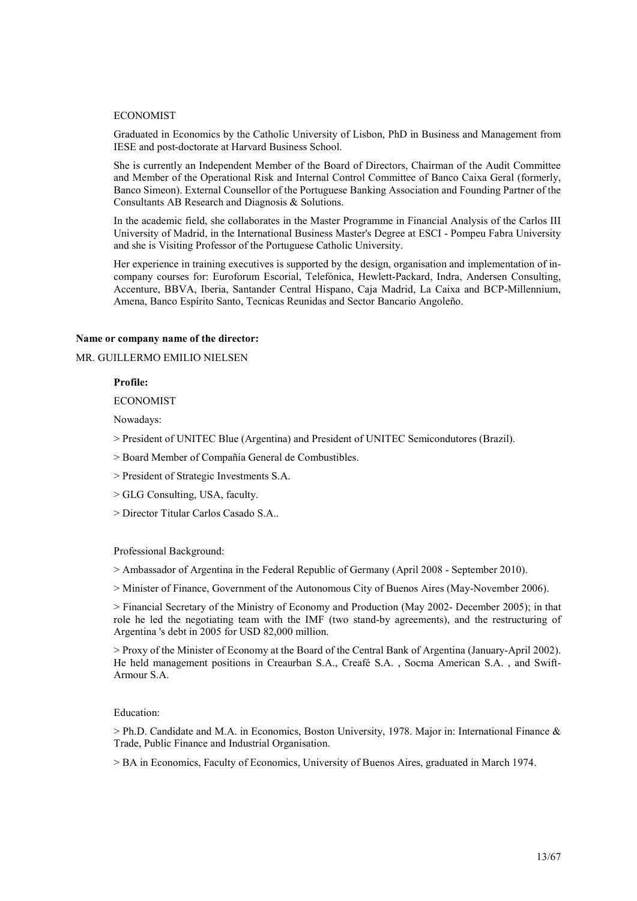ECONOMIST

Graduated in Economics by the Catholic University of Lisbon, PhD in Business and Management from IESE and post-doctorate at Harvard Business School.

She is currently an Independent Member of the Board of Directors, Chairman of the Audit Committee and Member of the Operational Risk and Internal Control Committee of Banco Caixa Geral (formerly, Banco Simeon). External Counsellor of the Portuguese Banking Association and Founding Partner of the Consultants AB Research and Diagnosis & Solutions.

In the academic field, she collaborates in the Master Programme in Financial Analysis of the Carlos III University of Madrid, in the International Business Master's Degree at ESCI - Pompeu Fabra University and she is Visiting Professor of the Portuguese Catholic University.

Her experience in training executives is supported by the design, organisation and implementation of in-company courses for: Euroforum Escorial, Telefónica, Hewlett-Packard, Indra, Andersen Consulting, Accenture, BBVA, Iberia, Santander Central Hispano, Caja Madrid, La Caixa and BCP-Millennium, Amena, Banco Espírito Santo, Tecnicas Reunidas and Sector Bancario Angoleño.

**Name or company name of the director:**

MR. GUILLERMO EMILIO NIELSEN

**Profile:**

ECONOMIST

Nowadays:

> President of UNITEC Blue (Argentina) and President of UNITEC Semicondutores (Brazil).

> Board Member of Compañía General de Combustibles.

> President of Strategic Investments S.A.

> GLG Consulting, USA, faculty.

> Director Titular Carlos Casado S.A..

Professional Background:

> Ambassador of Argentina in the Federal Republic of Germany (April 2008 - September 2010).

> Minister of Finance, Government of the Autonomous City of Buenos Aires (May-November 2006).

> Financial Secretary of the Ministry of Economy and Production (May 2002- December 2005); in that role he led the negotiating team with the IMF (two stand-by agreements), and the restructuring of Argentina 's debt in 2005 for USD 82,000 million.

> Proxy of the Minister of Economy at the Board of the Central Bank of Argentina (January-April 2002). He held management positions in Creaurban S.A., Creafé S.A. , Socma American S.A. , and Swift-Armour S.A.

Education:

> Ph.D. Candidate and M.A. in Economics, Boston University, 1978. Major in: International Finance & Trade, Public Finance and Industrial Organisation.

> BA in Economics, Faculty of Economics, University of Buenos Aires, graduated in March 1974.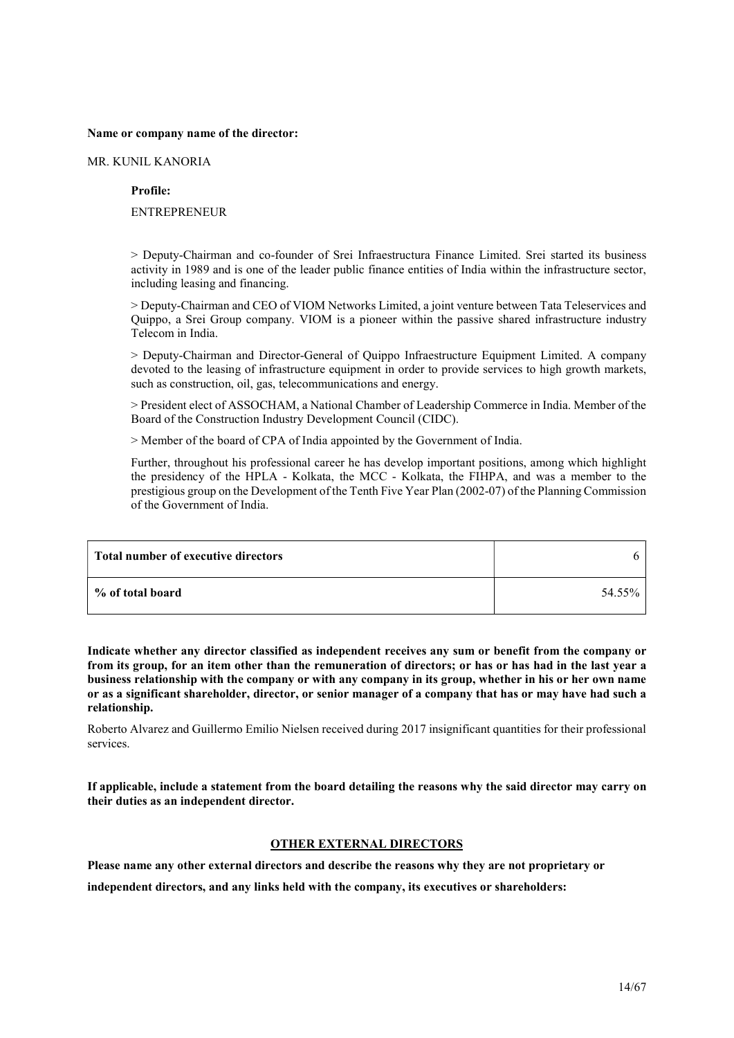**Name or company name of the director:**

MR. KUNIL KANORIA

**Profile:**

ENTREPRENEUR

> Deputy-Chairman and co-founder of Srei Infraestructura Finance Limited. Srei started its business activity in 1989 and is one of the leader public finance entities of India within the infrastructure sector, including leasing and financing.

> Deputy-Chairman and CEO of VIOM Networks Limited, a joint venture between Tata Teleservices and Quippo, a Srei Group company. VIOM is a pioneer within the passive shared infrastructure industry Telecom in India.

> Deputy-Chairman and Director-General of Quippo Infraestructure Equipment Limited. A company devoted to the leasing of infrastructure equipment in order to provide services to high growth markets, such as construction, oil, gas, telecommunications and energy.

> President elect of ASSOCHAM, a National Chamber of Leadership Commerce in India. Member of the Board of the Construction Industry Development Council (CIDC).

> Member of the board of CPA of India appointed by the Government of India.

Further, throughout his professional career he has develop important positions, among which highlight the presidency of the HPLA - Kolkata, the MCC - Kolkata, the FIHPA, and was a member to the prestigious group on the Development of the Tenth Five Year Plan (2002-07) of the Planning Commission of the Government of India.

| **Total number of executive directors** | 6 |
|---|---|
| **% of total board** | 54.55% |

**Indicate whether any director classified as independent receives any sum or benefit from the company or from its group, for an item other than the remuneration of directors; or has or has had in the last year a business relationship with the company or with any company in its group, whether in his or her own name or as a significant shareholder, director, or senior manager of a company that has or may have had such a relationship.**

Roberto Alvarez and Guillermo Emilio Nielsen received during 2017 insignificant quantities for their professional services.

**If applicable, include a statement from the board detailing the reasons why the said director may carry on their duties as an independent director.**

**OTHER EXTERNAL DIRECTORS**

**Please name any other external directors and describe the reasons why they are not proprietary or independent directors, and any links held with the company, its executives or shareholders:**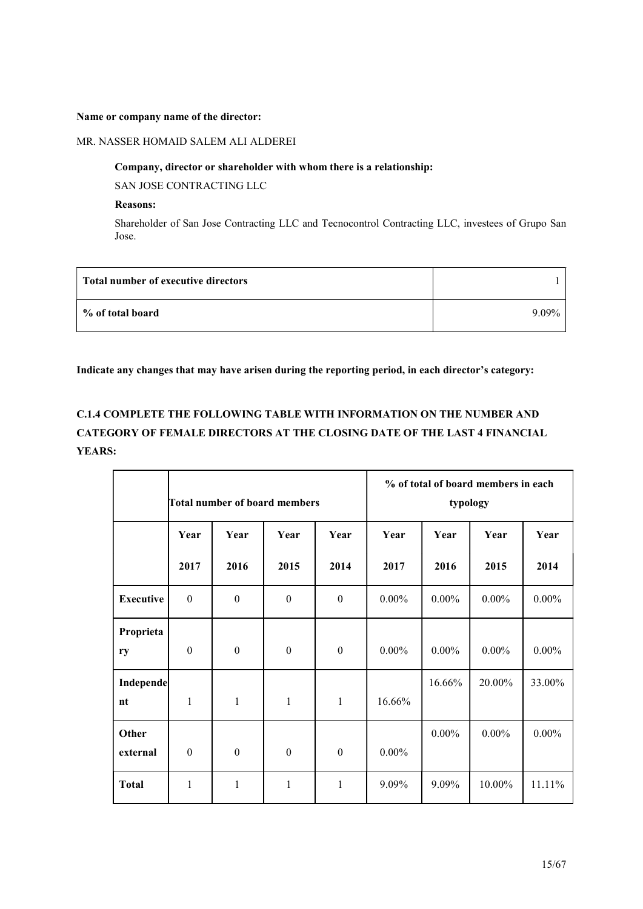**Name or company name of the director:**

MR. NASSER HOMAID SALEM ALI ALDEREI

**Company, director or shareholder with whom there is a relationship:**

SAN JOSE CONTRACTING LLC

**Reasons:**

Shareholder of San Jose Contracting LLC and Tecnocontrol Contracting LLC, investees of Grupo San Jose.

| Total number of executive directors | 1 |
| --- | --- |
| % of total board | 9.09% |

**Indicate any changes that may have arisen during the reporting period, in each director's category:**

**C.1.4 COMPLETE THE FOLLOWING TABLE WITH INFORMATION ON THE NUMBER AND CATEGORY OF FEMALE DIRECTORS AT THE CLOSING DATE OF THE LAST 4 FINANCIAL YEARS:**

| | Total number of board members | | | | % of total of board members in each typology | | | |
| --- | --- | --- | --- | --- | --- | --- | --- | --- |
| | Year 2017 | Year 2016 | Year 2015 | Year 2014 | Year 2017 | Year 2016 | Year 2015 | Year 2014 |
| **Executive** | 0 | 0 | 0 | 0 | 0.00% | 0.00% | 0.00% | 0.00% |
| **Proprietary** | 0 | 0 | 0 | 0 | 0.00% | 0.00% | 0.00% | 0.00% |
| **Independent** | 1 | 1 | 1 | 1 | 16.66% | 16.66% | 20.00% | 33.00% |
| **Other external** | 0 | 0 | 0 | 0 | 0.00% | 0.00% | 0.00% | 0.00% |
| **Total** | 1 | 1 | 1 | 1 | 9.09% | 9.09% | 10.00% | 11.11% |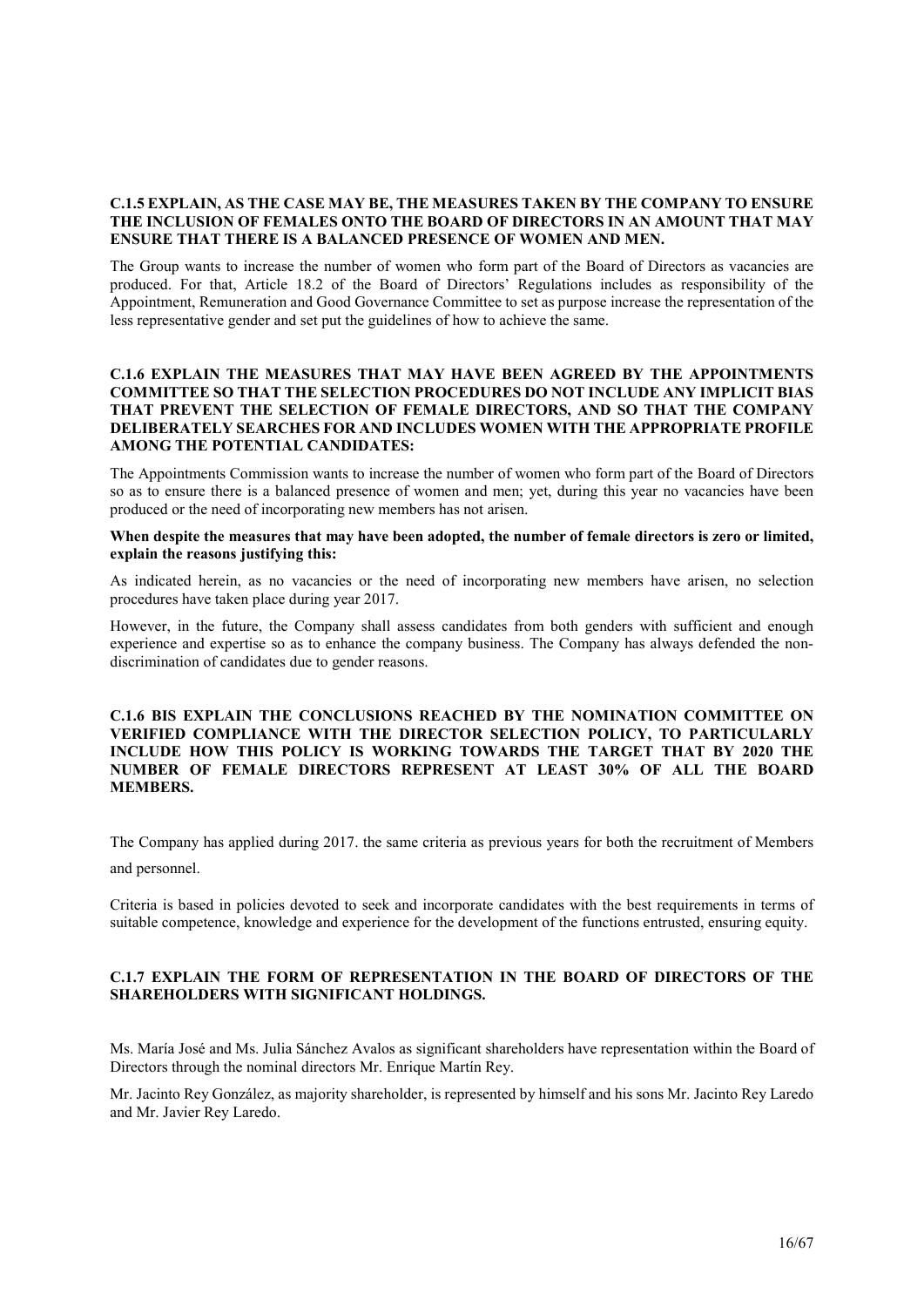**C.1.5 EXPLAIN, AS THE CASE MAY BE, THE MEASURES TAKEN BY THE COMPANY TO ENSURE THE INCLUSION OF FEMALES ONTO THE BOARD OF DIRECTORS IN AN AMOUNT THAT MAY ENSURE THAT THERE IS A BALANCED PRESENCE OF WOMEN AND MEN.**

The Group wants to increase the number of women who form part of the Board of Directors as vacancies are produced. For that, Article 18.2 of the Board of Directors' Regulations includes as responsibility of the Appointment, Remuneration and Good Governance Committee to set as purpose increase the representation of the less representative gender and set put the guidelines of how to achieve the same.

**C.1.6 EXPLAIN THE MEASURES THAT MAY HAVE BEEN AGREED BY THE APPOINTMENTS COMMITTEE SO THAT THE SELECTION PROCEDURES DO NOT INCLUDE ANY IMPLICIT BIAS THAT PREVENT THE SELECTION OF FEMALE DIRECTORS, AND SO THAT THE COMPANY DELIBERATELY SEARCHES FOR AND INCLUDES WOMEN WITH THE APPROPRIATE PROFILE AMONG THE POTENTIAL CANDIDATES:**

The Appointments Commission wants to increase the number of women who form part of the Board of Directors so as to ensure there is a balanced presence of women and men; yet, during this year no vacancies have been produced or the need of incorporating new members has not arisen.

**When despite the measures that may have been adopted, the number of female directors is zero or limited, explain the reasons justifying this:**

As indicated herein, as no vacancies or the need of incorporating new members have arisen, no selection procedures have taken place during year 2017.

However, in the future, the Company shall assess candidates from both genders with sufficient and enough experience and expertise so as to enhance the company business. The Company has always defended the non-discrimination of candidates due to gender reasons.

**C.1.6 BIS EXPLAIN THE CONCLUSIONS REACHED BY THE NOMINATION COMMITTEE ON VERIFIED COMPLIANCE WITH THE DIRECTOR SELECTION POLICY, TO PARTICULARLY INCLUDE HOW THIS POLICY IS WORKING TOWARDS THE TARGET THAT BY 2020 THE NUMBER OF FEMALE DIRECTORS REPRESENT AT LEAST 30% OF ALL THE BOARD MEMBERS.**

The Company has applied during 2017. the same criteria as previous years for both the recruitment of Members and personnel.

Criteria is based in policies devoted to seek and incorporate candidates with the best requirements in terms of suitable competence, knowledge and experience for the development of the functions entrusted, ensuring equity.

**C.1.7 EXPLAIN THE FORM OF REPRESENTATION IN THE BOARD OF DIRECTORS OF THE SHAREHOLDERS WITH SIGNIFICANT HOLDINGS.**

Ms. María José and Ms. Julia Sánchez Avalos as significant shareholders have representation within the Board of Directors through the nominal directors Mr. Enrique Martín Rey.

Mr. Jacinto Rey González, as majority shareholder, is represented by himself and his sons Mr. Jacinto Rey Laredo and Mr. Javier Rey Laredo.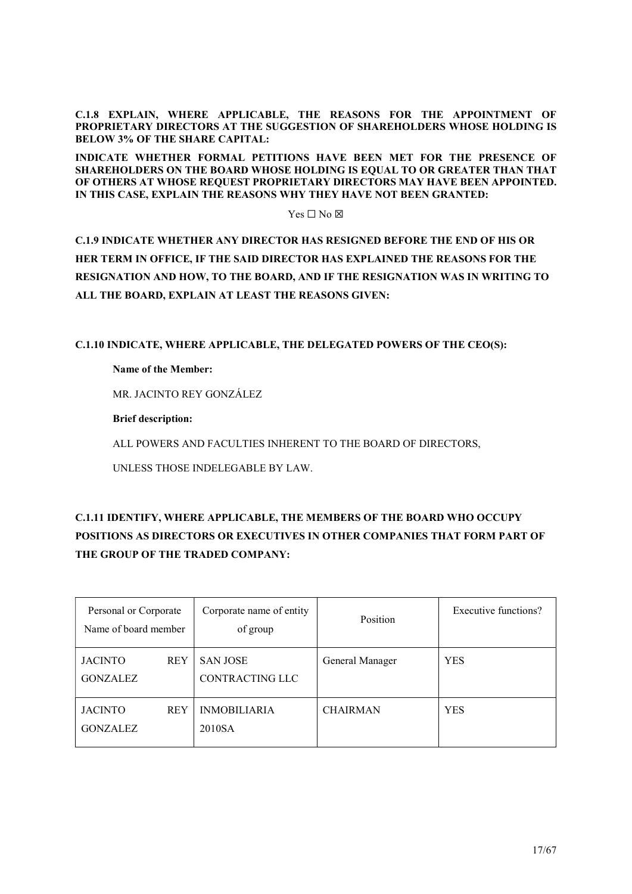**C.1.8 EXPLAIN, WHERE APPLICABLE, THE REASONS FOR THE APPOINTMENT OF PROPRIETARY DIRECTORS AT THE SUGGESTION OF SHAREHOLDERS WHOSE HOLDING IS BELOW 3% OF THE SHARE CAPITAL:**

**INDICATE WHETHER FORMAL PETITIONS HAVE BEEN MET FOR THE PRESENCE OF SHAREHOLDERS ON THE BOARD WHOSE HOLDING IS EQUAL TO OR GREATER THAN THAT OF OTHERS AT WHOSE REQUEST PROPRIETARY DIRECTORS MAY HAVE BEEN APPOINTED. IN THIS CASE, EXPLAIN THE REASONS WHY THEY HAVE NOT BEEN GRANTED:**

Yes ☐ No ☒

**C.1.9 INDICATE WHETHER ANY DIRECTOR HAS RESIGNED BEFORE THE END OF HIS OR HER TERM IN OFFICE, IF THE SAID DIRECTOR HAS EXPLAINED THE REASONS FOR THE RESIGNATION AND HOW, TO THE BOARD, AND IF THE RESIGNATION WAS IN WRITING TO ALL THE BOARD, EXPLAIN AT LEAST THE REASONS GIVEN:**

**C.1.10 INDICATE, WHERE APPLICABLE, THE DELEGATED POWERS OF THE CEO(S):**

**Name of the Member:**

MR. JACINTO REY GONZÁLEZ

**Brief description:**

ALL POWERS AND FACULTIES INHERENT TO THE BOARD OF DIRECTORS,

UNLESS THOSE INDELEGABLE BY LAW.

**C.1.11 IDENTIFY, WHERE APPLICABLE, THE MEMBERS OF THE BOARD WHO OCCUPY POSITIONS AS DIRECTORS OR EXECUTIVES IN OTHER COMPANIES THAT FORM PART OF THE GROUP OF THE TRADED COMPANY:**

| Personal or Corporate Name of board member | Corporate name of entity of group | Position | Executive functions? |
|---|---|---|---|
| JACINTO REY GONZALEZ | SAN JOSE CONTRACTING LLC | General Manager | YES |
| JACINTO REY GONZALEZ | INMOBILIARIA 2010SA | CHAIRMAN | YES |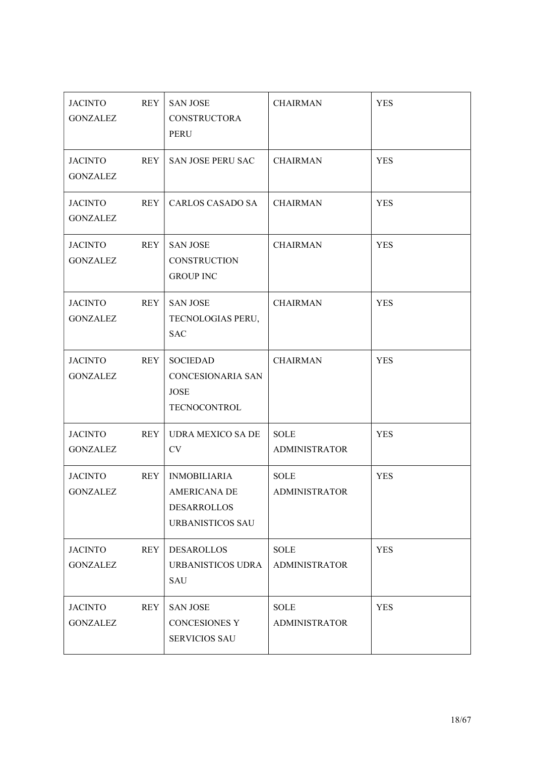| JACINTO REY GONZALEZ | SAN JOSE CONSTRUCTORA PERU | CHAIRMAN | YES |
|---|---|---|---|
| JACINTO REY GONZALEZ | SAN JOSE PERU SAC | CHAIRMAN | YES |
| JACINTO REY GONZALEZ | CARLOS CASADO SA | CHAIRMAN | YES |
| JACINTO REY GONZALEZ | SAN JOSE CONSTRUCTION GROUP INC | CHAIRMAN | YES |
| JACINTO REY GONZALEZ | SAN JOSE TECNOLOGIAS PERU, SAC | CHAIRMAN | YES |
| JACINTO REY GONZALEZ | SOCIEDAD CONCESIONARIA SAN JOSE TECNOCONTROL | CHAIRMAN | YES |
| JACINTO REY GONZALEZ | UDRA MEXICO SA DE CV | SOLE ADMINISTRATOR | YES |
| JACINTO REY GONZALEZ | INMOBILIARIA AMERICANA DE DESARROLLOS URBANISTICOS SAU | SOLE ADMINISTRATOR | YES |
| JACINTO REY GONZALEZ | DESAROLLOS URBANISTICOS UDRA SAU | SOLE ADMINISTRATOR | YES |
| JACINTO REY GONZALEZ | SAN JOSE CONCESIONES Y SERVICIOS SAU | SOLE ADMINISTRATOR | YES |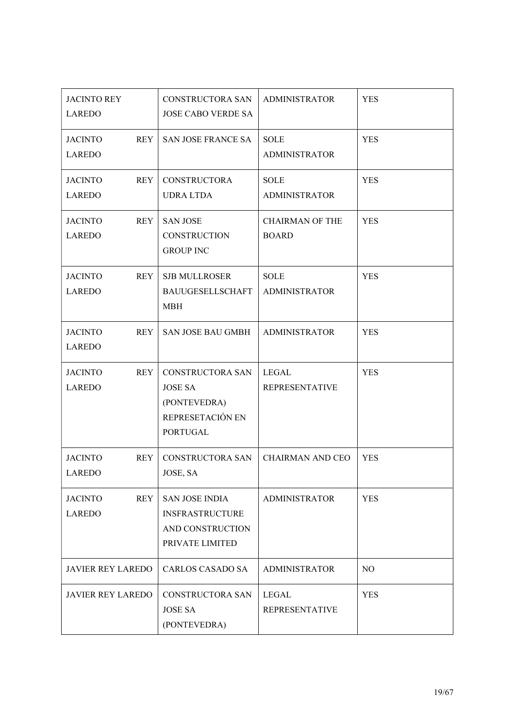| JACINTO REY LAREDO | CONSTRUCTORA SAN JOSE CABO VERDE SA | ADMINISTRATOR | YES |
|---|---|---|---|
| JACINTO REY LAREDO | SAN JOSE FRANCE SA | SOLE ADMINISTRATOR | YES |
| JACINTO REY LAREDO | CONSTRUCTORA UDRA LTDA | SOLE ADMINISTRATOR | YES |
| JACINTO REY LAREDO | SAN JOSE CONSTRUCTION GROUP INC | CHAIRMAN OF THE BOARD | YES |
| JACINTO REY LAREDO | SJB MULLROSER BAUUGESELLSCHAFT MBH | SOLE ADMINISTRATOR | YES |
| JACINTO REY LAREDO | SAN JOSE BAU GMBH | ADMINISTRATOR | YES |
| JACINTO REY LAREDO | CONSTRUCTORA SAN JOSE SA (PONTEVEDRA) REPRESETACIÓN EN PORTUGAL | LEGAL REPRESENTATIVE | YES |
| JACINTO REY LAREDO | CONSTRUCTORA SAN JOSE, SA | CHAIRMAN AND CEO | YES |
| JACINTO REY LAREDO | SAN JOSE INDIA INSFRASTRUCTURE AND CONSTRUCTION PRIVATE LIMITED | ADMINISTRATOR | YES |
| JAVIER REY LAREDO | CARLOS CASADO SA | ADMINISTRATOR | NO |
| JAVIER REY LAREDO | CONSTRUCTORA SAN JOSE SA (PONTEVEDRA) | LEGAL REPRESENTATIVE | YES |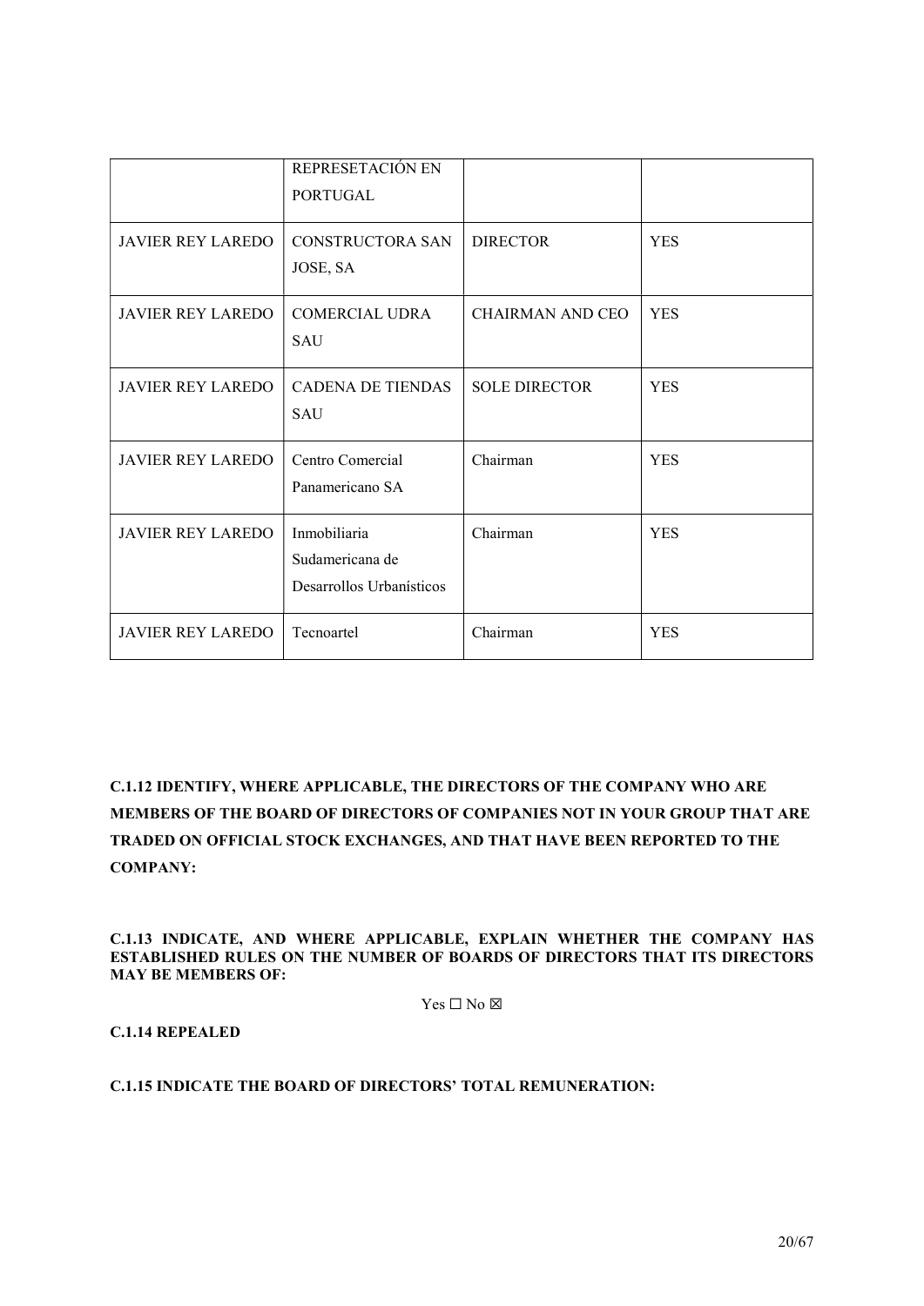|  | REPRESETACIÓN EN PORTUGAL |  |  |
| --- | --- | --- | --- |
| JAVIER REY LAREDO | CONSTRUCTORA SAN JOSE, SA | DIRECTOR | YES |
| JAVIER REY LAREDO | COMERCIAL UDRA SAU | CHAIRMAN AND CEO | YES |
| JAVIER REY LAREDO | CADENA DE TIENDAS SAU | SOLE DIRECTOR | YES |
| JAVIER REY LAREDO | Centro Comercial Panamericano SA | Chairman | YES |
| JAVIER REY LAREDO | Inmobiliaria Sudamericana de Desarrollos Urbanísticos | Chairman | YES |
| JAVIER REY LAREDO | Tecnoartel | Chairman | YES |

**C.1.12 IDENTIFY, WHERE APPLICABLE, THE DIRECTORS OF THE COMPANY WHO ARE MEMBERS OF THE BOARD OF DIRECTORS OF COMPANIES NOT IN YOUR GROUP THAT ARE TRADED ON OFFICIAL STOCK EXCHANGES, AND THAT HAVE BEEN REPORTED TO THE COMPANY:**

**C.1.13 INDICATE, AND WHERE APPLICABLE, EXPLAIN WHETHER THE COMPANY HAS ESTABLISHED RULES ON THE NUMBER OF BOARDS OF DIRECTORS THAT ITS DIRECTORS MAY BE MEMBERS OF:**

Yes ☐ No ☒

**C.1.14 REPEALED**

**C.1.15 INDICATE THE BOARD OF DIRECTORS' TOTAL REMUNERATION:**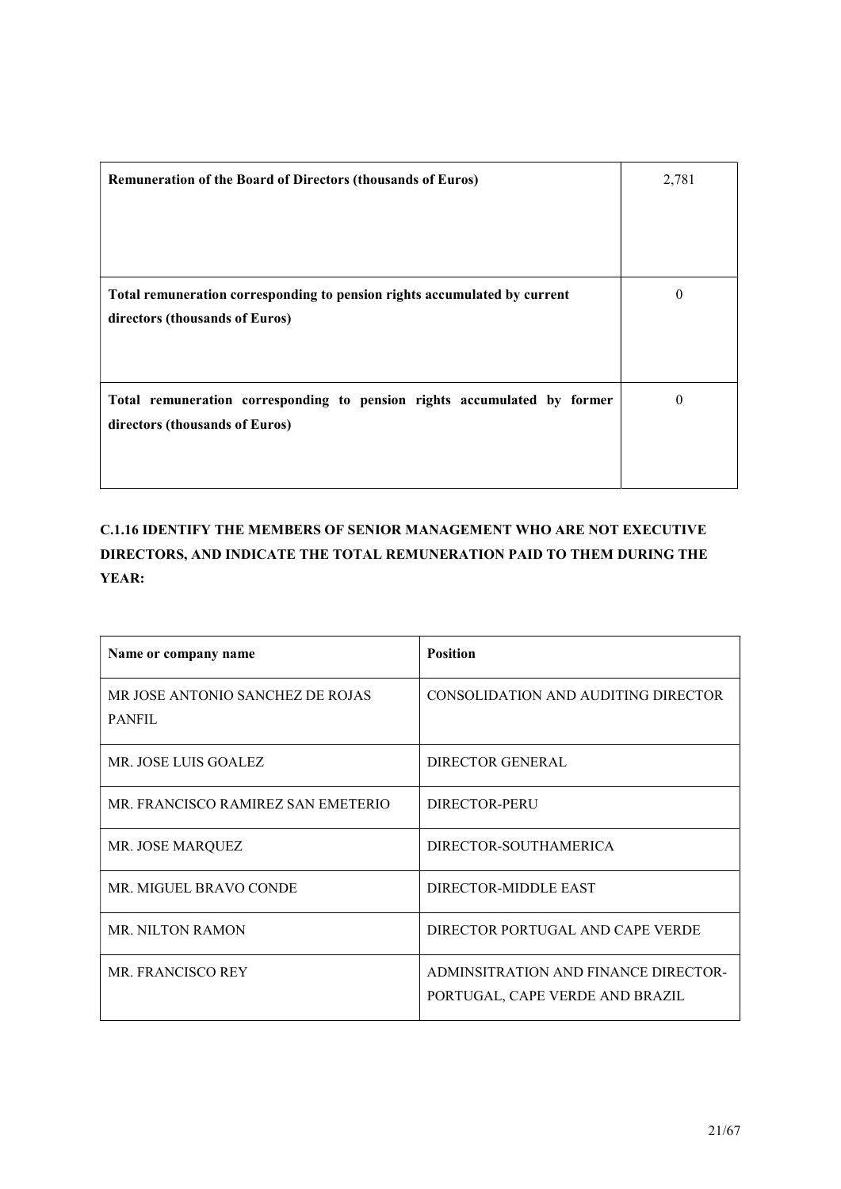| Remuneration of the Board of Directors (thousands of Euros) | 2,781 |
|---|---|
| Total remuneration corresponding to pension rights accumulated by current directors (thousands of Euros) | 0 |
| Total remuneration corresponding to pension rights accumulated by former directors (thousands of Euros) | 0 |

**C.1.16 IDENTIFY THE MEMBERS OF SENIOR MANAGEMENT WHO ARE NOT EXECUTIVE DIRECTORS, AND INDICATE THE TOTAL REMUNERATION PAID TO THEM DURING THE YEAR:**

| Name or company name | Position |
|---|---|
| MR JOSE ANTONIO SANCHEZ DE ROJAS PANFIL | CONSOLIDATION AND AUDITING DIRECTOR |
| MR. JOSE LUIS GOALEZ | DIRECTOR GENERAL |
| MR. FRANCISCO RAMIREZ SAN EMETERIO | DIRECTOR-PERU |
| MR. JOSE MARQUEZ | DIRECTOR-SOUTHAMERICA |
| MR. MIGUEL BRAVO CONDE | DIRECTOR-MIDDLE EAST |
| MR. NILTON RAMON | DIRECTOR PORTUGAL AND CAPE VERDE |
| MR. FRANCISCO REY | ADMINSITRATION AND FINANCE DIRECTOR-PORTUGAL, CAPE VERDE AND BRAZIL |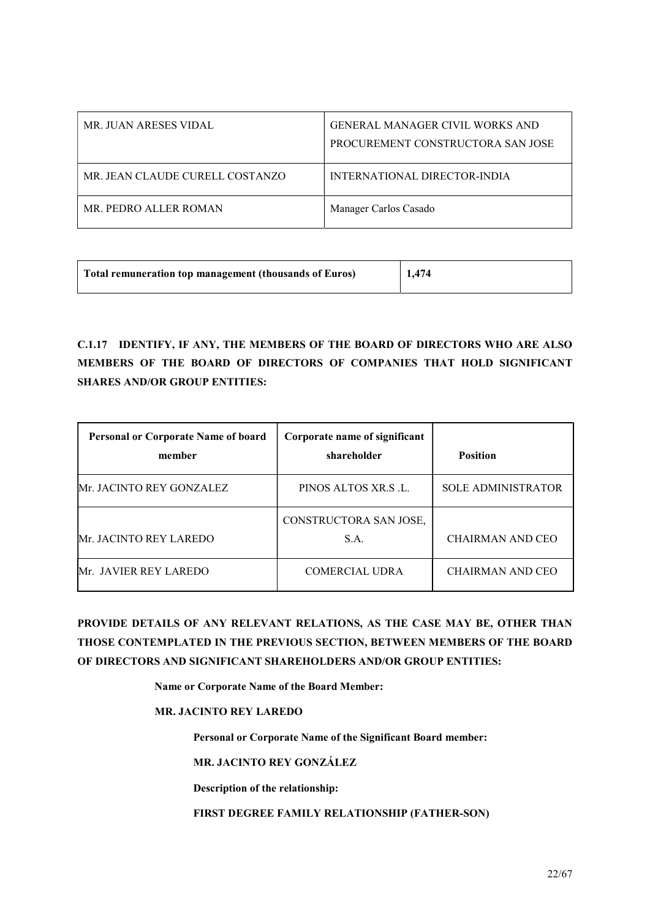| | |
|---|---|
| MR. JUAN ARESES VIDAL | GENERAL MANAGER CIVIL WORKS AND PROCUREMENT CONSTRUCTORA SAN JOSE |
| MR. JEAN CLAUDE CURELL COSTANZO | INTERNATIONAL DIRECTOR-INDIA |
| MR. PEDRO ALLER ROMAN | Manager Carlos Casado |

| **Total remuneration top management (thousands of Euros)** | **1,474** |
|---|---|

**C.1.17 IDENTIFY, IF ANY, THE MEMBERS OF THE BOARD OF DIRECTORS WHO ARE ALSO MEMBERS OF THE BOARD OF DIRECTORS OF COMPANIES THAT HOLD SIGNIFICANT SHARES AND/OR GROUP ENTITIES:**

| **Personal or Corporate Name of board member** | **Corporate name of significant shareholder** | **Position** |
|---|---|---|
| Mr. JACINTO REY GONZALEZ | PINOS ALTOS XR.S .L. | SOLE ADMINISTRATOR |
| Mr. JACINTO REY LAREDO | CONSTRUCTORA SAN JOSE, S.A. | CHAIRMAN AND CEO |
| Mr. JAVIER REY LAREDO | COMERCIAL UDRA | CHAIRMAN AND CEO |

**PROVIDE DETAILS OF ANY RELEVANT RELATIONS, AS THE CASE MAY BE, OTHER THAN THOSE CONTEMPLATED IN THE PREVIOUS SECTION, BETWEEN MEMBERS OF THE BOARD OF DIRECTORS AND SIGNIFICANT SHAREHOLDERS AND/OR GROUP ENTITIES:**

**Name or Corporate Name of the Board Member:**

**MR. JACINTO REY LAREDO**

**Personal or Corporate Name of the Significant Board member:**

**MR. JACINTO REY GONZÁLEZ**

**Description of the relationship:**

**FIRST DEGREE FAMILY RELATIONSHIP (FATHER-SON)**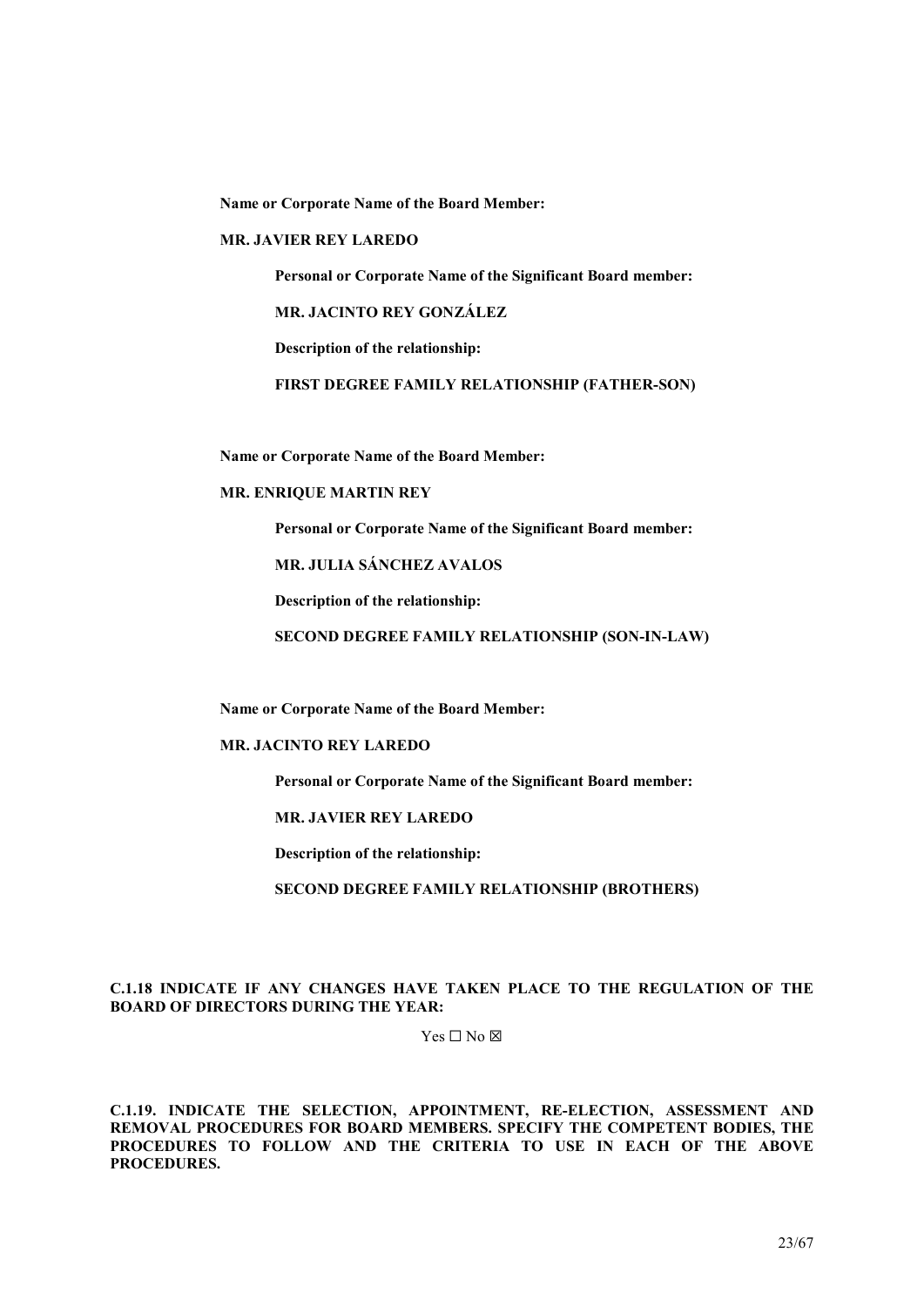**Name or Corporate Name of the Board Member:**

**MR. JAVIER REY LAREDO**

> **Personal or Corporate Name of the Significant Board member:**
>
> **MR. JACINTO REY GONZÁLEZ**
>
> **Description of the relationship:**
>
> **FIRST DEGREE FAMILY RELATIONSHIP (FATHER-SON)**

**Name or Corporate Name of the Board Member:**

**MR. ENRIQUE MARTIN REY**

> **Personal or Corporate Name of the Significant Board member:**
>
> **MR. JULIA SÁNCHEZ AVALOS**
>
> **Description of the relationship:**
>
> **SECOND DEGREE FAMILY RELATIONSHIP (SON-IN-LAW)**

**Name or Corporate Name of the Board Member:**

**MR. JACINTO REY LAREDO**

> **Personal or Corporate Name of the Significant Board member:**
>
> **MR. JAVIER REY LAREDO**
>
> **Description of the relationship:**
>
> **SECOND DEGREE FAMILY RELATIONSHIP (BROTHERS)**

**C.1.18 INDICATE IF ANY CHANGES HAVE TAKEN PLACE TO THE REGULATION OF THE BOARD OF DIRECTORS DURING THE YEAR:**

Yes ☐ No ☒

**C.1.19. INDICATE THE SELECTION, APPOINTMENT, RE-ELECTION, ASSESSMENT AND REMOVAL PROCEDURES FOR BOARD MEMBERS. SPECIFY THE COMPETENT BODIES, THE PROCEDURES TO FOLLOW AND THE CRITERIA TO USE IN EACH OF THE ABOVE PROCEDURES.**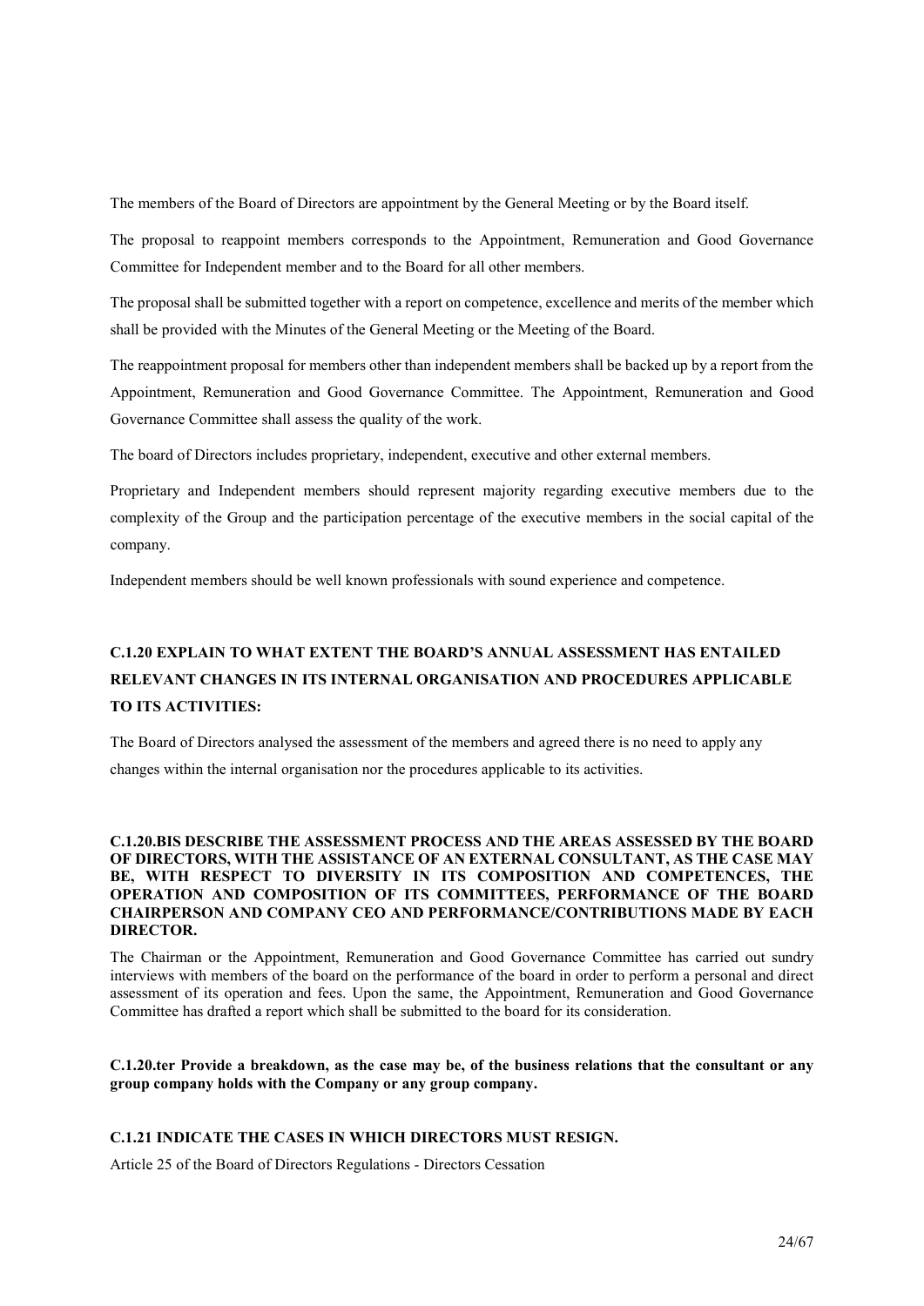The members of the Board of Directors are appointment by the General Meeting or by the Board itself.

The proposal to reappoint members corresponds to the Appointment, Remuneration and Good Governance Committee for Independent member and to the Board for all other members.

The proposal shall be submitted together with a report on competence, excellence and merits of the member which shall be provided with the Minutes of the General Meeting or the Meeting of the Board.

The reappointment proposal for members other than independent members shall be backed up by a report from the Appointment, Remuneration and Good Governance Committee. The Appointment, Remuneration and Good Governance Committee shall assess the quality of the work.

The board of Directors includes proprietary, independent, executive and other external members.

Proprietary and Independent members should represent majority regarding executive members due to the complexity of the Group and the participation percentage of the executive members in the social capital of the company.

Independent members should be well known professionals with sound experience and competence.

## C.1.20 EXPLAIN TO WHAT EXTENT THE BOARD'S ANNUAL ASSESSMENT HAS ENTAILED RELEVANT CHANGES IN ITS INTERNAL ORGANISATION AND PROCEDURES APPLICABLE TO ITS ACTIVITIES:

The Board of Directors analysed the assessment of the members and agreed there is no need to apply any changes within the internal organisation nor the procedures applicable to its activities.

**C.1.20.BIS DESCRIBE THE ASSESSMENT PROCESS AND THE AREAS ASSESSED BY THE BOARD OF DIRECTORS, WITH THE ASSISTANCE OF AN EXTERNAL CONSULTANT, AS THE CASE MAY BE, WITH RESPECT TO DIVERSITY IN ITS COMPOSITION AND COMPETENCES, THE OPERATION AND COMPOSITION OF ITS COMMITTEES, PERFORMANCE OF THE BOARD CHAIRPERSON AND COMPANY CEO AND PERFORMANCE/CONTRIBUTIONS MADE BY EACH DIRECTOR.**

The Chairman or the Appointment, Remuneration and Good Governance Committee has carried out sundry interviews with members of the board on the performance of the board in order to perform a personal and direct assessment of its operation and fees. Upon the same, the Appointment, Remuneration and Good Governance Committee has drafted a report which shall be submitted to the board for its consideration.

**C.1.20.ter Provide a breakdown, as the case may be, of the business relations that the consultant or any group company holds with the Company or any group company.**

**C.1.21 INDICATE THE CASES IN WHICH DIRECTORS MUST RESIGN.**

Article 25 of the Board of Directors Regulations - Directors Cessation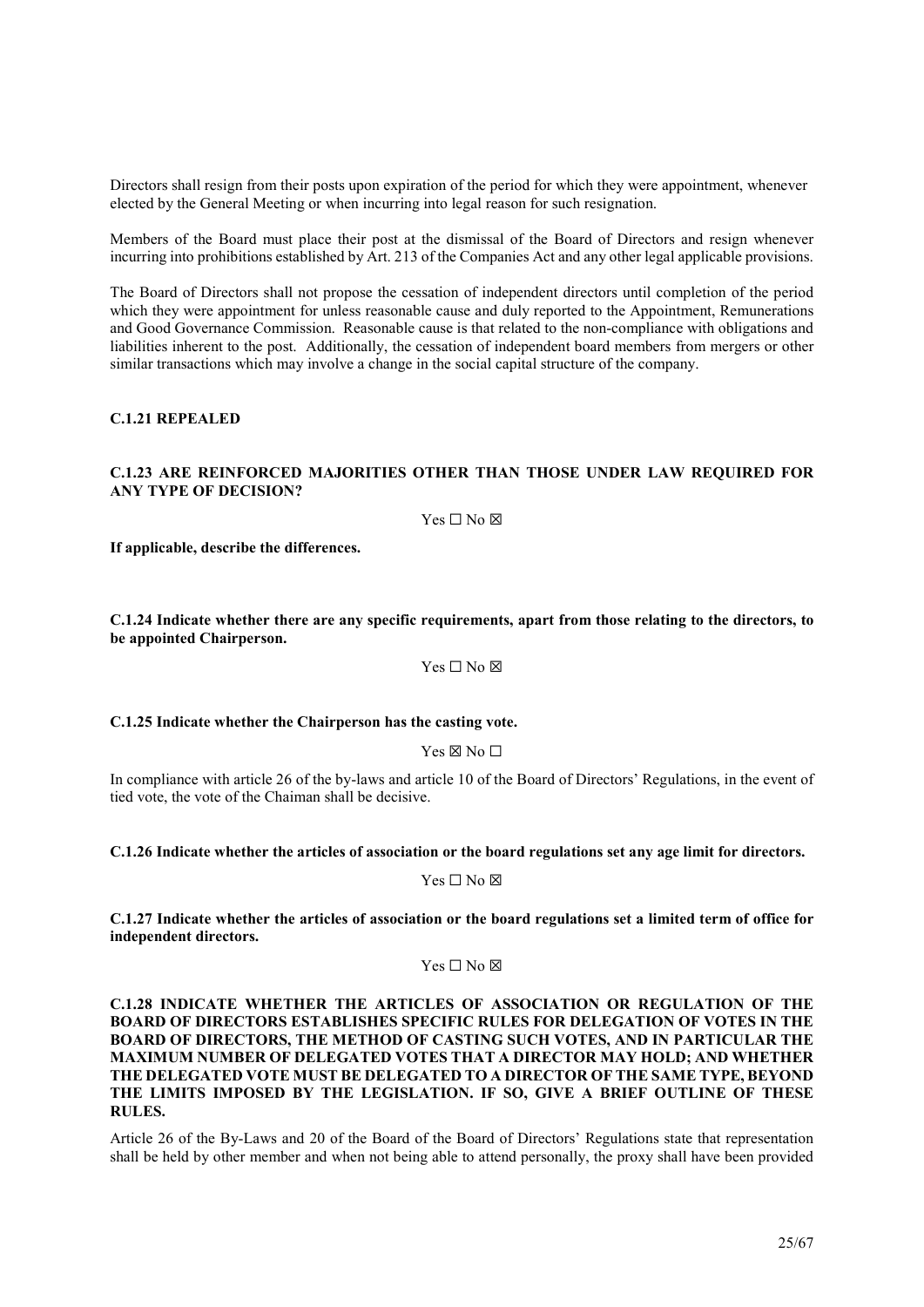Directors shall resign from their posts upon expiration of the period for which they were appointment, whenever elected by the General Meeting or when incurring into legal reason for such resignation.

Members of the Board must place their post at the dismissal of the Board of Directors and resign whenever incurring into prohibitions established by Art. 213 of the Companies Act and any other legal applicable provisions.

The Board of Directors shall not propose the cessation of independent directors until completion of the period which they were appointment for unless reasonable cause and duly reported to the Appointment, Remunerations and Good Governance Commission. Reasonable cause is that related to the non-compliance with obligations and liabilities inherent to the post. Additionally, the cessation of independent board members from mergers or other similar transactions which may involve a change in the social capital structure of the company.

**C.1.21 REPEALED**

**C.1.23 ARE REINFORCED MAJORITIES OTHER THAN THOSE UNDER LAW REQUIRED FOR ANY TYPE OF DECISION?**

Yes ☐ No ☒

**If applicable, describe the differences.**

**C.1.24 Indicate whether there are any specific requirements, apart from those relating to the directors, to be appointed Chairperson.**

Yes ☐ No ☒

**C.1.25 Indicate whether the Chairperson has the casting vote.**

Yes ☒ No ☐

In compliance with article 26 of the by-laws and article 10 of the Board of Directors' Regulations, in the event of tied vote, the vote of the Chaiman shall be decisive.

**C.1.26 Indicate whether the articles of association or the board regulations set any age limit for directors.**

Yes ☐ No ☒

**C.1.27 Indicate whether the articles of association or the board regulations set a limited term of office for independent directors.**

Yes ☐ No ☒

**C.1.28 INDICATE WHETHER THE ARTICLES OF ASSOCIATION OR REGULATION OF THE BOARD OF DIRECTORS ESTABLISHES SPECIFIC RULES FOR DELEGATION OF VOTES IN THE BOARD OF DIRECTORS, THE METHOD OF CASTING SUCH VOTES, AND IN PARTICULAR THE MAXIMUM NUMBER OF DELEGATED VOTES THAT A DIRECTOR MAY HOLD; AND WHETHER THE DELEGATED VOTE MUST BE DELEGATED TO A DIRECTOR OF THE SAME TYPE, BEYOND THE LIMITS IMPOSED BY THE LEGISLATION. IF SO, GIVE A BRIEF OUTLINE OF THESE RULES.**

Article 26 of the By-Laws and 20 of the Board of the Board of Directors' Regulations state that representation shall be held by other member and when not being able to attend personally, the proxy shall have been provided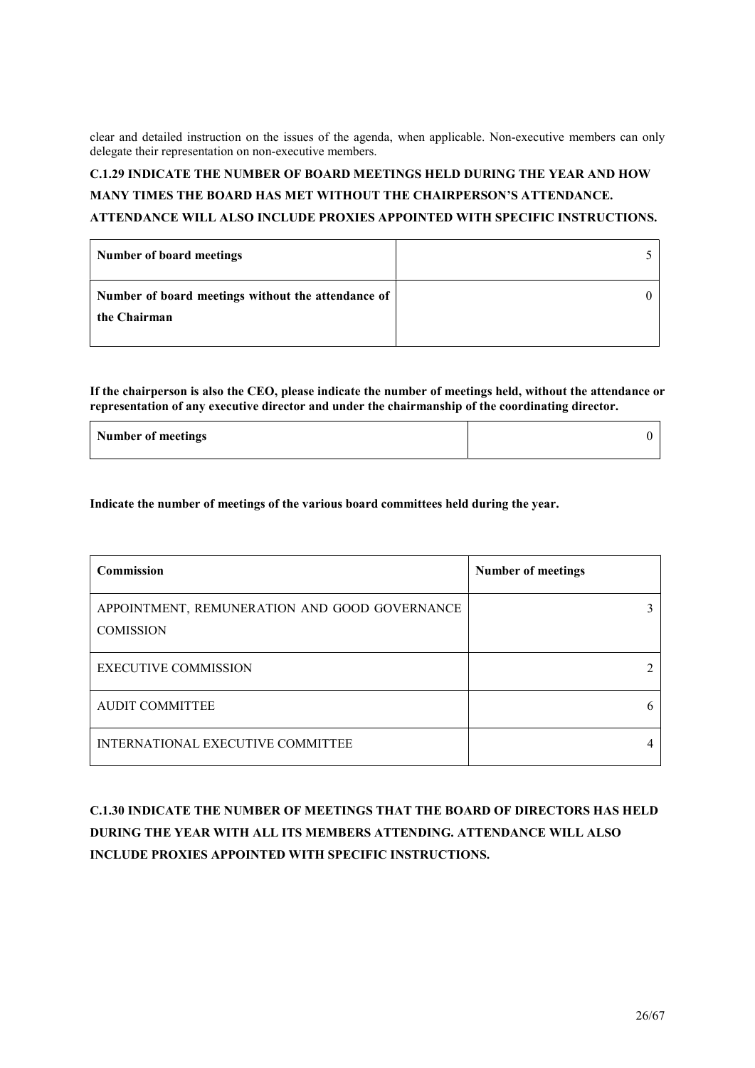clear and detailed instruction on the issues of the agenda, when applicable. Non-executive members can only delegate their representation on non-executive members.

**C.1.29 INDICATE THE NUMBER OF BOARD MEETINGS HELD DURING THE YEAR AND HOW MANY TIMES THE BOARD HAS MET WITHOUT THE CHAIRPERSON'S ATTENDANCE. ATTENDANCE WILL ALSO INCLUDE PROXIES APPOINTED WITH SPECIFIC INSTRUCTIONS.**

| | |
|---|---|
| **Number of board meetings** | 5 |
| **Number of board meetings without the attendance of the Chairman** | 0 |

**If the chairperson is also the CEO, please indicate the number of meetings held, without the attendance or representation of any executive director and under the chairmanship of the coordinating director.**

| | |
|---|---|
| **Number of meetings** | 0 |

**Indicate the number of meetings of the various board committees held during the year.**

| Commission | Number of meetings |
|---|---|
| APPOINTMENT, REMUNERATION AND GOOD GOVERNANCE COMISSION | 3 |
| EXECUTIVE COMMISSION | 2 |
| AUDIT COMMITTEE | 6 |
| INTERNATIONAL EXECUTIVE COMMITTEE | 4 |

**C.1.30 INDICATE THE NUMBER OF MEETINGS THAT THE BOARD OF DIRECTORS HAS HELD DURING THE YEAR WITH ALL ITS MEMBERS ATTENDING. ATTENDANCE WILL ALSO INCLUDE PROXIES APPOINTED WITH SPECIFIC INSTRUCTIONS.**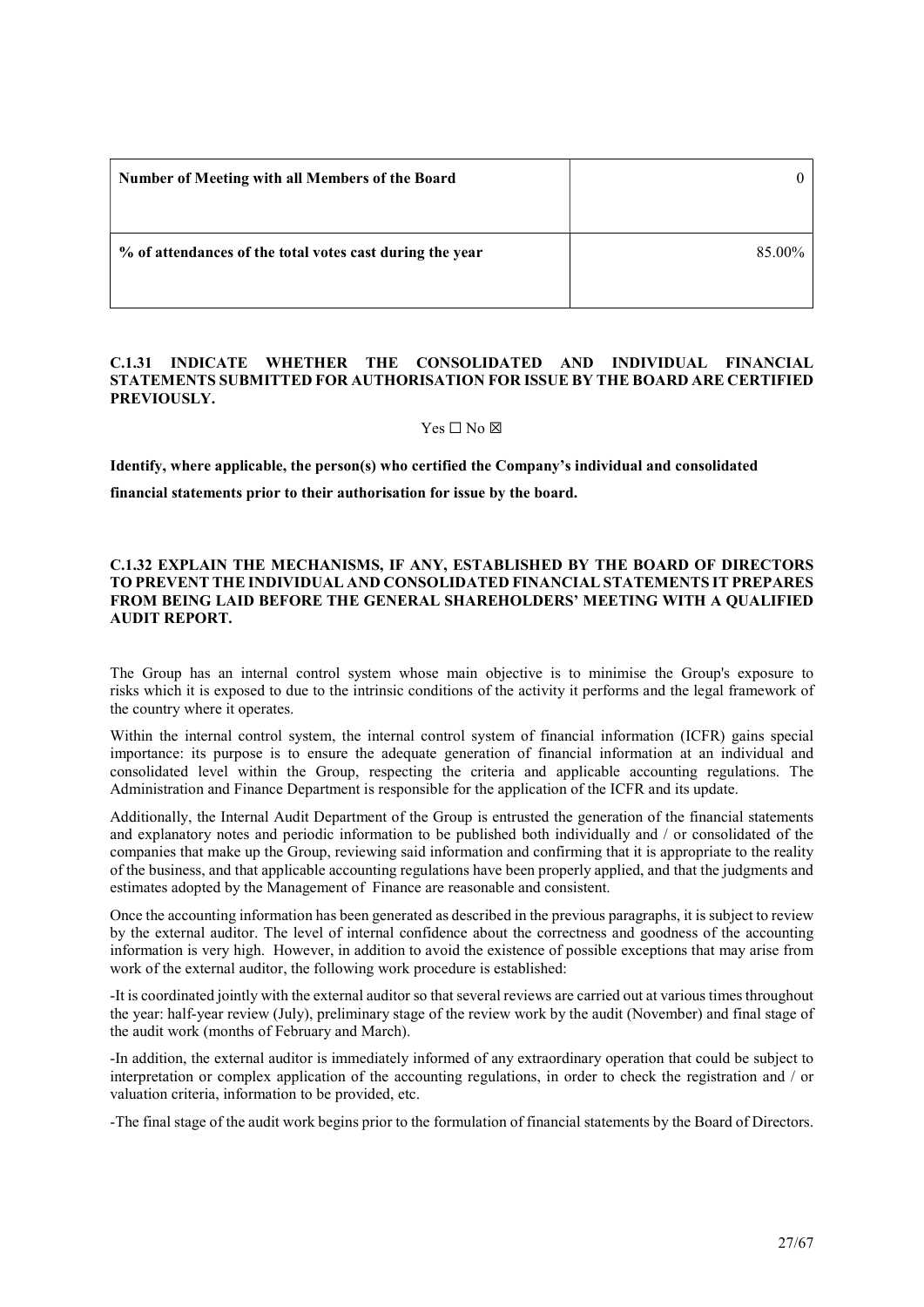| Number of Meeting with all Members of the Board | 0 |
| --- | --- |
| % of attendances of the total votes cast during the year | 85.00% |

### C.1.31 INDICATE WHETHER THE CONSOLIDATED AND INDIVIDUAL FINANCIAL STATEMENTS SUBMITTED FOR AUTHORISATION FOR ISSUE BY THE BOARD ARE CERTIFIED PREVIOUSLY.

Yes ☐ No ☒

**Identify, where applicable, the person(s) who certified the Company's individual and consolidated financial statements prior to their authorisation for issue by the board.**

### C.1.32 EXPLAIN THE MECHANISMS, IF ANY, ESTABLISHED BY THE BOARD OF DIRECTORS TO PREVENT THE INDIVIDUAL AND CONSOLIDATED FINANCIAL STATEMENTS IT PREPARES FROM BEING LAID BEFORE THE GENERAL SHAREHOLDERS' MEETING WITH A QUALIFIED AUDIT REPORT.

The Group has an internal control system whose main objective is to minimise the Group's exposure to risks which it is exposed to due to the intrinsic conditions of the activity it performs and the legal framework of the country where it operates.

Within the internal control system, the internal control system of financial information (ICFR) gains special importance: its purpose is to ensure the adequate generation of financial information at an individual and consolidated level within the Group, respecting the criteria and applicable accounting regulations. The Administration and Finance Department is responsible for the application of the ICFR and its update.

Additionally, the Internal Audit Department of the Group is entrusted the generation of the financial statements and explanatory notes and periodic information to be published both individually and / or consolidated of the companies that make up the Group, reviewing said information and confirming that it is appropriate to the reality of the business, and that applicable accounting regulations have been properly applied, and that the judgments and estimates adopted by the Management of Finance are reasonable and consistent.

Once the accounting information has been generated as described in the previous paragraphs, it is subject to review by the external auditor. The level of internal confidence about the correctness and goodness of the accounting information is very high. However, in addition to avoid the existence of possible exceptions that may arise from work of the external auditor, the following work procedure is established:

-It is coordinated jointly with the external auditor so that several reviews are carried out at various times throughout the year: half-year review (July), preliminary stage of the review work by the audit (November) and final stage of the audit work (months of February and March).

-In addition, the external auditor is immediately informed of any extraordinary operation that could be subject to interpretation or complex application of the accounting regulations, in order to check the registration and / or valuation criteria, information to be provided, etc.

-The final stage of the audit work begins prior to the formulation of financial statements by the Board of Directors.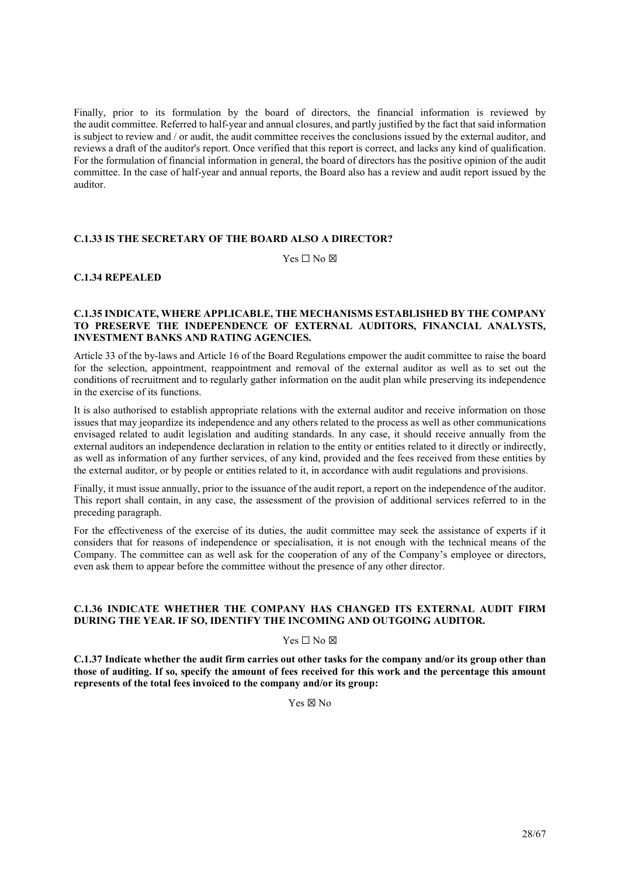Finally, prior to its formulation by the board of directors, the financial information is reviewed by the audit committee. Referred to half-year and annual closures, and partly justified by the fact that said information is subject to review and / or audit, the audit committee receives the conclusions issued by the external auditor, and reviews a draft of the auditor's report. Once verified that this report is correct, and lacks any kind of qualification. For the formulation of financial information in general, the board of directors has the positive opinion of the audit committee. In the case of half-year and annual reports, the Board also has a review and audit report issued by the auditor.

### C.1.33 IS THE SECRETARY OF THE BOARD ALSO A DIRECTOR?

Yes ☐ No ☒

### C.1.34 REPEALED

### C.1.35 INDICATE, WHERE APPLICABLE, THE MECHANISMS ESTABLISHED BY THE COMPANY TO PRESERVE THE INDEPENDENCE OF EXTERNAL AUDITORS, FINANCIAL ANALYSTS, INVESTMENT BANKS AND RATING AGENCIES.

Article 33 of the by-laws and Article 16 of the Board Regulations empower the audit committee to raise the board for the selection, appointment, reappointment and removal of the external auditor as well as to set out the conditions of recruitment and to regularly gather information on the audit plan while preserving its independence in the exercise of its functions.

It is also authorised to establish appropriate relations with the external auditor and receive information on those issues that may jeopardize its independence and any others related to the process as well as other communications envisaged related to audit legislation and auditing standards. In any case, it should receive annually from the external auditors an independence declaration in relation to the entity or entities related to it directly or indirectly, as well as information of any further services, of any kind, provided and the fees received from these entities by the external auditor, or by people or entities related to it, in accordance with audit regulations and provisions.

Finally, it must issue annually, prior to the issuance of the audit report, a report on the independence of the auditor. This report shall contain, in any case, the assessment of the provision of additional services referred to in the preceding paragraph.

For the effectiveness of the exercise of its duties, the audit committee may seek the assistance of experts if it considers that for reasons of independence or specialisation, it is not enough with the technical means of the Company. The committee can as well ask for the cooperation of any of the Company's employee or directors, even ask them to appear before the committee without the presence of any other director.

### C.1.36 INDICATE WHETHER THE COMPANY HAS CHANGED ITS EXTERNAL AUDIT FIRM DURING THE YEAR. IF SO, IDENTIFY THE INCOMING AND OUTGOING AUDITOR.

Yes ☐ No ☒

**C.1.37 Indicate whether the audit firm carries out other tasks for the company and/or its group other than those of auditing. If so, specify the amount of fees received for this work and the percentage this amount represents of the total fees invoiced to the company and/or its group:**

Yes ☒ No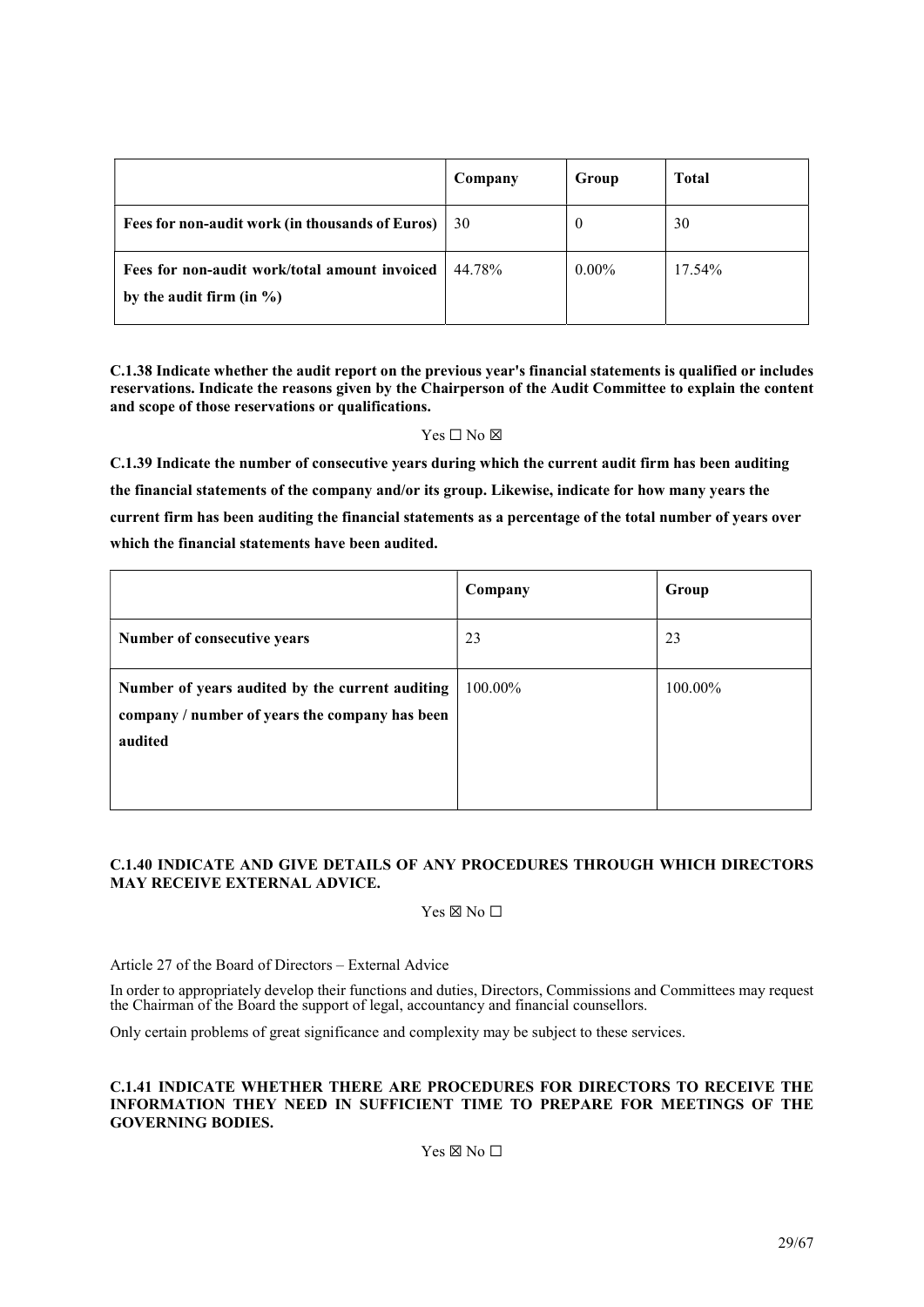| | Company | Group | Total |
|---|---|---|---|
| **Fees for non-audit work (in thousands of Euros)** | 30 | 0 | 30 |
| **Fees for non-audit work/total amount invoiced by the audit firm (in %)** | 44.78% | 0.00% | 17.54% |

**C.1.38 Indicate whether the audit report on the previous year's financial statements is qualified or includes reservations. Indicate the reasons given by the Chairperson of the Audit Committee to explain the content and scope of those reservations or qualifications.**

Yes ☐ No ☒

**C.1.39 Indicate the number of consecutive years during which the current audit firm has been auditing the financial statements of the company and/or its group. Likewise, indicate for how many years the current firm has been auditing the financial statements as a percentage of the total number of years over which the financial statements have been audited.**

| | Company | Group |
|---|---|---|
| **Number of consecutive years** | 23 | 23 |
| **Number of years audited by the current auditing company / number of years the company has been audited** | 100.00% | 100.00% |

**C.1.40 INDICATE AND GIVE DETAILS OF ANY PROCEDURES THROUGH WHICH DIRECTORS MAY RECEIVE EXTERNAL ADVICE.**

Yes ☒ No ☐

Article 27 of the Board of Directors – External Advice

In order to appropriately develop their functions and duties, Directors, Commissions and Committees may request the Chairman of the Board the support of legal, accountancy and financial counsellors.

Only certain problems of great significance and complexity may be subject to these services.

**C.1.41 INDICATE WHETHER THERE ARE PROCEDURES FOR DIRECTORS TO RECEIVE THE INFORMATION THEY NEED IN SUFFICIENT TIME TO PREPARE FOR MEETINGS OF THE GOVERNING BODIES.**

Yes ☒ No ☐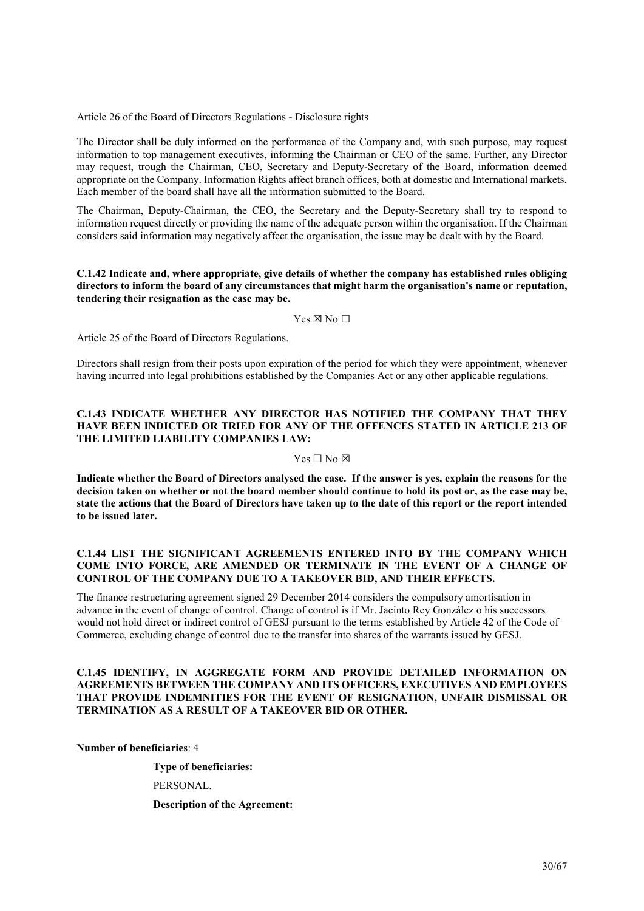Article 26 of the Board of Directors Regulations - Disclosure rights

The Director shall be duly informed on the performance of the Company and, with such purpose, may request information to top management executives, informing the Chairman or CEO of the same. Further, any Director may request, trough the Chairman, CEO, Secretary and Deputy-Secretary of the Board, information deemed appropriate on the Company. Information Rights affect branch offices, both at domestic and International markets. Each member of the board shall have all the information submitted to the Board.

The Chairman, Deputy-Chairman, the CEO, the Secretary and the Deputy-Secretary shall try to respond to information request directly or providing the name of the adequate person within the organisation. If the Chairman considers said information may negatively affect the organisation, the issue may be dealt with by the Board.

**C.1.42 Indicate and, where appropriate, give details of whether the company has established rules obliging directors to inform the board of any circumstances that might harm the organisation's name or reputation, tendering their resignation as the case may be.**

Yes ☒ No ☐

Article 25 of the Board of Directors Regulations.

Directors shall resign from their posts upon expiration of the period for which they were appointment, whenever having incurred into legal prohibitions established by the Companies Act or any other applicable regulations.

**C.1.43 INDICATE WHETHER ANY DIRECTOR HAS NOTIFIED THE COMPANY THAT THEY HAVE BEEN INDICTED OR TRIED FOR ANY OF THE OFFENCES STATED IN ARTICLE 213 OF THE LIMITED LIABILITY COMPANIES LAW:**

Yes ☐ No ☒

**Indicate whether the Board of Directors analysed the case. If the answer is yes, explain the reasons for the decision taken on whether or not the board member should continue to hold its post or, as the case may be, state the actions that the Board of Directors have taken up to the date of this report or the report intended to be issued later.**

**C.1.44 LIST THE SIGNIFICANT AGREEMENTS ENTERED INTO BY THE COMPANY WHICH COME INTO FORCE, ARE AMENDED OR TERMINATE IN THE EVENT OF A CHANGE OF CONTROL OF THE COMPANY DUE TO A TAKEOVER BID, AND THEIR EFFECTS.**

The finance restructuring agreement signed 29 December 2014 considers the compulsory amortisation in advance in the event of change of control. Change of control is if Mr. Jacinto Rey González o his successors would not hold direct or indirect control of GESJ pursuant to the terms established by Article 42 of the Code of Commerce, excluding change of control due to the transfer into shares of the warrants issued by GESJ.

**C.1.45 IDENTIFY, IN AGGREGATE FORM AND PROVIDE DETAILED INFORMATION ON AGREEMENTS BETWEEN THE COMPANY AND ITS OFFICERS, EXECUTIVES AND EMPLOYEES THAT PROVIDE INDEMNITIES FOR THE EVENT OF RESIGNATION, UNFAIR DISMISSAL OR TERMINATION AS A RESULT OF A TAKEOVER BID OR OTHER.**

**Number of beneficiaries**: 4

**Type of beneficiaries:**

PERSONAL.

**Description of the Agreement:**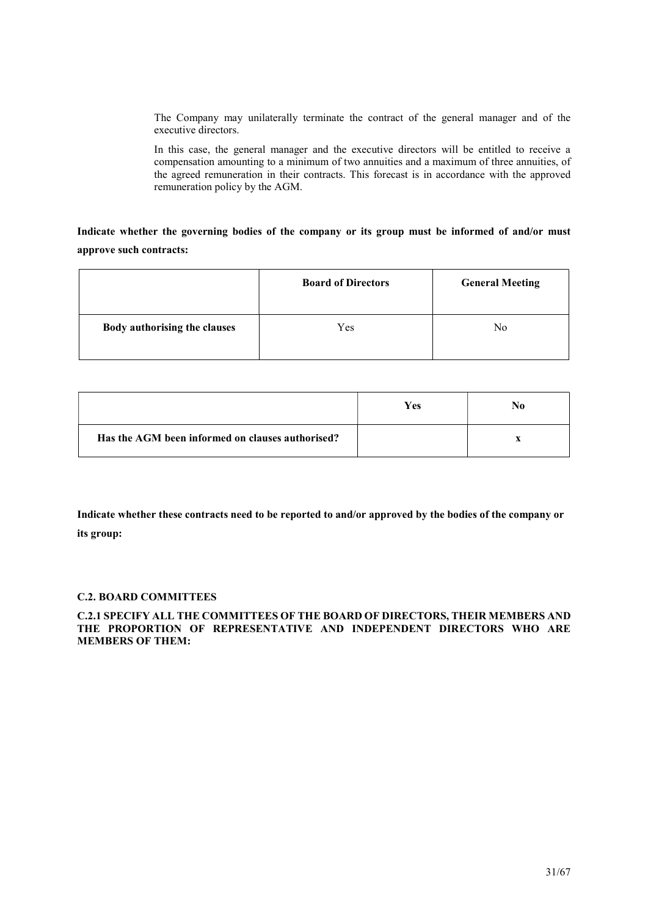The Company may unilaterally terminate the contract of the general manager and of the executive directors.

In this case, the general manager and the executive directors will be entitled to receive a compensation amounting to a minimum of two annuities and a maximum of three annuities, of the agreed remuneration in their contracts. This forecast is in accordance with the approved remuneration policy by the AGM.

**Indicate whether the governing bodies of the company or its group must be informed of and/or must approve such contracts:**

| | **Board of Directors** | **General Meeting** |
|---|---|---|
| **Body authorising the clauses** | Yes | No |

| | **Yes** | **No** |
|---|---|---|
| **Has the AGM been informed on clauses authorised?** | | **x** |

**Indicate whether these contracts need to be reported to and/or approved by the bodies of the company or its group:**

### C.2. BOARD COMMITTEES

#### C.2.1 SPECIFY ALL THE COMMITTEES OF THE BOARD OF DIRECTORS, THEIR MEMBERS AND THE PROPORTION OF REPRESENTATIVE AND INDEPENDENT DIRECTORS WHO ARE MEMBERS OF THEM: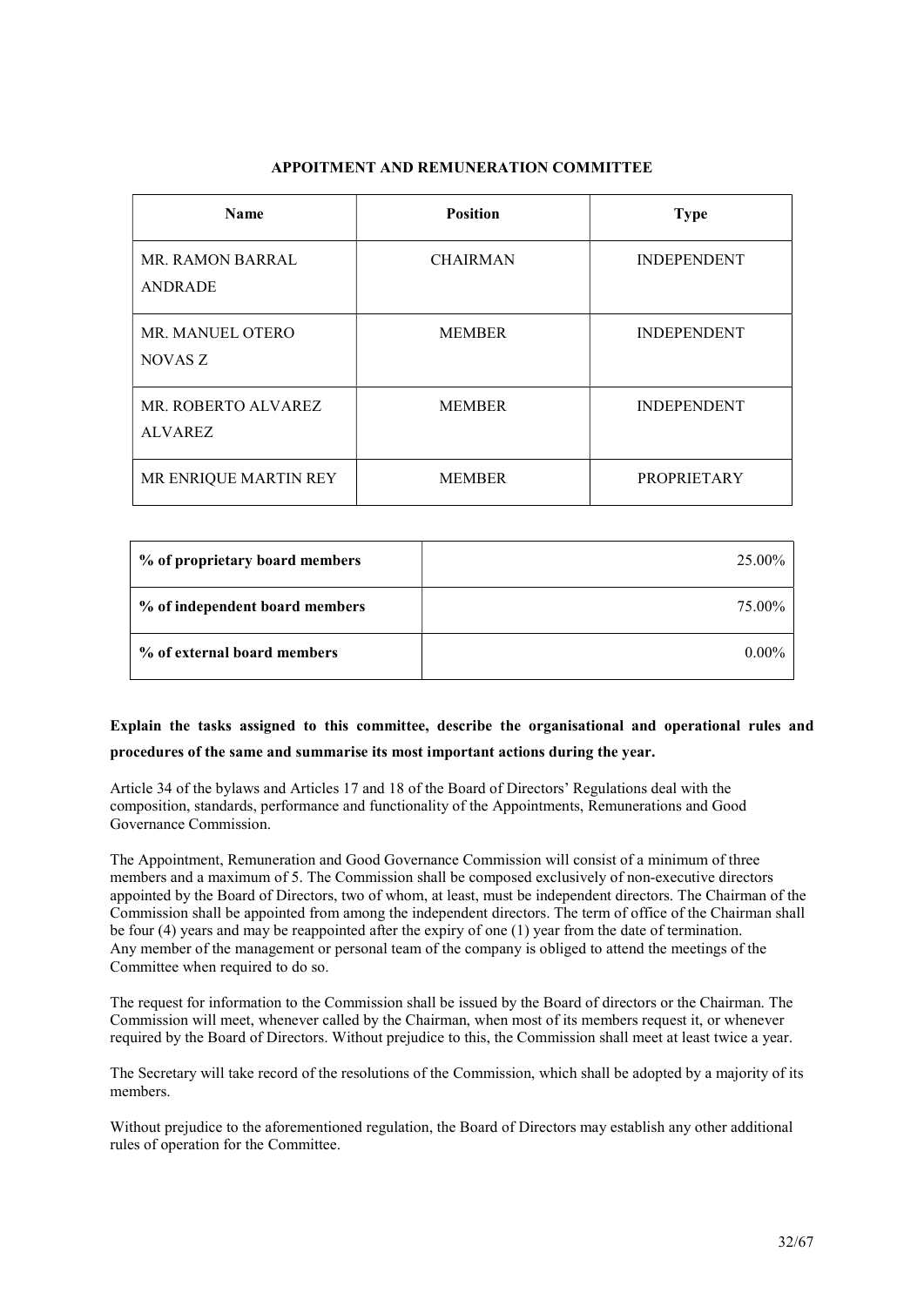## APPOITMENT AND REMUNERATION COMMITTEE

| Name | Position | Type |
|---|---|---|
| MR. RAMON BARRAL ANDRADE | CHAIRMAN | INDEPENDENT |
| MR. MANUEL OTERO NOVAS Z | MEMBER | INDEPENDENT |
| MR. ROBERTO ALVAREZ ALVAREZ | MEMBER | INDEPENDENT |
| MR ENRIQUE MARTIN REY | MEMBER | PROPRIETARY |

| | |
|---|---|
| **% of proprietary board members** | 25.00% |
| **% of independent board members** | 75.00% |
| **% of external board members** | 0.00% |

**Explain the tasks assigned to this committee, describe the organisational and operational rules and procedures of the same and summarise its most important actions during the year.**

Article 34 of the bylaws and Articles 17 and 18 of the Board of Directors' Regulations deal with the composition, standards, performance and functionality of the Appointments, Remunerations and Good Governance Commission.

The Appointment, Remuneration and Good Governance Commission will consist of a minimum of three members and a maximum of 5. The Commission shall be composed exclusively of non-executive directors appointed by the Board of Directors, two of whom, at least, must be independent directors. The Chairman of the Commission shall be appointed from among the independent directors. The term of office of the Chairman shall be four (4) years and may be reappointed after the expiry of one (1) year from the date of termination. Any member of the management or personal team of the company is obliged to attend the meetings of the Committee when required to do so.

The request for information to the Commission shall be issued by the Board of directors or the Chairman. The Commission will meet, whenever called by the Chairman, when most of its members request it, or whenever required by the Board of Directors. Without prejudice to this, the Commission shall meet at least twice a year.

The Secretary will take record of the resolutions of the Commission, which shall be adopted by a majority of its members.

Without prejudice to the aforementioned regulation, the Board of Directors may establish any other additional rules of operation for the Committee.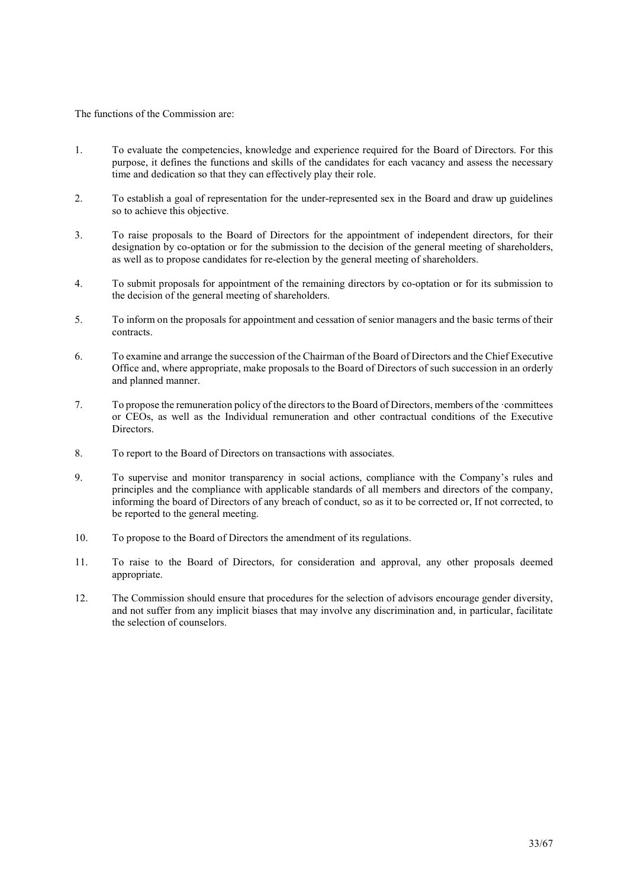The functions of the Commission are:

1. To evaluate the competencies, knowledge and experience required for the Board of Directors. For this purpose, it defines the functions and skills of the candidates for each vacancy and assess the necessary time and dedication so that they can effectively play their role.

2. To establish a goal of representation for the under-represented sex in the Board and draw up guidelines so to achieve this objective.

3. To raise proposals to the Board of Directors for the appointment of independent directors, for their designation by co-optation or for the submission to the decision of the general meeting of shareholders, as well as to propose candidates for re-election by the general meeting of shareholders.

4. To submit proposals for appointment of the remaining directors by co-optation or for its submission to the decision of the general meeting of shareholders.

5. To inform on the proposals for appointment and cessation of senior managers and the basic terms of their contracts.

6. To examine and arrange the succession of the Chairman of the Board of Directors and the Chief Executive Office and, where appropriate, make proposals to the Board of Directors of such succession in an orderly and planned manner.

7. To propose the remuneration policy of the directors to the Board of Directors, members of the ·committees or CEOs, as well as the Individual remuneration and other contractual conditions of the Executive Directors.

8. To report to the Board of Directors on transactions with associates.

9. To supervise and monitor transparency in social actions, compliance with the Company's rules and principles and the compliance with applicable standards of all members and directors of the company, informing the board of Directors of any breach of conduct, so as it to be corrected or, If not corrected, to be reported to the general meeting.

10. To propose to the Board of Directors the amendment of its regulations.

11. To raise to the Board of Directors, for consideration and approval, any other proposals deemed appropriate.

12. The Commission should ensure that procedures for the selection of advisors encourage gender diversity, and not suffer from any implicit biases that may involve any discrimination and, in particular, facilitate the selection of counselors.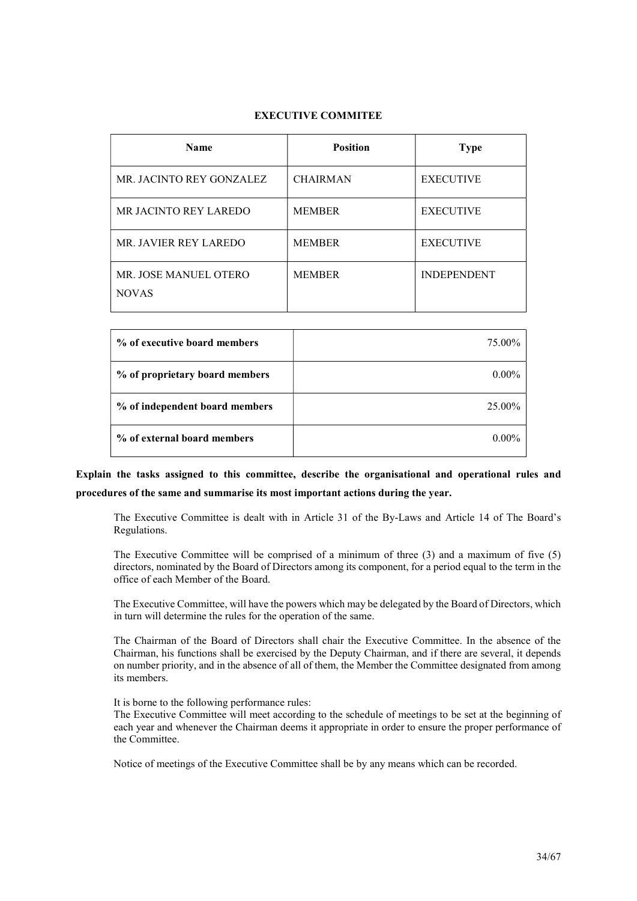## EXECUTIVE COMMITEE

| Name | Position | Type |
|---|---|---|
| MR. JACINTO REY GONZALEZ | CHAIRMAN | EXECUTIVE |
| MR JACINTO REY LAREDO | MEMBER | EXECUTIVE |
| MR. JAVIER REY LAREDO | MEMBER | EXECUTIVE |
| MR. JOSE MANUEL OTERO NOVAS | MEMBER | INDEPENDENT |

| | |
|---|---|
| **% of executive board members** | 75.00% |
| **% of proprietary board members** | 0.00% |
| **% of independent board members** | 25.00% |
| **% of external board members** | 0.00% |

**Explain the tasks assigned to this committee, describe the organisational and operational rules and procedures of the same and summarise its most important actions during the year.**

The Executive Committee is dealt with in Article 31 of the By-Laws and Article 14 of The Board's Regulations.

The Executive Committee will be comprised of a minimum of three (3) and a maximum of five (5) directors, nominated by the Board of Directors among its component, for a period equal to the term in the office of each Member of the Board.

The Executive Committee, will have the powers which may be delegated by the Board of Directors, which in turn will determine the rules for the operation of the same.

The Chairman of the Board of Directors shall chair the Executive Committee. In the absence of the Chairman, his functions shall be exercised by the Deputy Chairman, and if there are several, it depends on number priority, and in the absence of all of them, the Member the Committee designated from among its members.

It is borne to the following performance rules:
The Executive Committee will meet according to the schedule of meetings to be set at the beginning of each year and whenever the Chairman deems it appropriate in order to ensure the proper performance of the Committee.

Notice of meetings of the Executive Committee shall be by any means which can be recorded.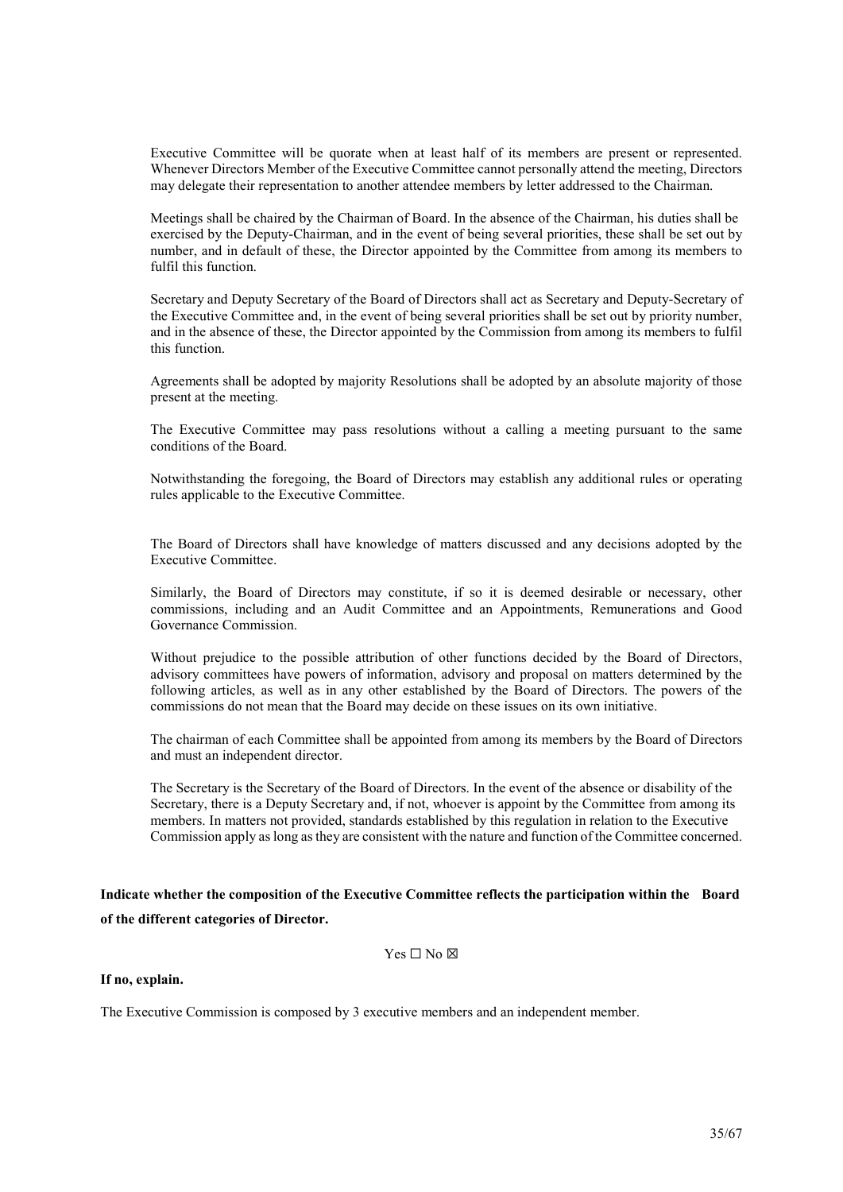Executive Committee will be quorate when at least half of its members are present or represented. Whenever Directors Member of the Executive Committee cannot personally attend the meeting, Directors may delegate their representation to another attendee members by letter addressed to the Chairman.

Meetings shall be chaired by the Chairman of Board. In the absence of the Chairman, his duties shall be exercised by the Deputy-Chairman, and in the event of being several priorities, these shall be set out by number, and in default of these, the Director appointed by the Committee from among its members to fulfil this function.

Secretary and Deputy Secretary of the Board of Directors shall act as Secretary and Deputy-Secretary of the Executive Committee and, in the event of being several priorities shall be set out by priority number, and in the absence of these, the Director appointed by the Commission from among its members to fulfil this function.

Agreements shall be adopted by majority Resolutions shall be adopted by an absolute majority of those present at the meeting.

The Executive Committee may pass resolutions without a calling a meeting pursuant to the same conditions of the Board.

Notwithstanding the foregoing, the Board of Directors may establish any additional rules or operating rules applicable to the Executive Committee.

The Board of Directors shall have knowledge of matters discussed and any decisions adopted by the Executive Committee.

Similarly, the Board of Directors may constitute, if so it is deemed desirable or necessary, other commissions, including and an Audit Committee and an Appointments, Remunerations and Good Governance Commission.

Without prejudice to the possible attribution of other functions decided by the Board of Directors, advisory committees have powers of information, advisory and proposal on matters determined by the following articles, as well as in any other established by the Board of Directors. The powers of the commissions do not mean that the Board may decide on these issues on its own initiative.

The chairman of each Committee shall be appointed from among its members by the Board of Directors and must an independent director.

The Secretary is the Secretary of the Board of Directors. In the event of the absence or disability of the Secretary, there is a Deputy Secretary and, if not, whoever is appoint by the Committee from among its members. In matters not provided, standards established by this regulation in relation to the Executive Commission apply as long as they are consistent with the nature and function of the Committee concerned.

**Indicate whether the composition of the Executive Committee reflects the participation within the Board of the different categories of Director.**

Yes ☐ No ☒

**If no, explain.**

The Executive Commission is composed by 3 executive members and an independent member.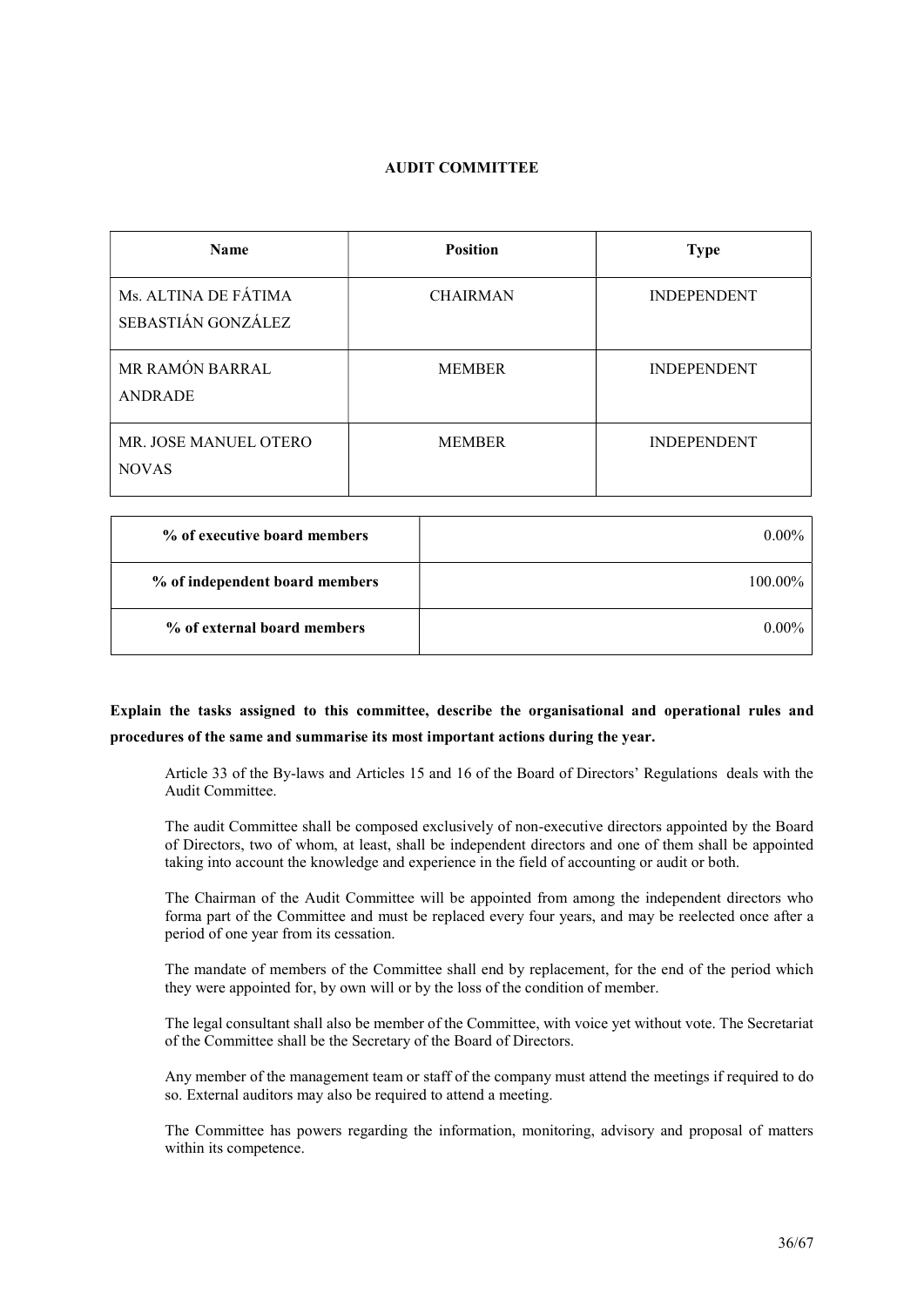## AUDIT COMMITTEE

| Name | Position | Type |
|---|---|---|
| Ms. ALTINA DE FÁTIMA SEBASTIÁN GONZÁLEZ | CHAIRMAN | INDEPENDENT |
| MR RAMÓN BARRAL ANDRADE | MEMBER | INDEPENDENT |
| MR. JOSE MANUEL OTERO NOVAS | MEMBER | INDEPENDENT |

| % of executive board members | 0.00% |
|---|---|
| % of independent board members | 100.00% |
| % of external board members | 0.00% |

**Explain the tasks assigned to this committee, describe the organisational and operational rules and procedures of the same and summarise its most important actions during the year.**

Article 33 of the By-laws and Articles 15 and 16 of the Board of Directors' Regulations deals with the Audit Committee.

The audit Committee shall be composed exclusively of non-executive directors appointed by the Board of Directors, two of whom, at least, shall be independent directors and one of them shall be appointed taking into account the knowledge and experience in the field of accounting or audit or both.

The Chairman of the Audit Committee will be appointed from among the independent directors who forma part of the Committee and must be replaced every four years, and may be reelected once after a period of one year from its cessation.

The mandate of members of the Committee shall end by replacement, for the end of the period which they were appointed for, by own will or by the loss of the condition of member.

The legal consultant shall also be member of the Committee, with voice yet without vote. The Secretariat of the Committee shall be the Secretary of the Board of Directors.

Any member of the management team or staff of the company must attend the meetings if required to do so. External auditors may also be required to attend a meeting.

The Committee has powers regarding the information, monitoring, advisory and proposal of matters within its competence.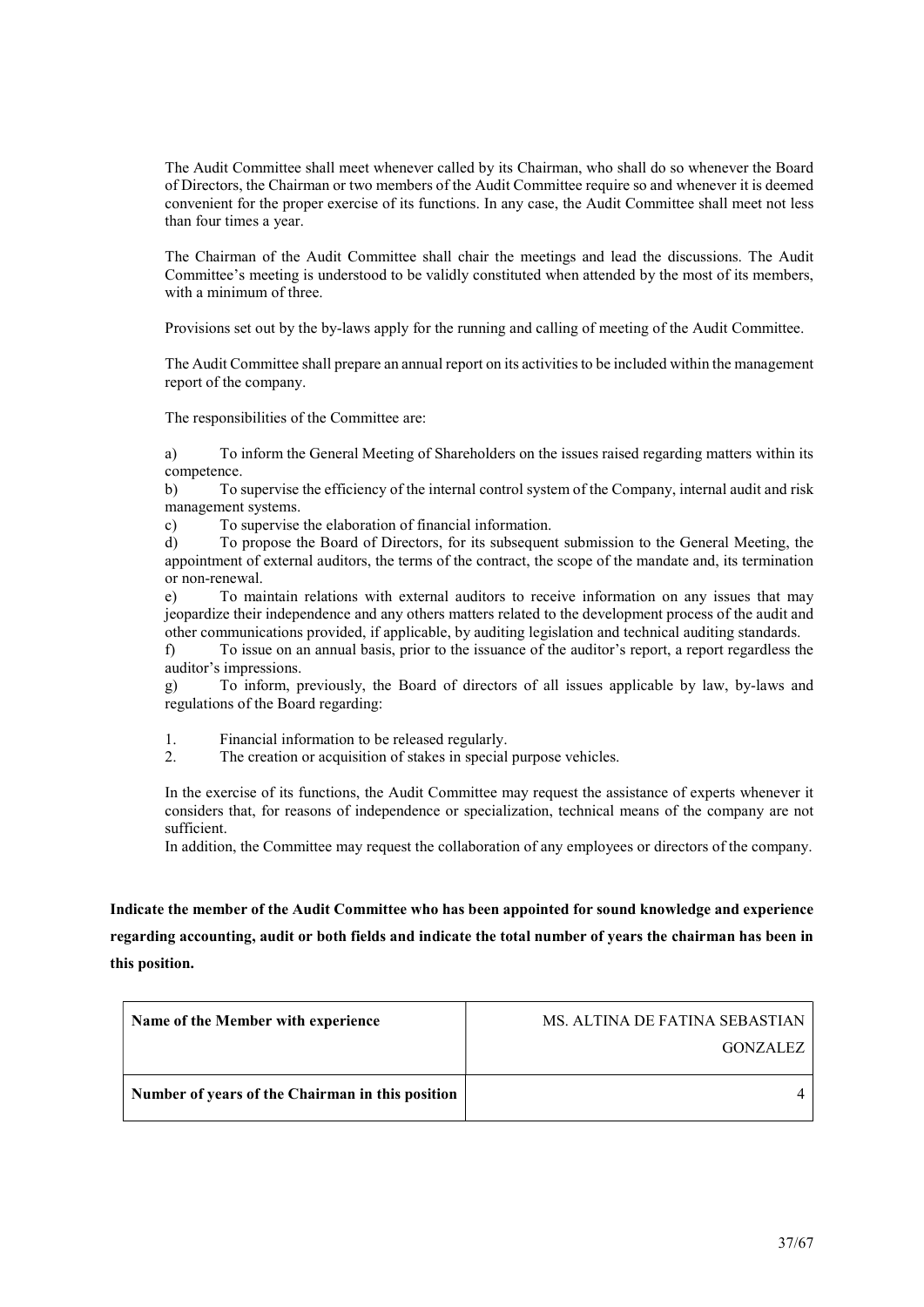The Audit Committee shall meet whenever called by its Chairman, who shall do so whenever the Board of Directors, the Chairman or two members of the Audit Committee require so and whenever it is deemed convenient for the proper exercise of its functions. In any case, the Audit Committee shall meet not less than four times a year.

The Chairman of the Audit Committee shall chair the meetings and lead the discussions. The Audit Committee's meeting is understood to be validly constituted when attended by the most of its members, with a minimum of three.

Provisions set out by the by-laws apply for the running and calling of meeting of the Audit Committee.

The Audit Committee shall prepare an annual report on its activities to be included within the management report of the company.

The responsibilities of the Committee are:

a) To inform the General Meeting of Shareholders on the issues raised regarding matters within its competence.
b) To supervise the efficiency of the internal control system of the Company, internal audit and risk management systems.
c) To supervise the elaboration of financial information.
d) To propose the Board of Directors, for its subsequent submission to the General Meeting, the appointment of external auditors, the terms of the contract, the scope of the mandate and, its termination or non-renewal.
e) To maintain relations with external auditors to receive information on any issues that may jeopardize their independence and any others matters related to the development process of the audit and other communications provided, if applicable, by auditing legislation and technical auditing standards.
f) To issue on an annual basis, prior to the issuance of the auditor's report, a report regardless the auditor's impressions.
g) To inform, previously, the Board of directors of all issues applicable by law, by-laws and regulations of the Board regarding:

1. Financial information to be released regularly.
2. The creation or acquisition of stakes in special purpose vehicles.

In the exercise of its functions, the Audit Committee may request the assistance of experts whenever it considers that, for reasons of independence or specialization, technical means of the company are not sufficient.
In addition, the Committee may request the collaboration of any employees or directors of the company.

**Indicate the member of the Audit Committee who has been appointed for sound knowledge and experience regarding accounting, audit or both fields and indicate the total number of years the chairman has been in this position.**

| | |
|---|---|
| **Name of the Member with experience** | MS. ALTINA DE FATINA SEBASTIAN GONZALEZ |
| **Number of years of the Chairman in this position** | 4 |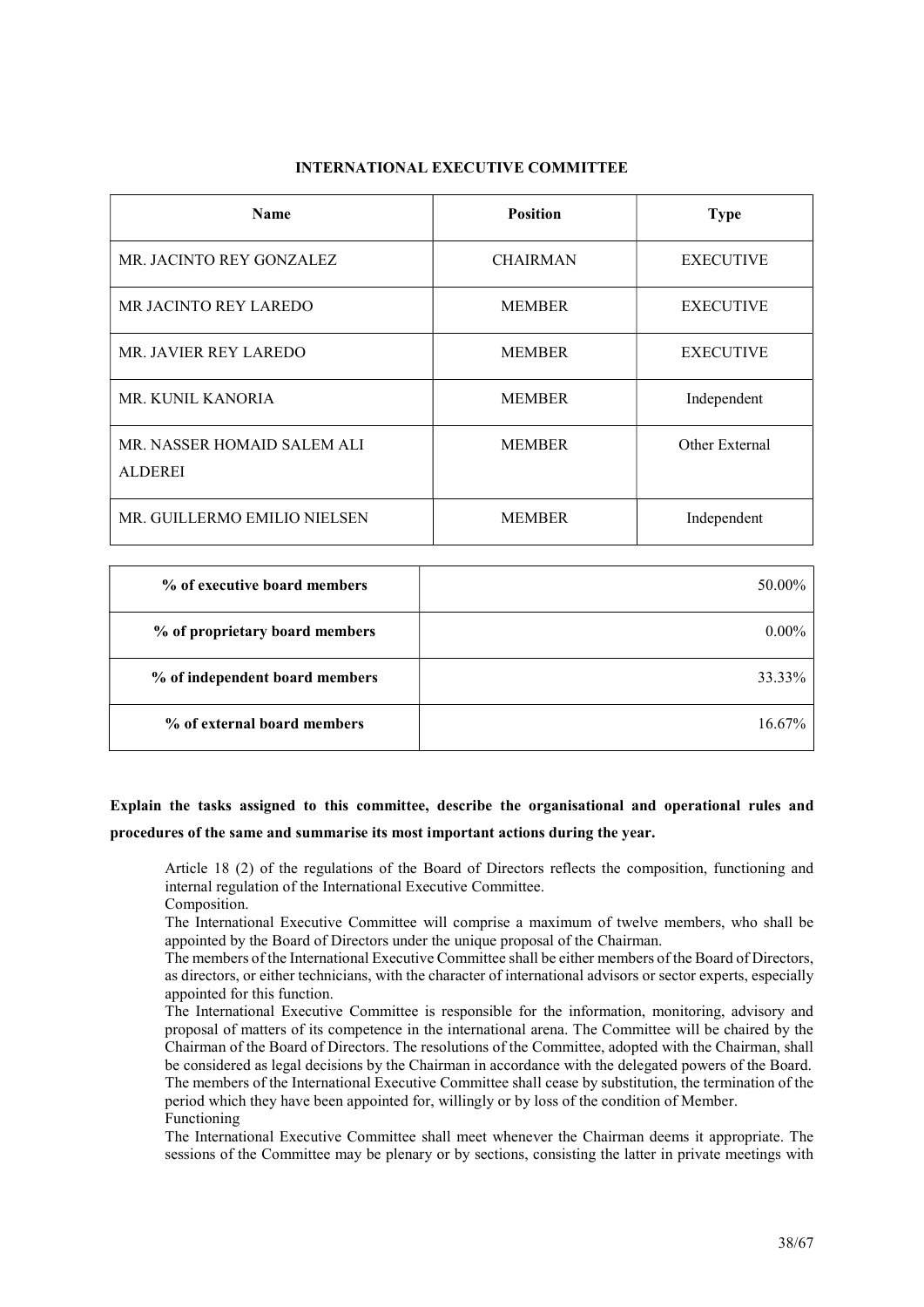**INTERNATIONAL EXECUTIVE COMMITTEE**

| Name | Position | Type |
|---|---|---|
| MR. JACINTO REY GONZALEZ | CHAIRMAN | EXECUTIVE |
| MR JACINTO REY LAREDO | MEMBER | EXECUTIVE |
| MR. JAVIER REY LAREDO | MEMBER | EXECUTIVE |
| MR. KUNIL KANORIA | MEMBER | Independent |
| MR. NASSER HOMAID SALEM ALI ALDEREI | MEMBER | Other External |
| MR. GUILLERMO EMILIO NIELSEN | MEMBER | Independent |

| | |
|---|---|
| **% of executive board members** | 50.00% |
| **% of proprietary board members** | 0.00% |
| **% of independent board members** | 33.33% |
| **% of external board members** | 16.67% |

**Explain the tasks assigned to this committee, describe the organisational and operational rules and procedures of the same and summarise its most important actions during the year.**

Article 18 (2) of the regulations of the Board of Directors reflects the composition, functioning and internal regulation of the International Executive Committee.

Composition.

The International Executive Committee will comprise a maximum of twelve members, who shall be appointed by the Board of Directors under the unique proposal of the Chairman.

The members of the International Executive Committee shall be either members of the Board of Directors, as directors, or either technicians, with the character of international advisors or sector experts, especially appointed for this function.

The International Executive Committee is responsible for the information, monitoring, advisory and proposal of matters of its competence in the international arena. The Committee will be chaired by the Chairman of the Board of Directors. The resolutions of the Committee, adopted with the Chairman, shall be considered as legal decisions by the Chairman in accordance with the delegated powers of the Board.

The members of the International Executive Committee shall cease by substitution, the termination of the period which they have been appointed for, willingly or by loss of the condition of Member.

Functioning

The International Executive Committee shall meet whenever the Chairman deems it appropriate. The sessions of the Committee may be plenary or by sections, consisting the latter in private meetings with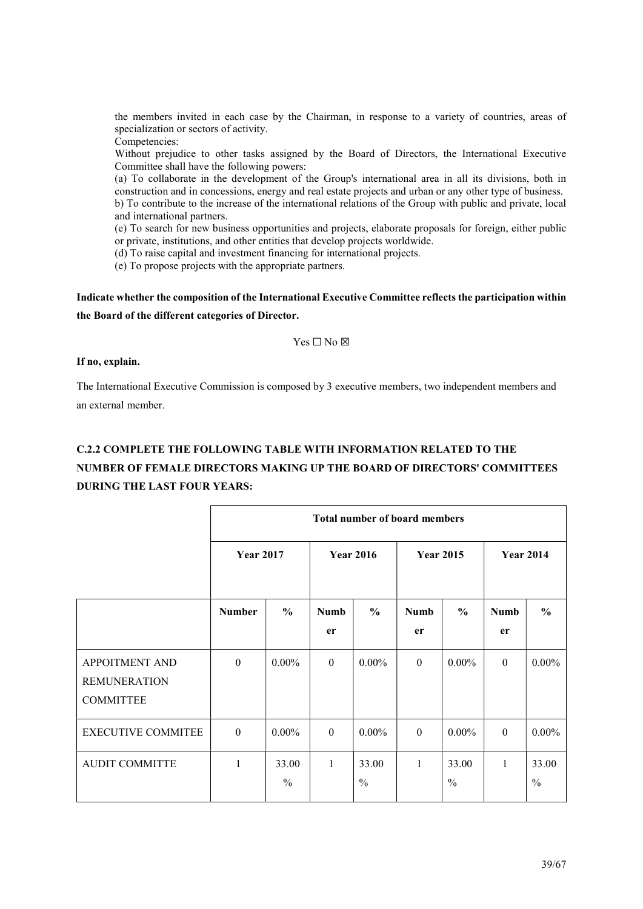the members invited in each case by the Chairman, in response to a variety of countries, areas of specialization or sectors of activity.

Competencies:

Without prejudice to other tasks assigned by the Board of Directors, the International Executive Committee shall have the following powers:

(a) To collaborate in the development of the Group's international area in all its divisions, both in construction and in concessions, energy and real estate projects and urban or any other type of business.

b) To contribute to the increase of the international relations of the Group with public and private, local and international partners.

(e) To search for new business opportunities and projects, elaborate proposals for foreign, either public or private, institutions, and other entities that develop projects worldwide.

(d) To raise capital and investment financing for international projects.

(e) To propose projects with the appropriate partners.

**Indicate whether the composition of the International Executive Committee reflects the participation within the Board of the different categories of Director.**

Yes ☐ No ☒

**If no, explain.**

The International Executive Commission is composed by 3 executive members, two independent members and an external member.

### C.2.2 COMPLETE THE FOLLOWING TABLE WITH INFORMATION RELATED TO THE NUMBER OF FEMALE DIRECTORS MAKING UP THE BOARD OF DIRECTORS' COMMITTEES DURING THE LAST FOUR YEARS:

| | Total number of board members | | | | | | | |
|---|---|---|---|---|---|---|---|---|
| | Year 2017 | | Year 2016 | | Year 2015 | | Year 2014 | |
| | Number | % | Number | % | Number | % | Number | % |
| APPOITMENT AND REMUNERATION COMMITTEE | 0 | 0.00% | 0 | 0.00% | 0 | 0.00% | 0 | 0.00% |
| EXECUTIVE COMMITEE | 0 | 0.00% | 0 | 0.00% | 0 | 0.00% | 0 | 0.00% |
| AUDIT COMMITTE | 1 | 33.00 % | 1 | 33.00 % | 1 | 33.00 % | 1 | 33.00 % |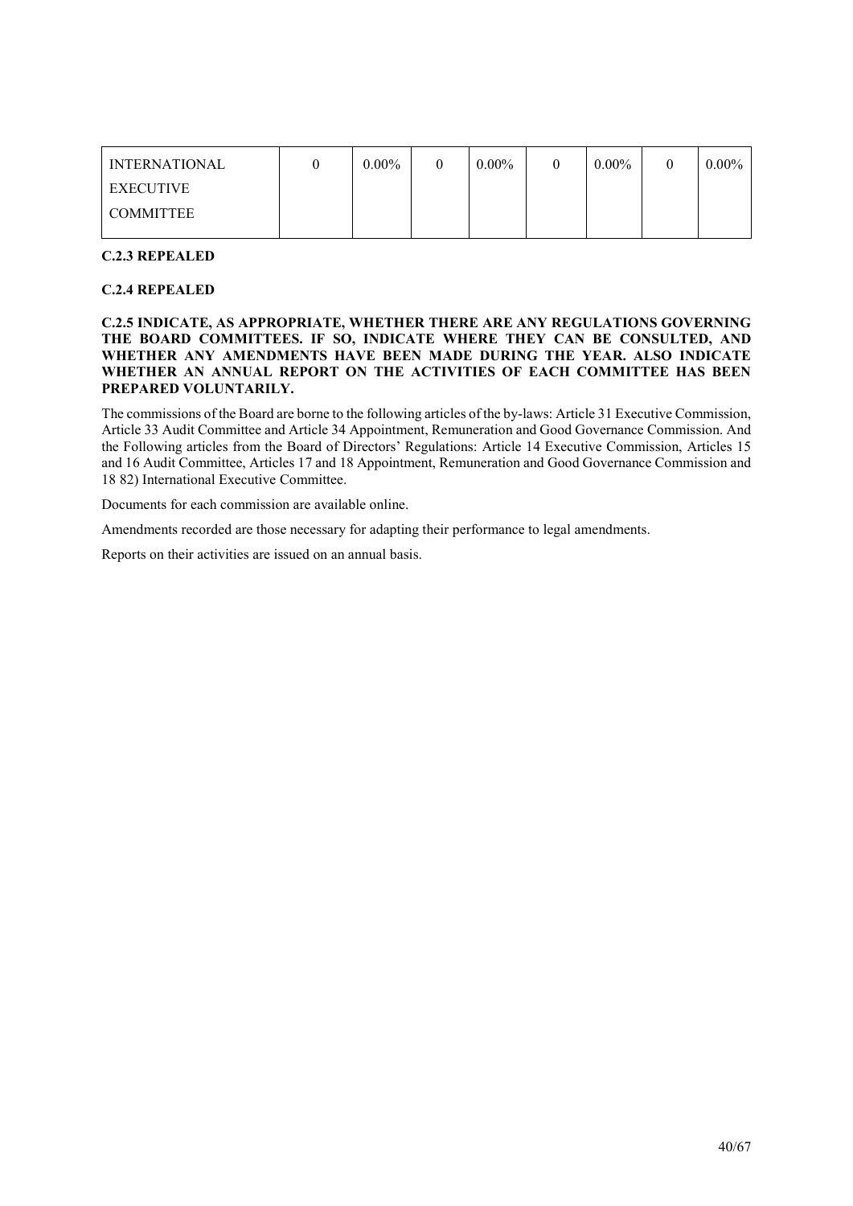| INTERNATIONAL EXECUTIVE COMMITTEE | 0 | 0.00% | 0 | 0.00% | 0 | 0.00% | 0 | 0.00% |
|---|---|---|---|---|---|---|---|---|

**C.2.3 REPEALED**

**C.2.4 REPEALED**

**C.2.5 INDICATE, AS APPROPRIATE, WHETHER THERE ARE ANY REGULATIONS GOVERNING THE BOARD COMMITTEES. IF SO, INDICATE WHERE THEY CAN BE CONSULTED, AND WHETHER ANY AMENDMENTS HAVE BEEN MADE DURING THE YEAR. ALSO INDICATE WHETHER AN ANNUAL REPORT ON THE ACTIVITIES OF EACH COMMITTEE HAS BEEN PREPARED VOLUNTARILY.**

The commissions of the Board are borne to the following articles of the by-laws: Article 31 Executive Commission, Article 33 Audit Committee and Article 34 Appointment, Remuneration and Good Governance Commission. And the Following articles from the Board of Directors' Regulations: Article 14 Executive Commission, Articles 15 and 16 Audit Committee, Articles 17 and 18 Appointment, Remuneration and Good Governance Commission and 18 82) International Executive Committee.

Documents for each commission are available online.

Amendments recorded are those necessary for adapting their performance to legal amendments.

Reports on their activities are issued on an annual basis.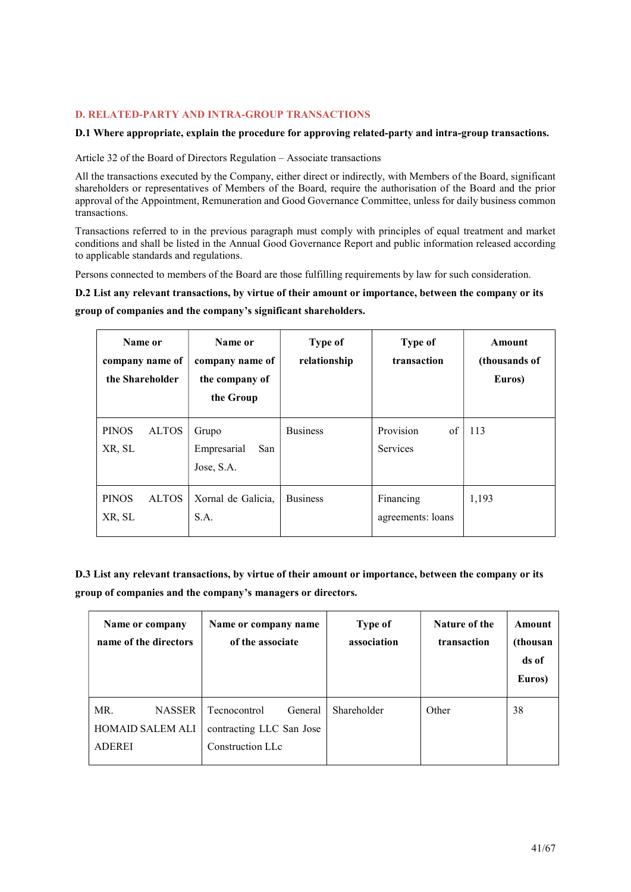## D. RELATED-PARTY AND INTRA-GROUP TRANSACTIONS

**D.1 Where appropriate, explain the procedure for approving related-party and intra-group transactions.**

Article 32 of the Board of Directors Regulation – Associate transactions

All the transactions executed by the Company, either direct or indirectly, with Members of the Board, significant shareholders or representatives of Members of the Board, require the authorisation of the Board and the prior approval of the Appointment, Remuneration and Good Governance Committee, unless for daily business common transactions.

Transactions referred to in the previous paragraph must comply with principles of equal treatment and market conditions and shall be listed in the Annual Good Governance Report and public information released according to applicable standards and regulations.

Persons connected to members of the Board are those fulfilling requirements by law for such consideration.

**D.2 List any relevant transactions, by virtue of their amount or importance, between the company or its group of companies and the company's significant shareholders.**

| Name or company name of the Shareholder | Name or company name of the company of the Group | Type of relationship | Type of transaction | Amount (thousands of Euros) |
|---|---|---|---|---|
| PINOS ALTOS XR, SL | Grupo Empresarial San Jose, S.A. | Business | Provision of Services | 113 |
| PINOS ALTOS XR, SL | Xornal de Galicia, S.A. | Business | Financing agreements: loans | 1,193 |

**D.3 List any relevant transactions, by virtue of their amount or importance, between the company or its group of companies and the company's managers or directors.**

| Name or company name of the directors | Name or company name of the associate | Type of association | Nature of the transaction | Amount (thousands of Euros) |
|---|---|---|---|---|
| MR. NASSER HOMAID SALEM ALI ADEREI | Tecnocontrol General contracting LLC San Jose Construction LLc | Shareholder | Other | 38 |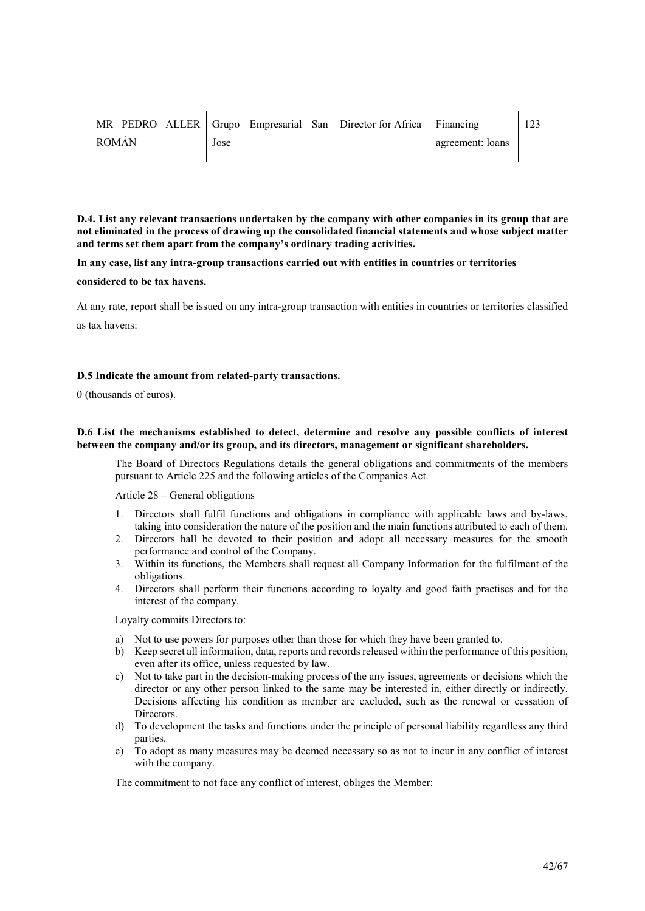| MR PEDRO ALLER ROMÁN | Grupo Empresarial San Jose | Director for Africa | Financing agreement: loans | 123 |
|---|---|---|---|---|

**D.4. List any relevant transactions undertaken by the company with other companies in its group that are not eliminated in the process of drawing up the consolidated financial statements and whose subject matter and terms set them apart from the company's ordinary trading activities.**

**In any case, list any intra-group transactions carried out with entities in countries or territories considered to be tax havens.**

At any rate, report shall be issued on any intra-group transaction with entities in countries or territories classified as tax havens:

**D.5 Indicate the amount from related-party transactions.**

0 (thousands of euros).

**D.6 List the mechanisms established to detect, determine and resolve any possible conflicts of interest between the company and/or its group, and its directors, management or significant shareholders.**

The Board of Directors Regulations details the general obligations and commitments of the members pursuant to Article 225 and the following articles of the Companies Act.

Article 28 – General obligations

1. Directors shall fulfil functions and obligations in compliance with applicable laws and by-laws, taking into consideration the nature of the position and the main functions attributed to each of them.
2. Directors hall be devoted to their position and adopt all necessary measures for the smooth performance and control of the Company.
3. Within its functions, the Members shall request all Company Information for the fulfilment of the obligations.
4. Directors shall perform their functions according to loyalty and good faith practises and for the interest of the company.

Loyalty commits Directors to:

a) Not to use powers for purposes other than those for which they have been granted to.
b) Keep secret all information, data, reports and records released within the performance of this position, even after its office, unless requested by law.
c) Not to take part in the decision-making process of the any issues, agreements or decisions which the director or any other person linked to the same may be interested in, either directly or indirectly. Decisions affecting his condition as member are excluded, such as the renewal or cessation of Directors.
d) To development the tasks and functions under the principle of personal liability regardless any third parties.
e) To adopt as many measures may be deemed necessary so as not to incur in any conflict of interest with the company.

The commitment to not face any conflict of interest, obliges the Member: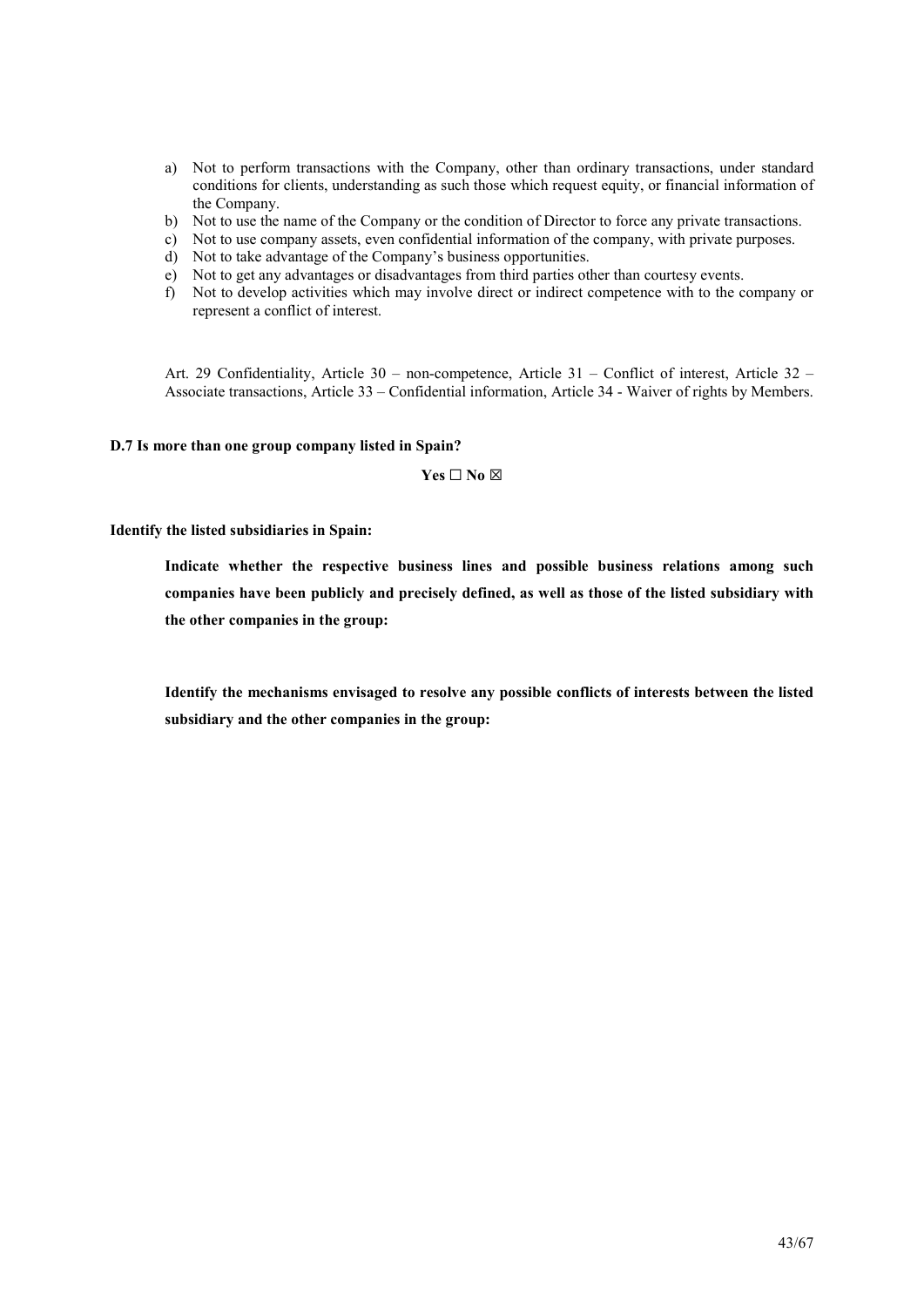a) Not to perform transactions with the Company, other than ordinary transactions, under standard conditions for clients, understanding as such those which request equity, or financial information of the Company.
b) Not to use the name of the Company or the condition of Director to force any private transactions.
c) Not to use company assets, even confidential information of the company, with private purposes.
d) Not to take advantage of the Company's business opportunities.
e) Not to get any advantages or disadvantages from third parties other than courtesy events.
f) Not to develop activities which may involve direct or indirect competence with to the company or represent a conflict of interest.

Art. 29 Confidentiality, Article 30 – non-competence, Article 31 – Conflict of interest, Article 32 – Associate transactions, Article 33 – Confidential information, Article 34 - Waiver of rights by Members.

**D.7 Is more than one group company listed in Spain?**

**Yes ☐ No ☒**

**Identify the listed subsidiaries in Spain:**

**Indicate whether the respective business lines and possible business relations among such companies have been publicly and precisely defined, as well as those of the listed subsidiary with the other companies in the group:**

**Identify the mechanisms envisaged to resolve any possible conflicts of interests between the listed subsidiary and the other companies in the group:**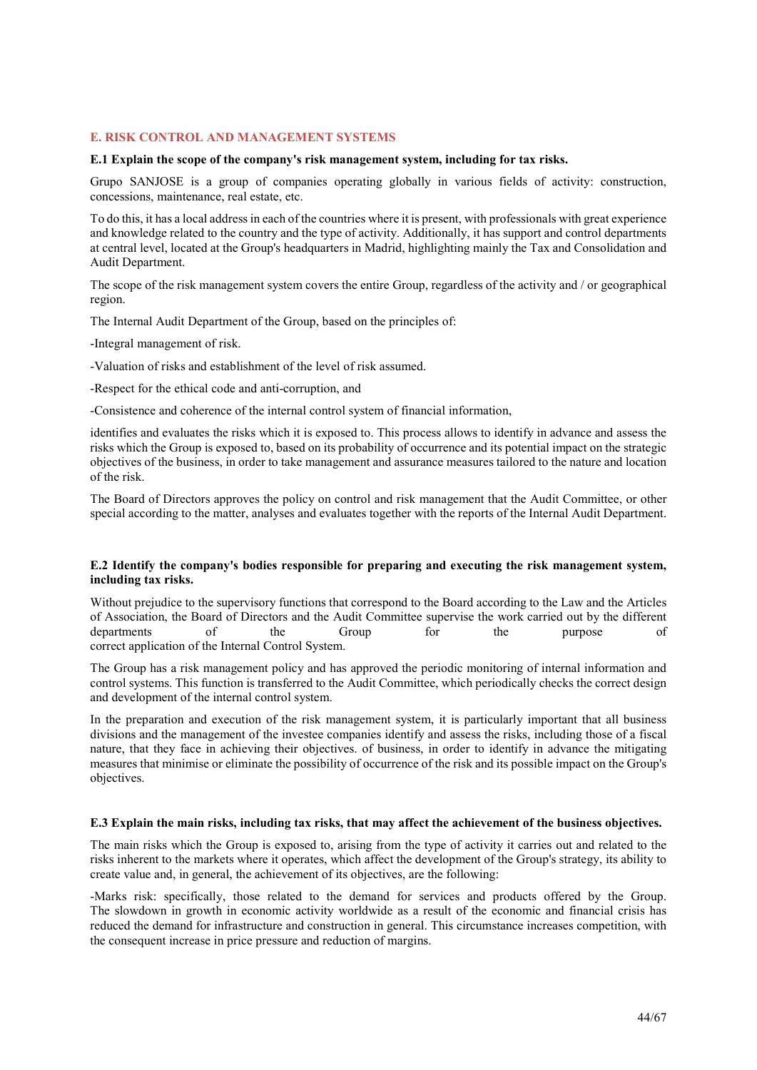## E. RISK CONTROL AND MANAGEMENT SYSTEMS

**E.1 Explain the scope of the company's risk management system, including for tax risks.**

Grupo SANJOSE is a group of companies operating globally in various fields of activity: construction, concessions, maintenance, real estate, etc.

To do this, it has a local address in each of the countries where it is present, with professionals with great experience and knowledge related to the country and the type of activity. Additionally, it has support and control departments at central level, located at the Group's headquarters in Madrid, highlighting mainly the Tax and Consolidation and Audit Department.

The scope of the risk management system covers the entire Group, regardless of the activity and / or geographical region.

The Internal Audit Department of the Group, based on the principles of:

-Integral management of risk.

-Valuation of risks and establishment of the level of risk assumed.

-Respect for the ethical code and anti-corruption, and

-Consistence and coherence of the internal control system of financial information,

identifies and evaluates the risks which it is exposed to. This process allows to identify in advance and assess the risks which the Group is exposed to, based on its probability of occurrence and its potential impact on the strategic objectives of the business, in order to take management and assurance measures tailored to the nature and location of the risk.

The Board of Directors approves the policy on control and risk management that the Audit Committee, or other special according to the matter, analyses and evaluates together with the reports of the Internal Audit Department.

**E.2 Identify the company's bodies responsible for preparing and executing the risk management system, including tax risks.**

Without prejudice to the supervisory functions that correspond to the Board according to the Law and the Articles of Association, the Board of Directors and the Audit Committee supervise the work carried out by the different departments of the Group for the purpose of correct application of the Internal Control System.

The Group has a risk management policy and has approved the periodic monitoring of internal information and control systems. This function is transferred to the Audit Committee, which periodically checks the correct design and development of the internal control system.

In the preparation and execution of the risk management system, it is particularly important that all business divisions and the management of the investee companies identify and assess the risks, including those of a fiscal nature, that they face in achieving their objectives. of business, in order to identify in advance the mitigating measures that minimise or eliminate the possibility of occurrence of the risk and its possible impact on the Group's objectives.

**E.3 Explain the main risks, including tax risks, that may affect the achievement of the business objectives.**

The main risks which the Group is exposed to, arising from the type of activity it carries out and related to the risks inherent to the markets where it operates, which affect the development of the Group's strategy, its ability to create value and, in general, the achievement of its objectives, are the following:

-Marks risk: specifically, those related to the demand for services and products offered by the Group. The slowdown in growth in economic activity worldwide as a result of the economic and financial crisis has reduced the demand for infrastructure and construction in general. This circumstance increases competition, with the consequent increase in price pressure and reduction of margins.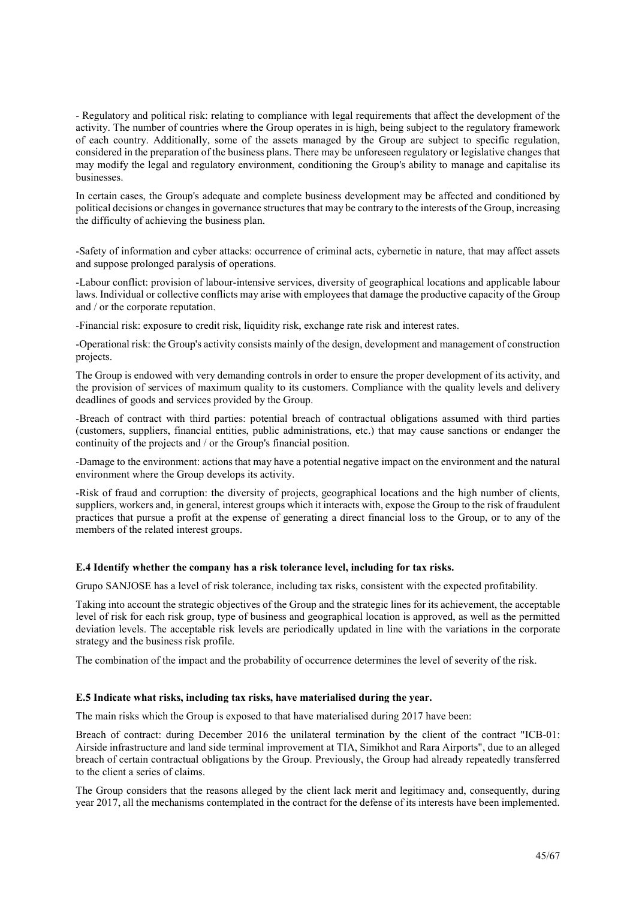- Regulatory and political risk: relating to compliance with legal requirements that affect the development of the activity. The number of countries where the Group operates in is high, being subject to the regulatory framework of each country. Additionally, some of the assets managed by the Group are subject to specific regulation, considered in the preparation of the business plans. There may be unforeseen regulatory or legislative changes that may modify the legal and regulatory environment, conditioning the Group's ability to manage and capitalise its businesses.

In certain cases, the Group's adequate and complete business development may be affected and conditioned by political decisions or changes in governance structures that may be contrary to the interests of the Group, increasing the difficulty of achieving the business plan.

-Safety of information and cyber attacks: occurrence of criminal acts, cybernetic in nature, that may affect assets and suppose prolonged paralysis of operations.

-Labour conflict: provision of labour-intensive services, diversity of geographical locations and applicable labour laws. Individual or collective conflicts may arise with employees that damage the productive capacity of the Group and / or the corporate reputation.

-Financial risk: exposure to credit risk, liquidity risk, exchange rate risk and interest rates.

-Operational risk: the Group's activity consists mainly of the design, development and management of construction projects.

The Group is endowed with very demanding controls in order to ensure the proper development of its activity, and the provision of services of maximum quality to its customers. Compliance with the quality levels and delivery deadlines of goods and services provided by the Group.

-Breach of contract with third parties: potential breach of contractual obligations assumed with third parties (customers, suppliers, financial entities, public administrations, etc.) that may cause sanctions or endanger the continuity of the projects and / or the Group's financial position.

-Damage to the environment: actions that may have a potential negative impact on the environment and the natural environment where the Group develops its activity.

-Risk of fraud and corruption: the diversity of projects, geographical locations and the high number of clients, suppliers, workers and, in general, interest groups which it interacts with, expose the Group to the risk of fraudulent practices that pursue a profit at the expense of generating a direct financial loss to the Group, or to any of the members of the related interest groups.

**E.4 Identify whether the company has a risk tolerance level, including for tax risks.**

Grupo SANJOSE has a level of risk tolerance, including tax risks, consistent with the expected profitability.

Taking into account the strategic objectives of the Group and the strategic lines for its achievement, the acceptable level of risk for each risk group, type of business and geographical location is approved, as well as the permitted deviation levels. The acceptable risk levels are periodically updated in line with the variations in the corporate strategy and the business risk profile.

The combination of the impact and the probability of occurrence determines the level of severity of the risk.

**E.5 Indicate what risks, including tax risks, have materialised during the year.**

The main risks which the Group is exposed to that have materialised during 2017 have been:

Breach of contract: during December 2016 the unilateral termination by the client of the contract "ICB-01: Airside infrastructure and land side terminal improvement at TIA, Simikhot and Rara Airports", due to an alleged breach of certain contractual obligations by the Group. Previously, the Group had already repeatedly transferred to the client a series of claims.

The Group considers that the reasons alleged by the client lack merit and legitimacy and, consequently, during year 2017, all the mechanisms contemplated in the contract for the defense of its interests have been implemented.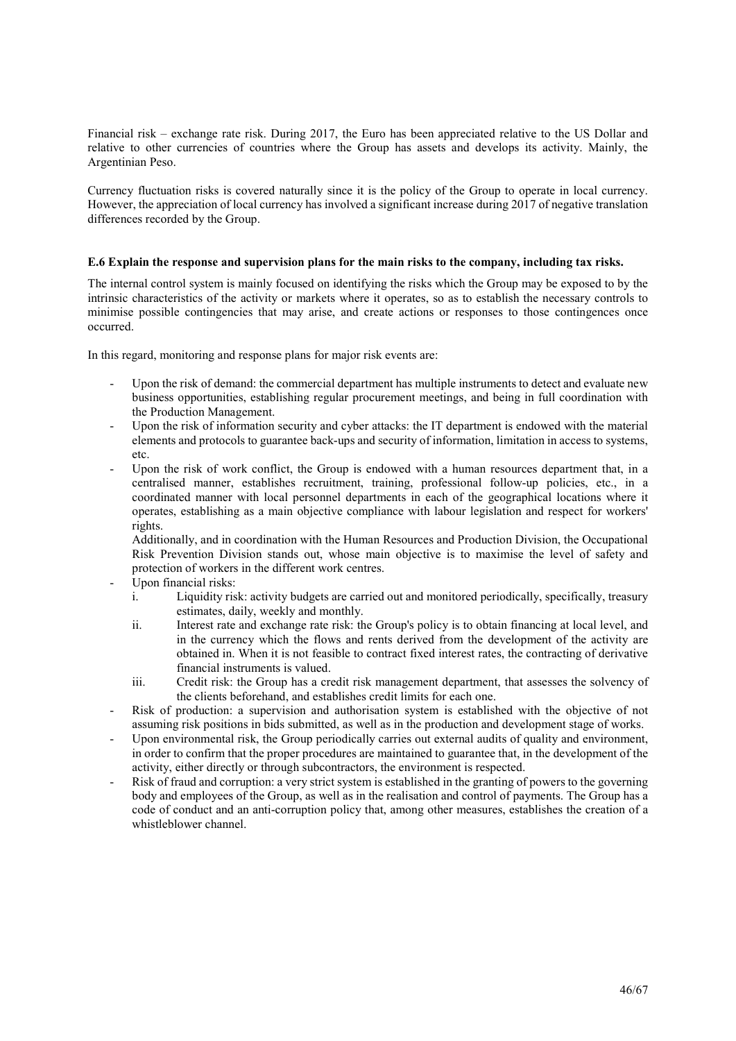Financial risk – exchange rate risk. During 2017, the Euro has been appreciated relative to the US Dollar and relative to other currencies of countries where the Group has assets and develops its activity. Mainly, the Argentinian Peso.

Currency fluctuation risks is covered naturally since it is the policy of the Group to operate in local currency. However, the appreciation of local currency has involved a significant increase during 2017 of negative translation differences recorded by the Group.

**E.6 Explain the response and supervision plans for the main risks to the company, including tax risks.**

The internal control system is mainly focused on identifying the risks which the Group may be exposed to by the intrinsic characteristics of the activity or markets where it operates, so as to establish the necessary controls to minimise possible contingencies that may arise, and create actions or responses to those contingences once occurred.

In this regard, monitoring and response plans for major risk events are:

- Upon the risk of demand: the commercial department has multiple instruments to detect and evaluate new business opportunities, establishing regular procurement meetings, and being in full coordination with the Production Management.
- Upon the risk of information security and cyber attacks: the IT department is endowed with the material elements and protocols to guarantee back-ups and security of information, limitation in access to systems, etc.
- Upon the risk of work conflict, the Group is endowed with a human resources department that, in a centralised manner, establishes recruitment, training, professional follow-up policies, etc., in a coordinated manner with local personnel departments in each of the geographical locations where it operates, establishing as a main objective compliance with labour legislation and respect for workers' rights.

  Additionally, and in coordination with the Human Resources and Production Division, the Occupational Risk Prevention Division stands out, whose main objective is to maximise the level of safety and protection of workers in the different work centres.
- Upon financial risks:
  i. Liquidity risk: activity budgets are carried out and monitored periodically, specifically, treasury estimates, daily, weekly and monthly.
  ii. Interest rate and exchange rate risk: the Group's policy is to obtain financing at local level, and in the currency which the flows and rents derived from the development of the activity are obtained in. When it is not feasible to contract fixed interest rates, the contracting of derivative financial instruments is valued.
  iii. Credit risk: the Group has a credit risk management department, that assesses the solvency of the clients beforehand, and establishes credit limits for each one.
- Risk of production: a supervision and authorisation system is established with the objective of not assuming risk positions in bids submitted, as well as in the production and development stage of works.
- Upon environmental risk, the Group periodically carries out external audits of quality and environment, in order to confirm that the proper procedures are maintained to guarantee that, in the development of the activity, either directly or through subcontractors, the environment is respected.
- Risk of fraud and corruption: a very strict system is established in the granting of powers to the governing body and employees of the Group, as well as in the realisation and control of payments. The Group has a code of conduct and an anti-corruption policy that, among other measures, establishes the creation of a whistleblower channel.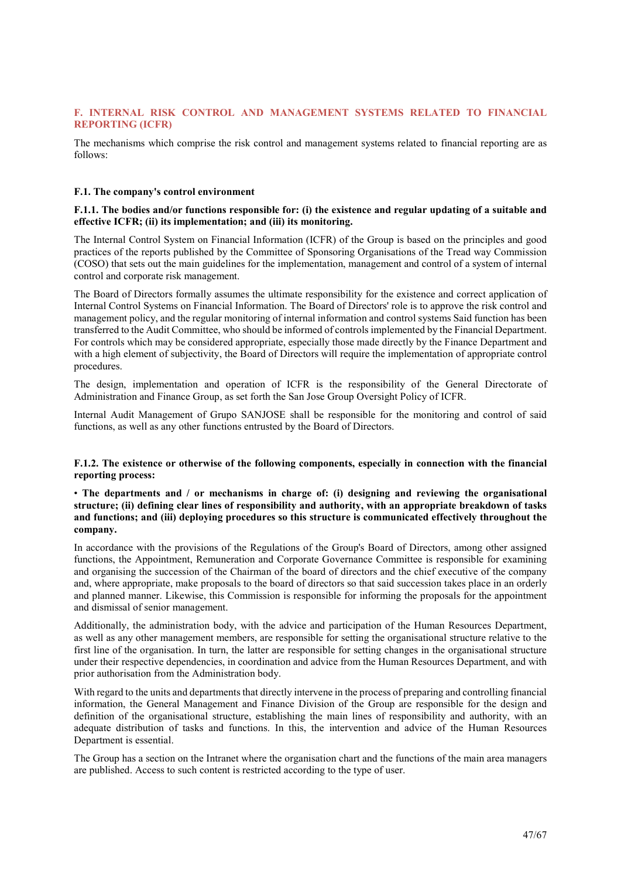## F. INTERNAL RISK CONTROL AND MANAGEMENT SYSTEMS RELATED TO FINANCIAL REPORTING (ICFR)

The mechanisms which comprise the risk control and management systems related to financial reporting are as follows:

### F.1. The company's control environment

#### F.1.1. The bodies and/or functions responsible for: (i) the existence and regular updating of a suitable and effective ICFR; (ii) its implementation; and (iii) its monitoring.

The Internal Control System on Financial Information (ICFR) of the Group is based on the principles and good practices of the reports published by the Committee of Sponsoring Organisations of the Tread way Commission (COSO) that sets out the main guidelines for the implementation, management and control of a system of internal control and corporate risk management.

The Board of Directors formally assumes the ultimate responsibility for the existence and correct application of Internal Control Systems on Financial Information. The Board of Directors' role is to approve the risk control and management policy, and the regular monitoring of internal information and control systems Said function has been transferred to the Audit Committee, who should be informed of controls implemented by the Financial Department. For controls which may be considered appropriate, especially those made directly by the Finance Department and with a high element of subjectivity, the Board of Directors will require the implementation of appropriate control procedures.

The design, implementation and operation of ICFR is the responsibility of the General Directorate of Administration and Finance Group, as set forth the San Jose Group Oversight Policy of ICFR.

Internal Audit Management of Grupo SANJOSE shall be responsible for the monitoring and control of said functions, as well as any other functions entrusted by the Board of Directors.

#### F.1.2. The existence or otherwise of the following components, especially in connection with the financial reporting process:

**• The departments and / or mechanisms in charge of: (i) designing and reviewing the organisational structure; (ii) defining clear lines of responsibility and authority, with an appropriate breakdown of tasks and functions; and (iii) deploying procedures so this structure is communicated effectively throughout the company.**

In accordance with the provisions of the Regulations of the Group's Board of Directors, among other assigned functions, the Appointment, Remuneration and Corporate Governance Committee is responsible for examining and organising the succession of the Chairman of the board of directors and the chief executive of the company and, where appropriate, make proposals to the board of directors so that said succession takes place in an orderly and planned manner. Likewise, this Commission is responsible for informing the proposals for the appointment and dismissal of senior management.

Additionally, the administration body, with the advice and participation of the Human Resources Department, as well as any other management members, are responsible for setting the organisational structure relative to the first line of the organisation. In turn, the latter are responsible for setting changes in the organisational structure under their respective dependencies, in coordination and advice from the Human Resources Department, and with prior authorisation from the Administration body.

With regard to the units and departments that directly intervene in the process of preparing and controlling financial information, the General Management and Finance Division of the Group are responsible for the design and definition of the organisational structure, establishing the main lines of responsibility and authority, with an adequate distribution of tasks and functions. In this, the intervention and advice of the Human Resources Department is essential.

The Group has a section on the Intranet where the organisation chart and the functions of the main area managers are published. Access to such content is restricted according to the type of user.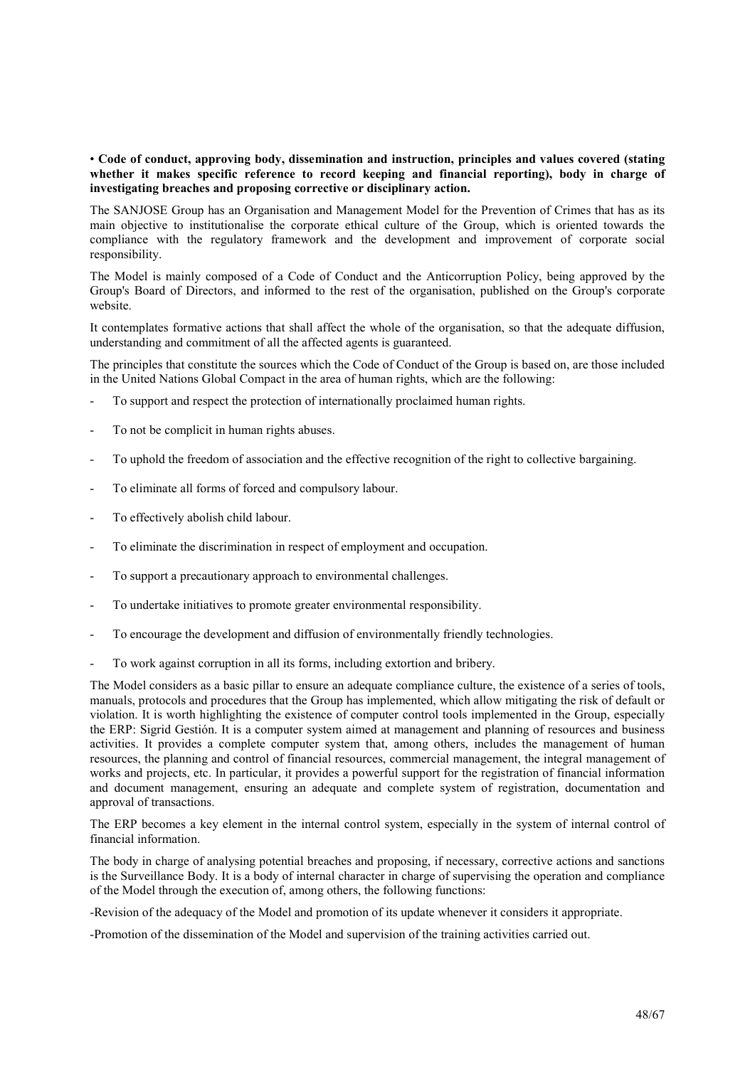• **Code of conduct, approving body, dissemination and instruction, principles and values covered (stating whether it makes specific reference to record keeping and financial reporting), body in charge of investigating breaches and proposing corrective or disciplinary action.**

The SANJOSE Group has an Organisation and Management Model for the Prevention of Crimes that has as its main objective to institutionalise the corporate ethical culture of the Group, which is oriented towards the compliance with the regulatory framework and the development and improvement of corporate social responsibility.

The Model is mainly composed of a Code of Conduct and the Anticorruption Policy, being approved by the Group's Board of Directors, and informed to the rest of the organisation, published on the Group's corporate website.

It contemplates formative actions that shall affect the whole of the organisation, so that the adequate diffusion, understanding and commitment of all the affected agents is guaranteed.

The principles that constitute the sources which the Code of Conduct of the Group is based on, are those included in the United Nations Global Compact in the area of human rights, which are the following:

- To support and respect the protection of internationally proclaimed human rights.
- To not be complicit in human rights abuses.
- To uphold the freedom of association and the effective recognition of the right to collective bargaining.
- To eliminate all forms of forced and compulsory labour.
- To effectively abolish child labour.
- To eliminate the discrimination in respect of employment and occupation.
- To support a precautionary approach to environmental challenges.
- To undertake initiatives to promote greater environmental responsibility.
- To encourage the development and diffusion of environmentally friendly technologies.
- To work against corruption in all its forms, including extortion and bribery.

The Model considers as a basic pillar to ensure an adequate compliance culture, the existence of a series of tools, manuals, protocols and procedures that the Group has implemented, which allow mitigating the risk of default or violation. It is worth highlighting the existence of computer control tools implemented in the Group, especially the ERP: Sigrid Gestión. It is a computer system aimed at management and planning of resources and business activities. It provides a complete computer system that, among others, includes the management of human resources, the planning and control of financial resources, commercial management, the integral management of works and projects, etc. In particular, it provides a powerful support for the registration of financial information and document management, ensuring an adequate and complete system of registration, documentation and approval of transactions.

The ERP becomes a key element in the internal control system, especially in the system of internal control of financial information.

The body in charge of analysing potential breaches and proposing, if necessary, corrective actions and sanctions is the Surveillance Body. It is a body of internal character in charge of supervising the operation and compliance of the Model through the execution of, among others, the following functions:

-Revision of the adequacy of the Model and promotion of its update whenever it considers it appropriate.

-Promotion of the dissemination of the Model and supervision of the training activities carried out.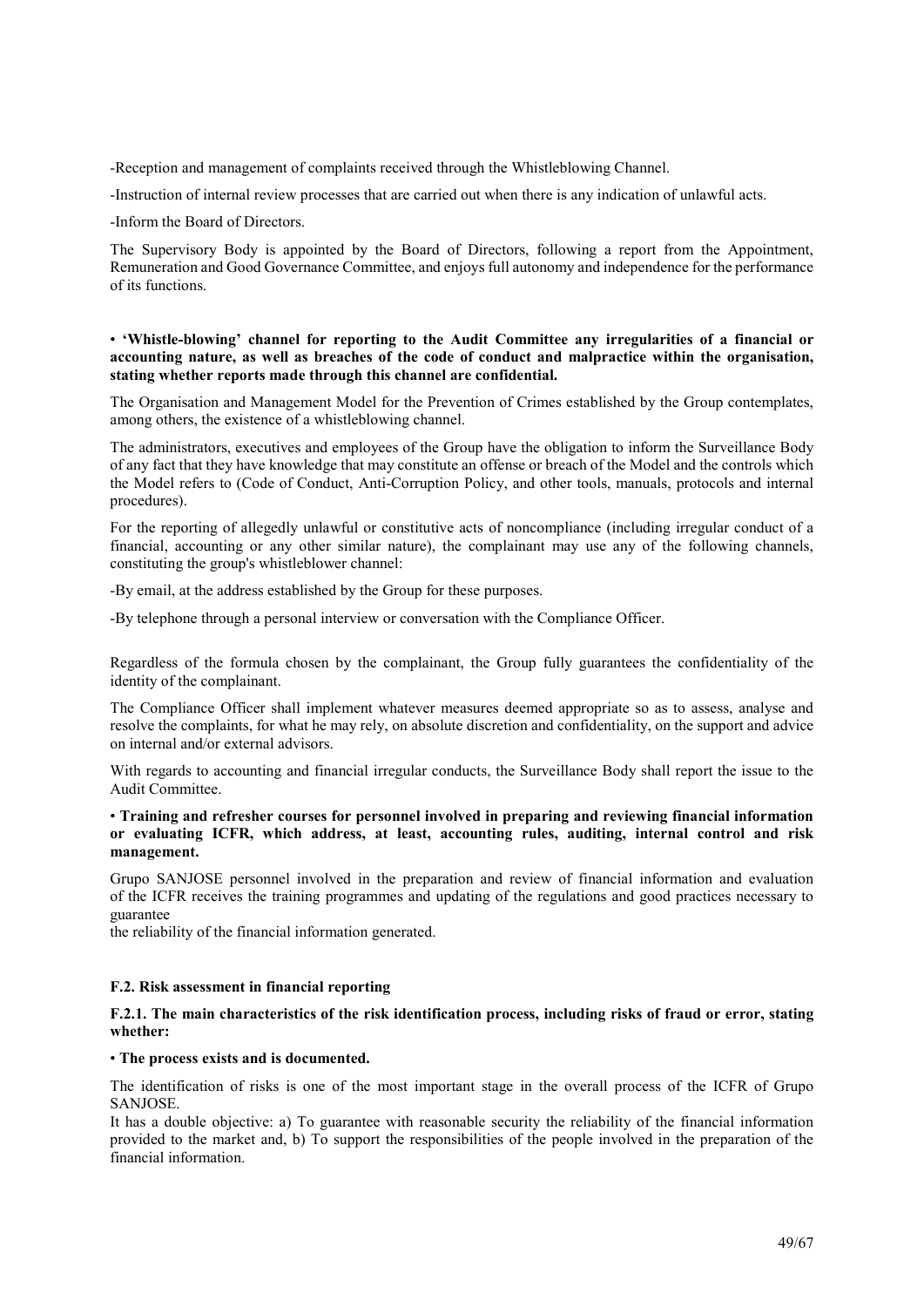-Reception and management of complaints received through the Whistleblowing Channel.

-Instruction of internal review processes that are carried out when there is any indication of unlawful acts.

-Inform the Board of Directors.

The Supervisory Body is appointed by the Board of Directors, following a report from the Appointment, Remuneration and Good Governance Committee, and enjoys full autonomy and independence for the performance of its functions.

**• 'Whistle-blowing' channel for reporting to the Audit Committee any irregularities of a financial or accounting nature, as well as breaches of the code of conduct and malpractice within the organisation, stating whether reports made through this channel are confidential.**

The Organisation and Management Model for the Prevention of Crimes established by the Group contemplates, among others, the existence of a whistleblowing channel.

The administrators, executives and employees of the Group have the obligation to inform the Surveillance Body of any fact that they have knowledge that may constitute an offense or breach of the Model and the controls which the Model refers to (Code of Conduct, Anti-Corruption Policy, and other tools, manuals, protocols and internal procedures).

For the reporting of allegedly unlawful or constitutive acts of noncompliance (including irregular conduct of a financial, accounting or any other similar nature), the complainant may use any of the following channels, constituting the group's whistleblower channel:

-By email, at the address established by the Group for these purposes.

-By telephone through a personal interview or conversation with the Compliance Officer.

Regardless of the formula chosen by the complainant, the Group fully guarantees the confidentiality of the identity of the complainant.

The Compliance Officer shall implement whatever measures deemed appropriate so as to assess, analyse and resolve the complaints, for what he may rely, on absolute discretion and confidentiality, on the support and advice on internal and/or external advisors.

With regards to accounting and financial irregular conducts, the Surveillance Body shall report the issue to the Audit Committee.

**• Training and refresher courses for personnel involved in preparing and reviewing financial information or evaluating ICFR, which address, at least, accounting rules, auditing, internal control and risk management.**

Grupo SANJOSE personnel involved in the preparation and review of financial information and evaluation of the ICFR receives the training programmes and updating of the regulations and good practices necessary to guarantee
the reliability of the financial information generated.

**F.2. Risk assessment in financial reporting**

**F.2.1. The main characteristics of the risk identification process, including risks of fraud or error, stating whether:**

**• The process exists and is documented.**

The identification of risks is one of the most important stage in the overall process of the ICFR of Grupo SANJOSE.

It has a double objective: a) To guarantee with reasonable security the reliability of the financial information provided to the market and, b) To support the responsibilities of the people involved in the preparation of the financial information.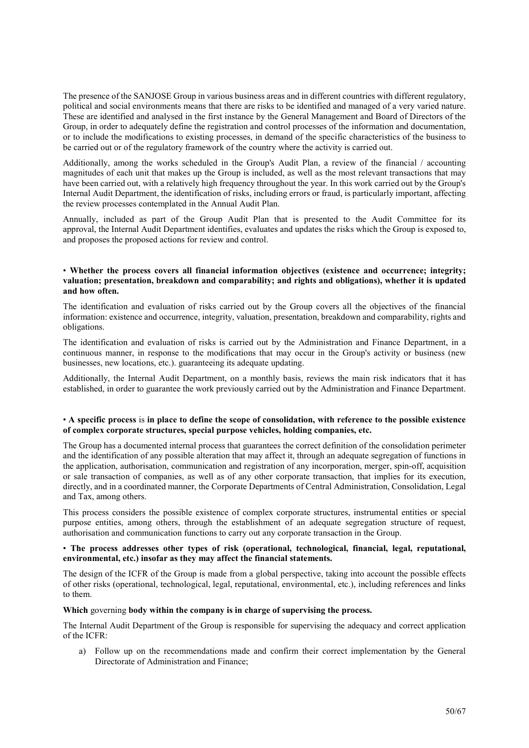The presence of the SANJOSE Group in various business areas and in different countries with different regulatory, political and social environments means that there are risks to be identified and managed of a very varied nature. These are identified and analysed in the first instance by the General Management and Board of Directors of the Group, in order to adequately define the registration and control processes of the information and documentation, or to include the modifications to existing processes, in demand of the specific characteristics of the business to be carried out or of the regulatory framework of the country where the activity is carried out.

Additionally, among the works scheduled in the Group's Audit Plan, a review of the financial / accounting magnitudes of each unit that makes up the Group is included, as well as the most relevant transactions that may have been carried out, with a relatively high frequency throughout the year. In this work carried out by the Group's Internal Audit Department, the identification of risks, including errors or fraud, is particularly important, affecting the review processes contemplated in the Annual Audit Plan.

Annually, included as part of the Group Audit Plan that is presented to the Audit Committee for its approval, the Internal Audit Department identifies, evaluates and updates the risks which the Group is exposed to, and proposes the proposed actions for review and control.

• **Whether the process covers all financial information objectives (existence and occurrence; integrity; valuation; presentation, breakdown and comparability; and rights and obligations), whether it is updated and how often.**

The identification and evaluation of risks carried out by the Group covers all the objectives of the financial information: existence and occurrence, integrity, valuation, presentation, breakdown and comparability, rights and obligations.

The identification and evaluation of risks is carried out by the Administration and Finance Department, in a continuous manner, in response to the modifications that may occur in the Group's activity or business (new businesses, new locations, etc.). guaranteeing its adequate updating.

Additionally, the Internal Audit Department, on a monthly basis, reviews the main risk indicators that it has established, in order to guarantee the work previously carried out by the Administration and Finance Department.

• **A specific process** is **in place to define the scope of consolidation, with reference to the possible existence of complex corporate structures, special purpose vehicles, holding companies, etc.**

The Group has a documented internal process that guarantees the correct definition of the consolidation perimeter and the identification of any possible alteration that may affect it, through an adequate segregation of functions in the application, authorisation, communication and registration of any incorporation, merger, spin-off, acquisition or sale transaction of companies, as well as of any other corporate transaction, that implies for its execution, directly, and in a coordinated manner, the Corporate Departments of Central Administration, Consolidation, Legal and Tax, among others.

This process considers the possible existence of complex corporate structures, instrumental entities or special purpose entities, among others, through the establishment of an adequate segregation structure of request, authorisation and communication functions to carry out any corporate transaction in the Group.

• **The process addresses other types of risk (operational, technological, financial, legal, reputational, environmental, etc.) insofar as they may affect the financial statements.**

The design of the ICFR of the Group is made from a global perspective, taking into account the possible effects of other risks (operational, technological, legal, reputational, environmental, etc.), including references and links to them.

**Which** governing **body within the company is in charge of supervising the process.**

The Internal Audit Department of the Group is responsible for supervising the adequacy and correct application of the ICFR:

a) Follow up on the recommendations made and confirm their correct implementation by the General Directorate of Administration and Finance;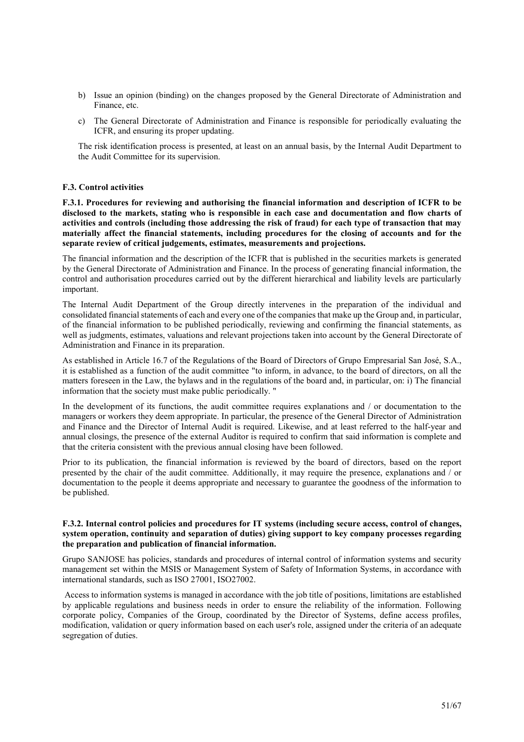b) Issue an opinion (binding) on the changes proposed by the General Directorate of Administration and Finance, etc.

c) The General Directorate of Administration and Finance is responsible for periodically evaluating the ICFR, and ensuring its proper updating.

The risk identification process is presented, at least on an annual basis, by the Internal Audit Department to the Audit Committee for its supervision.

### F.3. Control activities

**F.3.1. Procedures for reviewing and authorising the financial information and description of ICFR to be disclosed to the markets, stating who is responsible in each case and documentation and flow charts of activities and controls (including those addressing the risk of fraud) for each type of transaction that may materially affect the financial statements, including procedures for the closing of accounts and for the separate review of critical judgements, estimates, measurements and projections.**

The financial information and the description of the ICFR that is published in the securities markets is generated by the General Directorate of Administration and Finance. In the process of generating financial information, the control and authorisation procedures carried out by the different hierarchical and liability levels are particularly important.

The Internal Audit Department of the Group directly intervenes in the preparation of the individual and consolidated financial statements of each and every one of the companies that make up the Group and, in particular, of the financial information to be published periodically, reviewing and confirming the financial statements, as well as judgments, estimates, valuations and relevant projections taken into account by the General Directorate of Administration and Finance in its preparation.

As established in Article 16.7 of the Regulations of the Board of Directors of Grupo Empresarial San José, S.A., it is established as a function of the audit committee "to inform, in advance, to the board of directors, on all the matters foreseen in the Law, the bylaws and in the regulations of the board and, in particular, on: i) The financial information that the society must make public periodically. "

In the development of its functions, the audit committee requires explanations and / or documentation to the managers or workers they deem appropriate. In particular, the presence of the General Director of Administration and Finance and the Director of Internal Audit is required. Likewise, and at least referred to the half-year and annual closings, the presence of the external Auditor is required to confirm that said information is complete and that the criteria consistent with the previous annual closing have been followed.

Prior to its publication, the financial information is reviewed by the board of directors, based on the report presented by the chair of the audit committee. Additionally, it may require the presence, explanations and / or documentation to the people it deems appropriate and necessary to guarantee the goodness of the information to be published.

**F.3.2. Internal control policies and procedures for IT systems (including secure access, control of changes, system operation, continuity and separation of duties) giving support to key company processes regarding the preparation and publication of financial information.**

Grupo SANJOSE has policies, standards and procedures of internal control of information systems and security management set within the MSIS or Management System of Safety of Information Systems, in accordance with international standards, such as ISO 27001, ISO27002.

Access to information systems is managed in accordance with the job title of positions, limitations are established by applicable regulations and business needs in order to ensure the reliability of the information. Following corporate policy, Companies of the Group, coordinated by the Director of Systems, define access profiles, modification, validation or query information based on each user's role, assigned under the criteria of an adequate segregation of duties.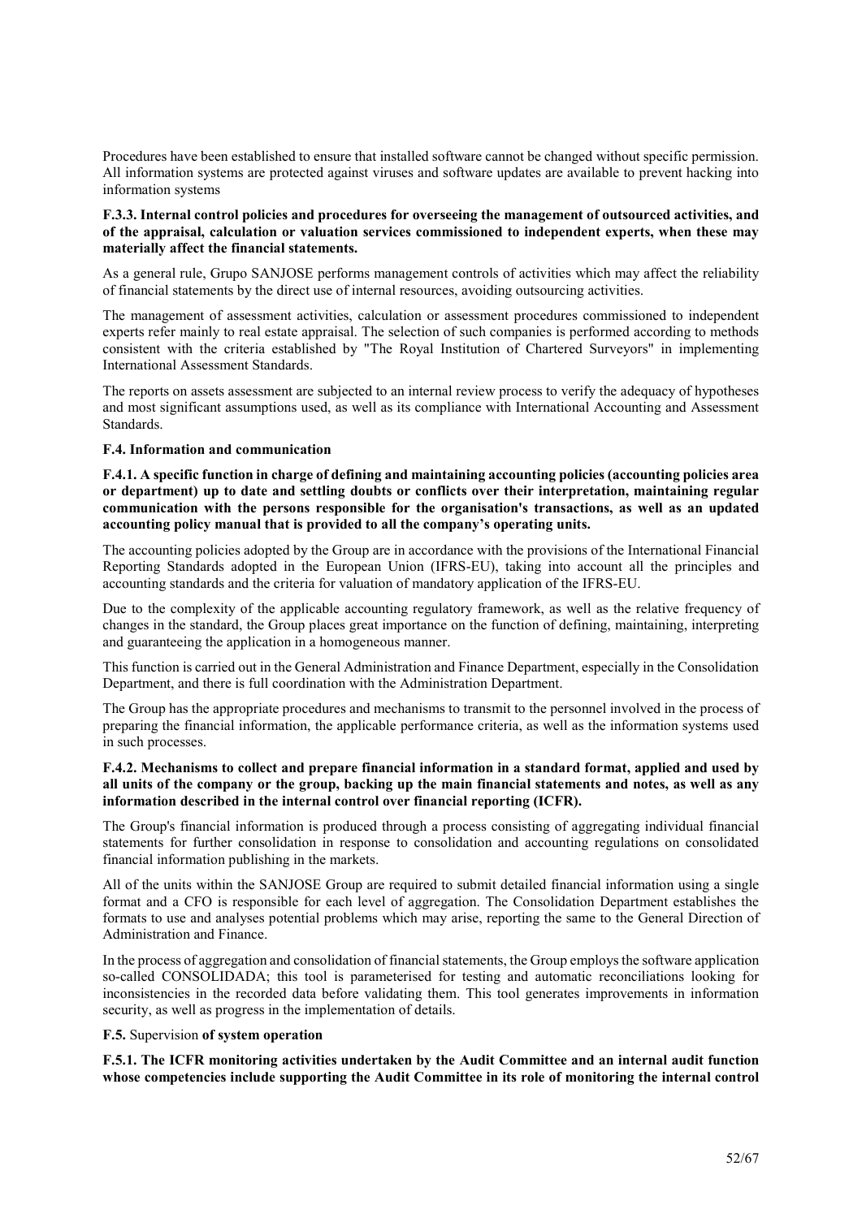Procedures have been established to ensure that installed software cannot be changed without specific permission. All information systems are protected against viruses and software updates are available to prevent hacking into information systems

**F.3.3. Internal control policies and procedures for overseeing the management of outsourced activities, and of the appraisal, calculation or valuation services commissioned to independent experts, when these may materially affect the financial statements.**

As a general rule, Grupo SANJOSE performs management controls of activities which may affect the reliability of financial statements by the direct use of internal resources, avoiding outsourcing activities.

The management of assessment activities, calculation or assessment procedures commissioned to independent experts refer mainly to real estate appraisal. The selection of such companies is performed according to methods consistent with the criteria established by "The Royal Institution of Chartered Surveyors" in implementing International Assessment Standards.

The reports on assets assessment are subjected to an internal review process to verify the adequacy of hypotheses and most significant assumptions used, as well as its compliance with International Accounting and Assessment Standards.

**F.4. Information and communication**

**F.4.1. A specific function in charge of defining and maintaining accounting policies (accounting policies area or department) up to date and settling doubts or conflicts over their interpretation, maintaining regular communication with the persons responsible for the organisation's transactions, as well as an updated accounting policy manual that is provided to all the company's operating units.**

The accounting policies adopted by the Group are in accordance with the provisions of the International Financial Reporting Standards adopted in the European Union (IFRS-EU), taking into account all the principles and accounting standards and the criteria for valuation of mandatory application of the IFRS-EU.

Due to the complexity of the applicable accounting regulatory framework, as well as the relative frequency of changes in the standard, the Group places great importance on the function of defining, maintaining, interpreting and guaranteeing the application in a homogeneous manner.

This function is carried out in the General Administration and Finance Department, especially in the Consolidation Department, and there is full coordination with the Administration Department.

The Group has the appropriate procedures and mechanisms to transmit to the personnel involved in the process of preparing the financial information, the applicable performance criteria, as well as the information systems used in such processes.

**F.4.2. Mechanisms to collect and prepare financial information in a standard format, applied and used by all units of the company or the group, backing up the main financial statements and notes, as well as any information described in the internal control over financial reporting (ICFR).**

The Group's financial information is produced through a process consisting of aggregating individual financial statements for further consolidation in response to consolidation and accounting regulations on consolidated financial information publishing in the markets.

All of the units within the SANJOSE Group are required to submit detailed financial information using a single format and a CFO is responsible for each level of aggregation. The Consolidation Department establishes the formats to use and analyses potential problems which may arise, reporting the same to the General Direction of Administration and Finance.

In the process of aggregation and consolidation of financial statements, the Group employs the software application so-called CONSOLIDADA; this tool is parameterised for testing and automatic reconciliations looking for inconsistencies in the recorded data before validating them. This tool generates improvements in information security, as well as progress in the implementation of details.

**F.5.** Supervision **of system operation**

**F.5.1. The ICFR monitoring activities undertaken by the Audit Committee and an internal audit function whose competencies include supporting the Audit Committee in its role of monitoring the internal control**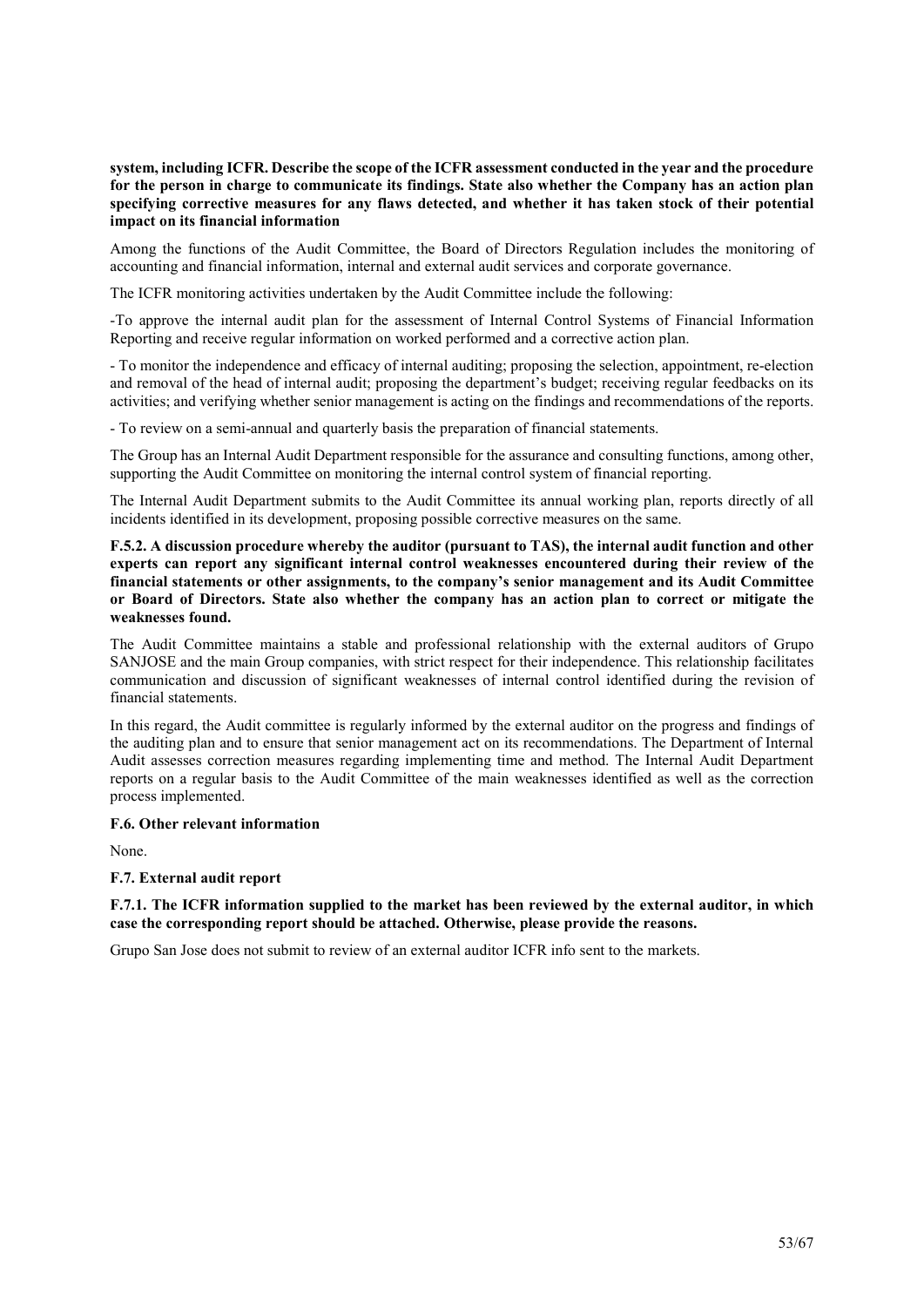**system, including ICFR. Describe the scope of the ICFR assessment conducted in the year and the procedure for the person in charge to communicate its findings. State also whether the Company has an action plan specifying corrective measures for any flaws detected, and whether it has taken stock of their potential impact on its financial information**

Among the functions of the Audit Committee, the Board of Directors Regulation includes the monitoring of accounting and financial information, internal and external audit services and corporate governance.

The ICFR monitoring activities undertaken by the Audit Committee include the following:

-To approve the internal audit plan for the assessment of Internal Control Systems of Financial Information Reporting and receive regular information on worked performed and a corrective action plan.

- To monitor the independence and efficacy of internal auditing; proposing the selection, appointment, re-election and removal of the head of internal audit; proposing the department's budget; receiving regular feedbacks on its activities; and verifying whether senior management is acting on the findings and recommendations of the reports.

- To review on a semi-annual and quarterly basis the preparation of financial statements.

The Group has an Internal Audit Department responsible for the assurance and consulting functions, among other, supporting the Audit Committee on monitoring the internal control system of financial reporting.

The Internal Audit Department submits to the Audit Committee its annual working plan, reports directly of all incidents identified in its development, proposing possible corrective measures on the same.

**F.5.2. A discussion procedure whereby the auditor (pursuant to TAS), the internal audit function and other experts can report any significant internal control weaknesses encountered during their review of the financial statements or other assignments, to the company's senior management and its Audit Committee or Board of Directors. State also whether the company has an action plan to correct or mitigate the weaknesses found.**

The Audit Committee maintains a stable and professional relationship with the external auditors of Grupo SANJOSE and the main Group companies, with strict respect for their independence. This relationship facilitates communication and discussion of significant weaknesses of internal control identified during the revision of financial statements.

In this regard, the Audit committee is regularly informed by the external auditor on the progress and findings of the auditing plan and to ensure that senior management act on its recommendations. The Department of Internal Audit assesses correction measures regarding implementing time and method. The Internal Audit Department reports on a regular basis to the Audit Committee of the main weaknesses identified as well as the correction process implemented.

**F.6. Other relevant information**

None.

**F.7. External audit report**

**F.7.1. The ICFR information supplied to the market has been reviewed by the external auditor, in which case the corresponding report should be attached. Otherwise, please provide the reasons.**

Grupo San Jose does not submit to review of an external auditor ICFR info sent to the markets.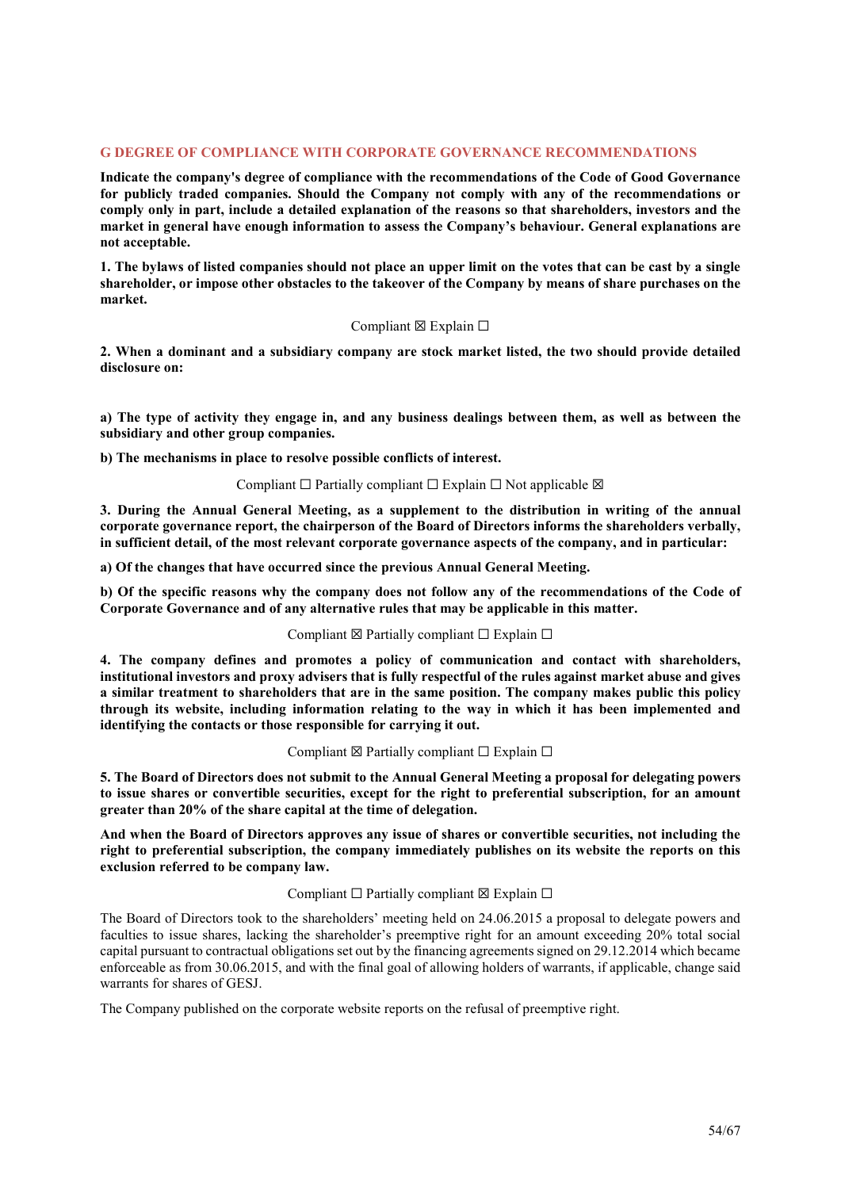## G DEGREE OF COMPLIANCE WITH CORPORATE GOVERNANCE RECOMMENDATIONS

**Indicate the company's degree of compliance with the recommendations of the Code of Good Governance for publicly traded companies. Should the Company not comply with any of the recommendations or comply only in part, include a detailed explanation of the reasons so that shareholders, investors and the market in general have enough information to assess the Company's behaviour. General explanations are not acceptable.**

**1. The bylaws of listed companies should not place an upper limit on the votes that can be cast by a single shareholder, or impose other obstacles to the takeover of the Company by means of share purchases on the market.**

Compliant ☒ Explain ☐

**2. When a dominant and a subsidiary company are stock market listed, the two should provide detailed disclosure on:**

**a) The type of activity they engage in, and any business dealings between them, as well as between the subsidiary and other group companies.**

**b) The mechanisms in place to resolve possible conflicts of interest.**

Compliant ☐ Partially compliant ☐ Explain ☐ Not applicable ☒

**3. During the Annual General Meeting, as a supplement to the distribution in writing of the annual corporate governance report, the chairperson of the Board of Directors informs the shareholders verbally, in sufficient detail, of the most relevant corporate governance aspects of the company, and in particular:**

**a) Of the changes that have occurred since the previous Annual General Meeting.**

**b) Of the specific reasons why the company does not follow any of the recommendations of the Code of Corporate Governance and of any alternative rules that may be applicable in this matter.**

Compliant ☒ Partially compliant ☐ Explain ☐

**4. The company defines and promotes a policy of communication and contact with shareholders, institutional investors and proxy advisers that is fully respectful of the rules against market abuse and gives a similar treatment to shareholders that are in the same position. The company makes public this policy through its website, including information relating to the way in which it has been implemented and identifying the contacts or those responsible for carrying it out.**

Compliant ☒ Partially compliant ☐ Explain ☐

**5. The Board of Directors does not submit to the Annual General Meeting a proposal for delegating powers to issue shares or convertible securities, except for the right to preferential subscription, for an amount greater than 20% of the share capital at the time of delegation.**

**And when the Board of Directors approves any issue of shares or convertible securities, not including the right to preferential subscription, the company immediately publishes on its website the reports on this exclusion referred to be company law.**

Compliant ☐ Partially compliant ☒ Explain ☐

The Board of Directors took to the shareholders' meeting held on 24.06.2015 a proposal to delegate powers and faculties to issue shares, lacking the shareholder's preemptive right for an amount exceeding 20% total social capital pursuant to contractual obligations set out by the financing agreements signed on 29.12.2014 which became enforceable as from 30.06.2015, and with the final goal of allowing holders of warrants, if applicable, change said warrants for shares of GESJ.

The Company published on the corporate website reports on the refusal of preemptive right.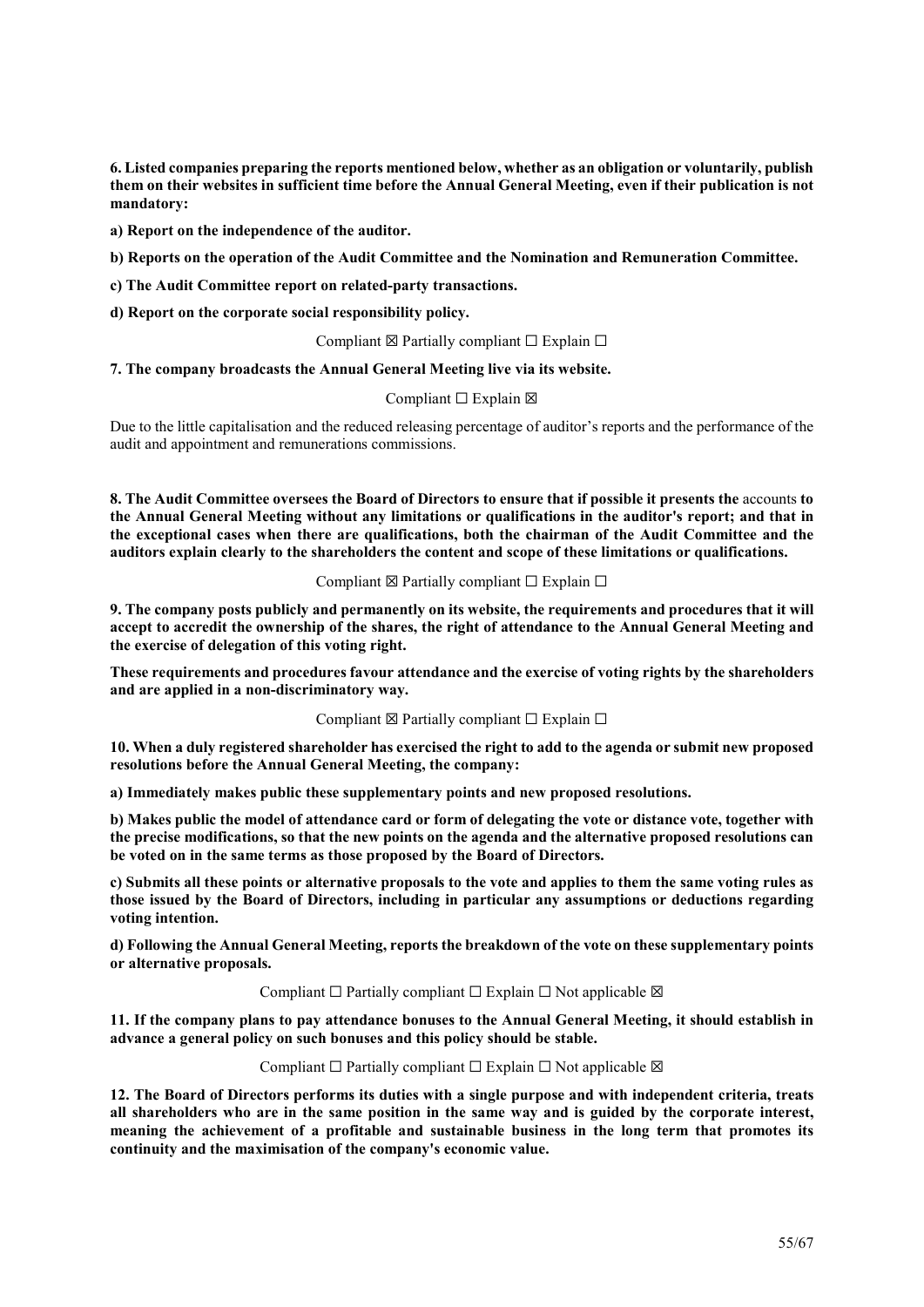**6. Listed companies preparing the reports mentioned below, whether as an obligation or voluntarily, publish them on their websites in sufficient time before the Annual General Meeting, even if their publication is not mandatory:**

**a) Report on the independence of the auditor.**

**b) Reports on the operation of the Audit Committee and the Nomination and Remuneration Committee.**

**c) The Audit Committee report on related-party transactions.**

**d) Report on the corporate social responsibility policy.**

Compliant ☒ Partially compliant ☐ Explain ☐

**7. The company broadcasts the Annual General Meeting live via its website.**

Compliant ☐ Explain ☒

Due to the little capitalisation and the reduced releasing percentage of auditor's reports and the performance of the audit and appointment and remunerations commissions.

**8. The Audit Committee oversees the Board of Directors to ensure that if possible it presents the** accounts **to the Annual General Meeting without any limitations or qualifications in the auditor's report; and that in the exceptional cases when there are qualifications, both the chairman of the Audit Committee and the auditors explain clearly to the shareholders the content and scope of these limitations or qualifications.**

Compliant ☒ Partially compliant ☐ Explain ☐

**9. The company posts publicly and permanently on its website, the requirements and procedures that it will accept to accredit the ownership of the shares, the right of attendance to the Annual General Meeting and the exercise of delegation of this voting right.**

**These requirements and procedures favour attendance and the exercise of voting rights by the shareholders and are applied in a non-discriminatory way.**

Compliant ☒ Partially compliant ☐ Explain ☐

**10. When a duly registered shareholder has exercised the right to add to the agenda or submit new proposed resolutions before the Annual General Meeting, the company:**

**a) Immediately makes public these supplementary points and new proposed resolutions.**

**b) Makes public the model of attendance card or form of delegating the vote or distance vote, together with the precise modifications, so that the new points on the agenda and the alternative proposed resolutions can be voted on in the same terms as those proposed by the Board of Directors.**

**c) Submits all these points or alternative proposals to the vote and applies to them the same voting rules as those issued by the Board of Directors, including in particular any assumptions or deductions regarding voting intention.**

**d) Following the Annual General Meeting, reports the breakdown of the vote on these supplementary points or alternative proposals.**

Compliant ☐ Partially compliant ☐ Explain ☐ Not applicable ☒

**11. If the company plans to pay attendance bonuses to the Annual General Meeting, it should establish in advance a general policy on such bonuses and this policy should be stable.**

Compliant ☐ Partially compliant ☐ Explain ☐ Not applicable ☒

**12. The Board of Directors performs its duties with a single purpose and with independent criteria, treats all shareholders who are in the same position in the same way and is guided by the corporate interest, meaning the achievement of a profitable and sustainable business in the long term that promotes its continuity and the maximisation of the company's economic value.**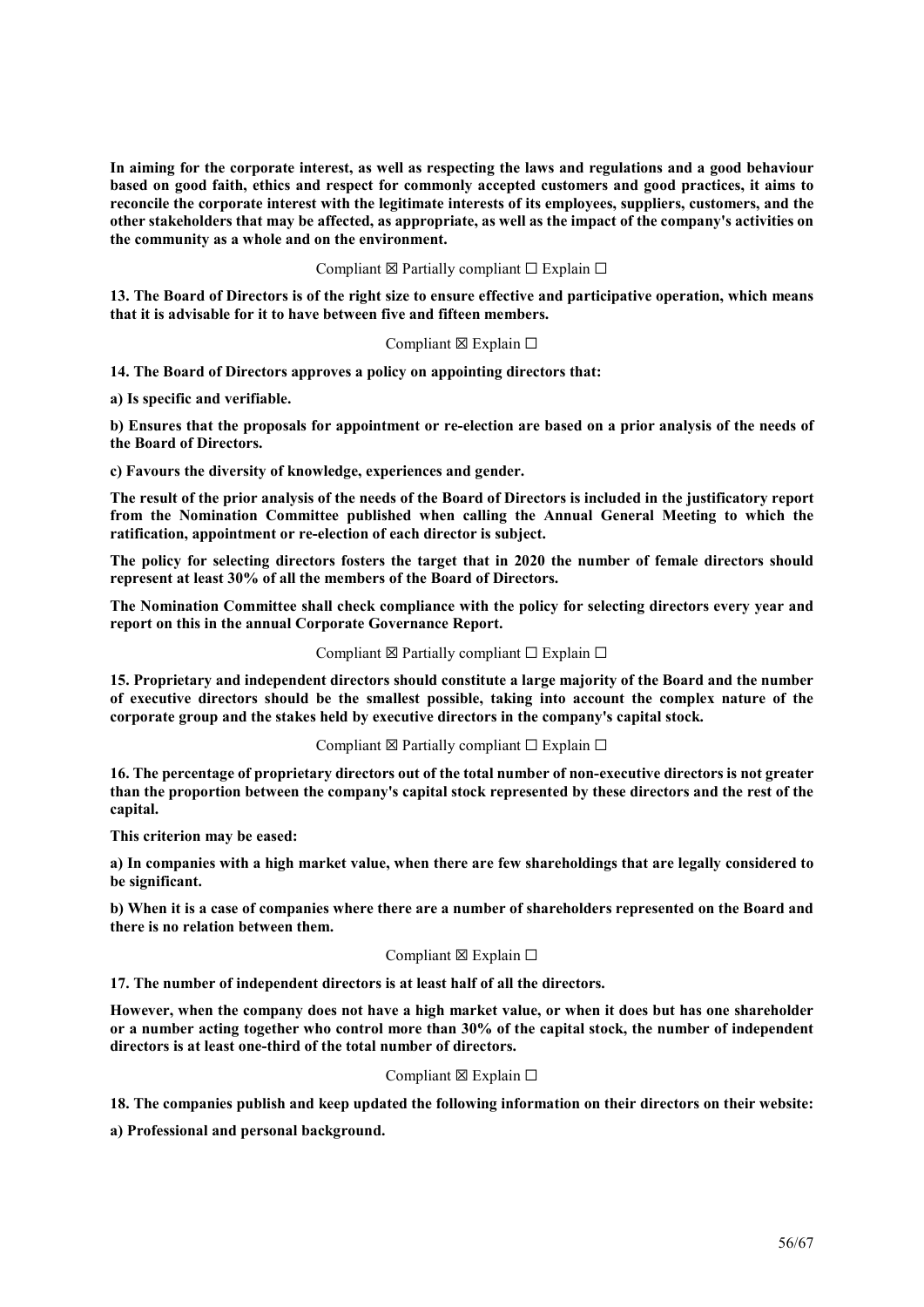**In aiming for the corporate interest, as well as respecting the laws and regulations and a good behaviour based on good faith, ethics and respect for commonly accepted customers and good practices, it aims to reconcile the corporate interest with the legitimate interests of its employees, suppliers, customers, and the other stakeholders that may be affected, as appropriate, as well as the impact of the company's activities on the community as a whole and on the environment.**

Compliant ☒ Partially compliant ☐ Explain ☐

**13. The Board of Directors is of the right size to ensure effective and participative operation, which means that it is advisable for it to have between five and fifteen members.**

Compliant ☒ Explain ☐

**14. The Board of Directors approves a policy on appointing directors that:**

**a) Is specific and verifiable.**

**b) Ensures that the proposals for appointment or re-election are based on a prior analysis of the needs of the Board of Directors.**

**c) Favours the diversity of knowledge, experiences and gender.**

**The result of the prior analysis of the needs of the Board of Directors is included in the justificatory report from the Nomination Committee published when calling the Annual General Meeting to which the ratification, appointment or re-election of each director is subject.**

**The policy for selecting directors fosters the target that in 2020 the number of female directors should represent at least 30% of all the members of the Board of Directors.**

**The Nomination Committee shall check compliance with the policy for selecting directors every year and report on this in the annual Corporate Governance Report.**

Compliant ☒ Partially compliant ☐ Explain ☐

**15. Proprietary and independent directors should constitute a large majority of the Board and the number of executive directors should be the smallest possible, taking into account the complex nature of the corporate group and the stakes held by executive directors in the company's capital stock.**

Compliant ☒ Partially compliant ☐ Explain ☐

**16. The percentage of proprietary directors out of the total number of non-executive directors is not greater than the proportion between the company's capital stock represented by these directors and the rest of the capital.**

**This criterion may be eased:**

**a) In companies with a high market value, when there are few shareholdings that are legally considered to be significant.**

**b) When it is a case of companies where there are a number of shareholders represented on the Board and there is no relation between them.**

Compliant ☒ Explain ☐

**17. The number of independent directors is at least half of all the directors.**

**However, when the company does not have a high market value, or when it does but has one shareholder or a number acting together who control more than 30% of the capital stock, the number of independent directors is at least one-third of the total number of directors.**

Compliant ☒ Explain ☐

**18. The companies publish and keep updated the following information on their directors on their website:**

**a) Professional and personal background.**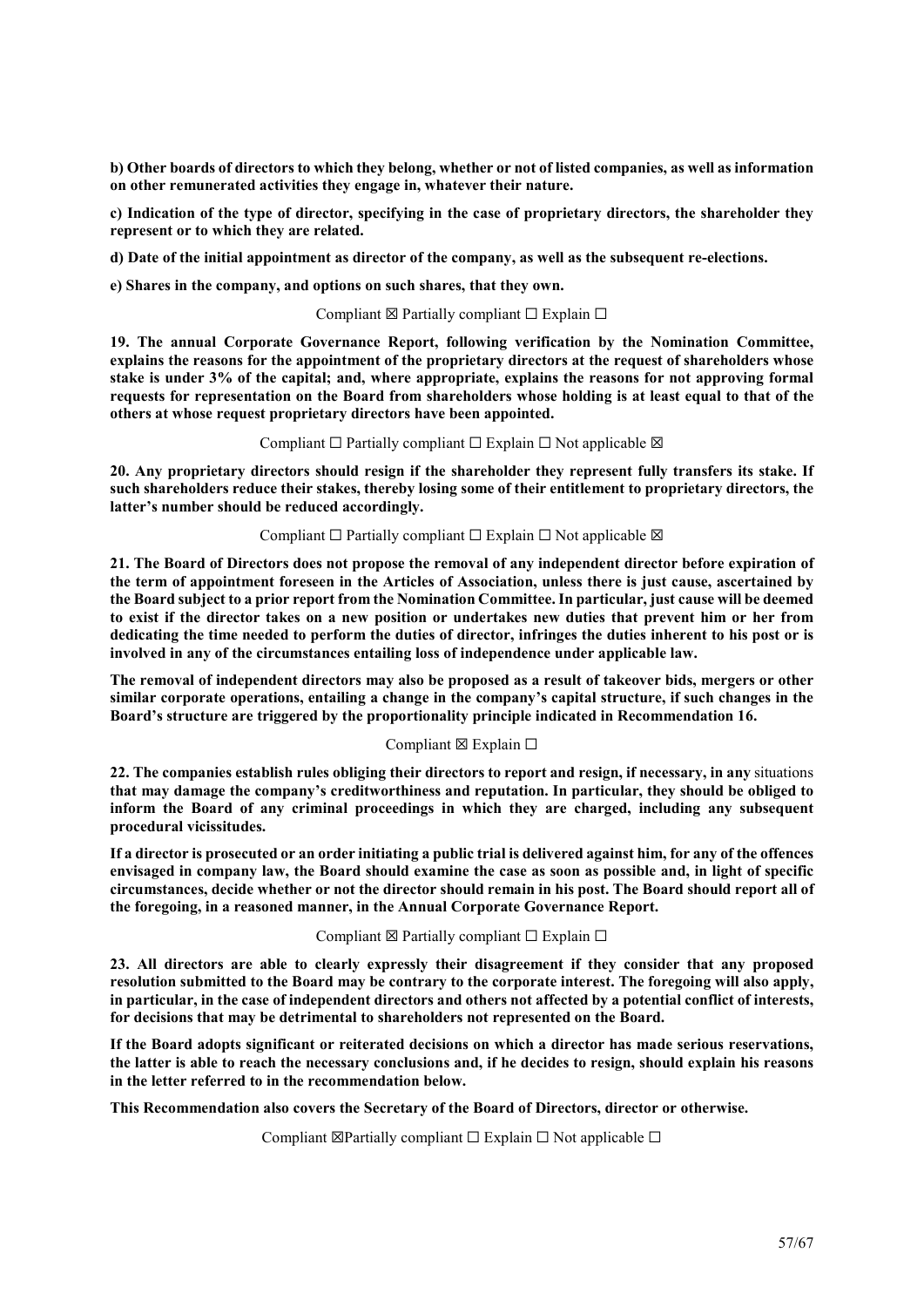**b) Other boards of directors to which they belong, whether or not of listed companies, as well as information on other remunerated activities they engage in, whatever their nature.**

**c) Indication of the type of director, specifying in the case of proprietary directors, the shareholder they represent or to which they are related.**

**d) Date of the initial appointment as director of the company, as well as the subsequent re-elections.**

**e) Shares in the company, and options on such shares, that they own.**

Compliant ☒ Partially compliant ☐ Explain ☐

**19. The annual Corporate Governance Report, following verification by the Nomination Committee, explains the reasons for the appointment of the proprietary directors at the request of shareholders whose stake is under 3% of the capital; and, where appropriate, explains the reasons for not approving formal requests for representation on the Board from shareholders whose holding is at least equal to that of the others at whose request proprietary directors have been appointed.**

Compliant ☐ Partially compliant ☐ Explain ☐ Not applicable ☒

**20. Any proprietary directors should resign if the shareholder they represent fully transfers its stake. If such shareholders reduce their stakes, thereby losing some of their entitlement to proprietary directors, the latter's number should be reduced accordingly.**

Compliant ☐ Partially compliant ☐ Explain ☐ Not applicable ☒

**21. The Board of Directors does not propose the removal of any independent director before expiration of the term of appointment foreseen in the Articles of Association, unless there is just cause, ascertained by the Board subject to a prior report from the Nomination Committee. In particular, just cause will be deemed to exist if the director takes on a new position or undertakes new duties that prevent him or her from dedicating the time needed to perform the duties of director, infringes the duties inherent to his post or is involved in any of the circumstances entailing loss of independence under applicable law.**

**The removal of independent directors may also be proposed as a result of takeover bids, mergers or other similar corporate operations, entailing a change in the company's capital structure, if such changes in the Board's structure are triggered by the proportionality principle indicated in Recommendation 16.**

Compliant ☒ Explain ☐

**22. The companies establish rules obliging their directors to report and resign, if necessary, in any** situations **that may damage the company's creditworthiness and reputation. In particular, they should be obliged to inform the Board of any criminal proceedings in which they are charged, including any subsequent procedural vicissitudes.**

**If a director is prosecuted or an order initiating a public trial is delivered against him, for any of the offences envisaged in company law, the Board should examine the case as soon as possible and, in light of specific circumstances, decide whether or not the director should remain in his post. The Board should report all of the foregoing, in a reasoned manner, in the Annual Corporate Governance Report.**

Compliant ☒ Partially compliant ☐ Explain ☐

**23. All directors are able to clearly expressly their disagreement if they consider that any proposed resolution submitted to the Board may be contrary to the corporate interest. The foregoing will also apply, in particular, in the case of independent directors and others not affected by a potential conflict of interests, for decisions that may be detrimental to shareholders not represented on the Board.**

**If the Board adopts significant or reiterated decisions on which a director has made serious reservations, the latter is able to reach the necessary conclusions and, if he decides to resign, should explain his reasons in the letter referred to in the recommendation below.**

**This Recommendation also covers the Secretary of the Board of Directors, director or otherwise.**

Compliant ☒Partially compliant ☐ Explain ☐ Not applicable ☐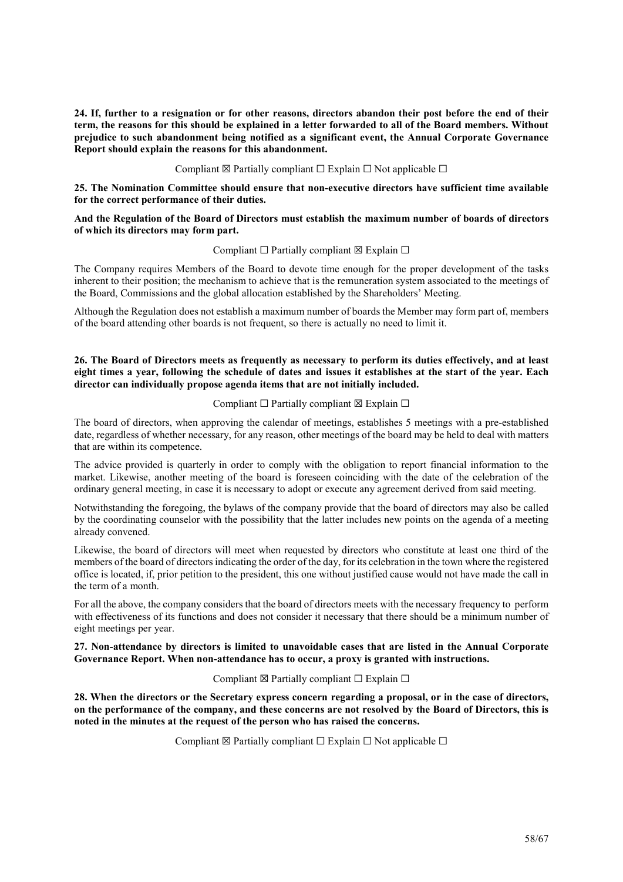**24. If, further to a resignation or for other reasons, directors abandon their post before the end of their term, the reasons for this should be explained in a letter forwarded to all of the Board members. Without prejudice to such abandonment being notified as a significant event, the Annual Corporate Governance Report should explain the reasons for this abandonment.**

Compliant ☒ Partially compliant ☐ Explain ☐ Not applicable ☐

**25. The Nomination Committee should ensure that non-executive directors have sufficient time available for the correct performance of their duties.**

**And the Regulation of the Board of Directors must establish the maximum number of boards of directors of which its directors may form part.**

Compliant ☐ Partially compliant ☒ Explain ☐

The Company requires Members of the Board to devote time enough for the proper development of the tasks inherent to their position; the mechanism to achieve that is the remuneration system associated to the meetings of the Board, Commissions and the global allocation established by the Shareholders' Meeting.

Although the Regulation does not establish a maximum number of boards the Member may form part of, members of the board attending other boards is not frequent, so there is actually no need to limit it.

**26. The Board of Directors meets as frequently as necessary to perform its duties effectively, and at least eight times a year, following the schedule of dates and issues it establishes at the start of the year. Each director can individually propose agenda items that are not initially included.**

Compliant ☐ Partially compliant ☒ Explain ☐

The board of directors, when approving the calendar of meetings, establishes 5 meetings with a pre-established date, regardless of whether necessary, for any reason, other meetings of the board may be held to deal with matters that are within its competence.

The advice provided is quarterly in order to comply with the obligation to report financial information to the market. Likewise, another meeting of the board is foreseen coinciding with the date of the celebration of the ordinary general meeting, in case it is necessary to adopt or execute any agreement derived from said meeting.

Notwithstanding the foregoing, the bylaws of the company provide that the board of directors may also be called by the coordinating counselor with the possibility that the latter includes new points on the agenda of a meeting already convened.

Likewise, the board of directors will meet when requested by directors who constitute at least one third of the members of the board of directors indicating the order of the day, for its celebration in the town where the registered office is located, if, prior petition to the president, this one without justified cause would not have made the call in the term of a month.

For all the above, the company considers that the board of directors meets with the necessary frequency to perform with effectiveness of its functions and does not consider it necessary that there should be a minimum number of eight meetings per year.

**27. Non-attendance by directors is limited to unavoidable cases that are listed in the Annual Corporate Governance Report. When non-attendance has to occur, a proxy is granted with instructions.**

Compliant ☒ Partially compliant ☐ Explain ☐

**28. When the directors or the Secretary express concern regarding a proposal, or in the case of directors, on the performance of the company, and these concerns are not resolved by the Board of Directors, this is noted in the minutes at the request of the person who has raised the concerns.**

Compliant ☒ Partially compliant ☐ Explain ☐ Not applicable ☐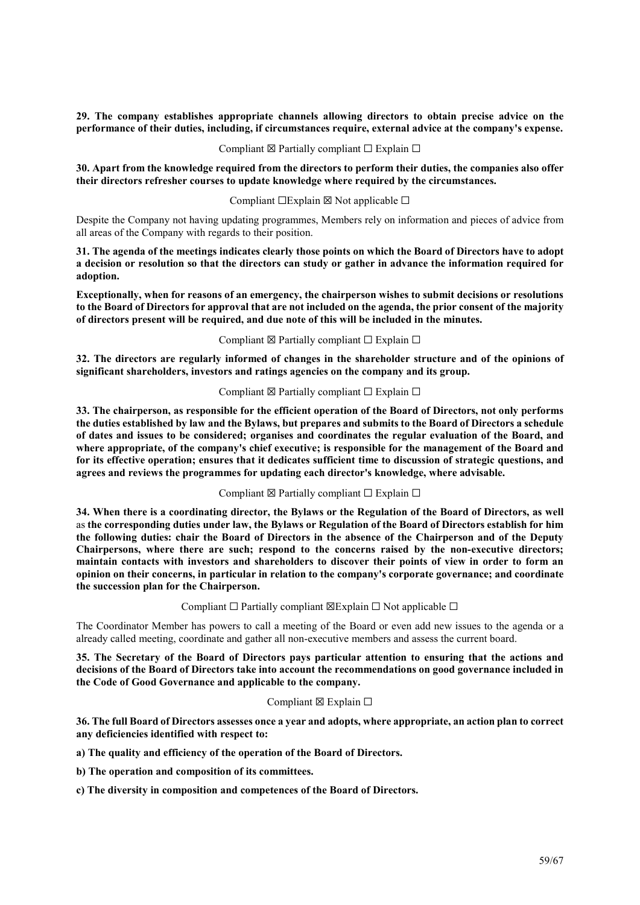**29. The company establishes appropriate channels allowing directors to obtain precise advice on the performance of their duties, including, if circumstances require, external advice at the company's expense.**

Compliant ☒ Partially compliant ☐ Explain ☐

**30. Apart from the knowledge required from the directors to perform their duties, the companies also offer their directors refresher courses to update knowledge where required by the circumstances.**

Compliant ☐Explain ☒ Not applicable ☐

Despite the Company not having updating programmes, Members rely on information and pieces of advice from all areas of the Company with regards to their position.

**31. The agenda of the meetings indicates clearly those points on which the Board of Directors have to adopt a decision or resolution so that the directors can study or gather in advance the information required for adoption.**

**Exceptionally, when for reasons of an emergency, the chairperson wishes to submit decisions or resolutions to the Board of Directors for approval that are not included on the agenda, the prior consent of the majority of directors present will be required, and due note of this will be included in the minutes.**

Compliant ☒ Partially compliant ☐ Explain ☐

**32. The directors are regularly informed of changes in the shareholder structure and of the opinions of significant shareholders, investors and ratings agencies on the company and its group.**

Compliant ☒ Partially compliant ☐ Explain ☐

**33. The chairperson, as responsible for the efficient operation of the Board of Directors, not only performs the duties established by law and the Bylaws, but prepares and submits to the Board of Directors a schedule of dates and issues to be considered; organises and coordinates the regular evaluation of the Board, and where appropriate, of the company's chief executive; is responsible for the management of the Board and for its effective operation; ensures that it dedicates sufficient time to discussion of strategic questions, and agrees and reviews the programmes for updating each director's knowledge, where advisable.**

Compliant ☒ Partially compliant ☐ Explain ☐

**34. When there is a coordinating director, the Bylaws or the Regulation of the Board of Directors, as well** as **the corresponding duties under law, the Bylaws or Regulation of the Board of Directors establish for him the following duties: chair the Board of Directors in the absence of the Chairperson and of the Deputy Chairpersons, where there are such; respond to the concerns raised by the non-executive directors; maintain contacts with investors and shareholders to discover their points of view in order to form an opinion on their concerns, in particular in relation to the company's corporate governance; and coordinate the succession plan for the Chairperson.**

Compliant ☐ Partially compliant ☒Explain ☐ Not applicable ☐

The Coordinator Member has powers to call a meeting of the Board or even add new issues to the agenda or a already called meeting, coordinate and gather all non-executive members and assess the current board.

**35. The Secretary of the Board of Directors pays particular attention to ensuring that the actions and decisions of the Board of Directors take into account the recommendations on good governance included in the Code of Good Governance and applicable to the company.**

Compliant ☒ Explain ☐

**36. The full Board of Directors assesses once a year and adopts, where appropriate, an action plan to correct any deficiencies identified with respect to:**

**a) The quality and efficiency of the operation of the Board of Directors.**

**b) The operation and composition of its committees.**

**c) The diversity in composition and competences of the Board of Directors.**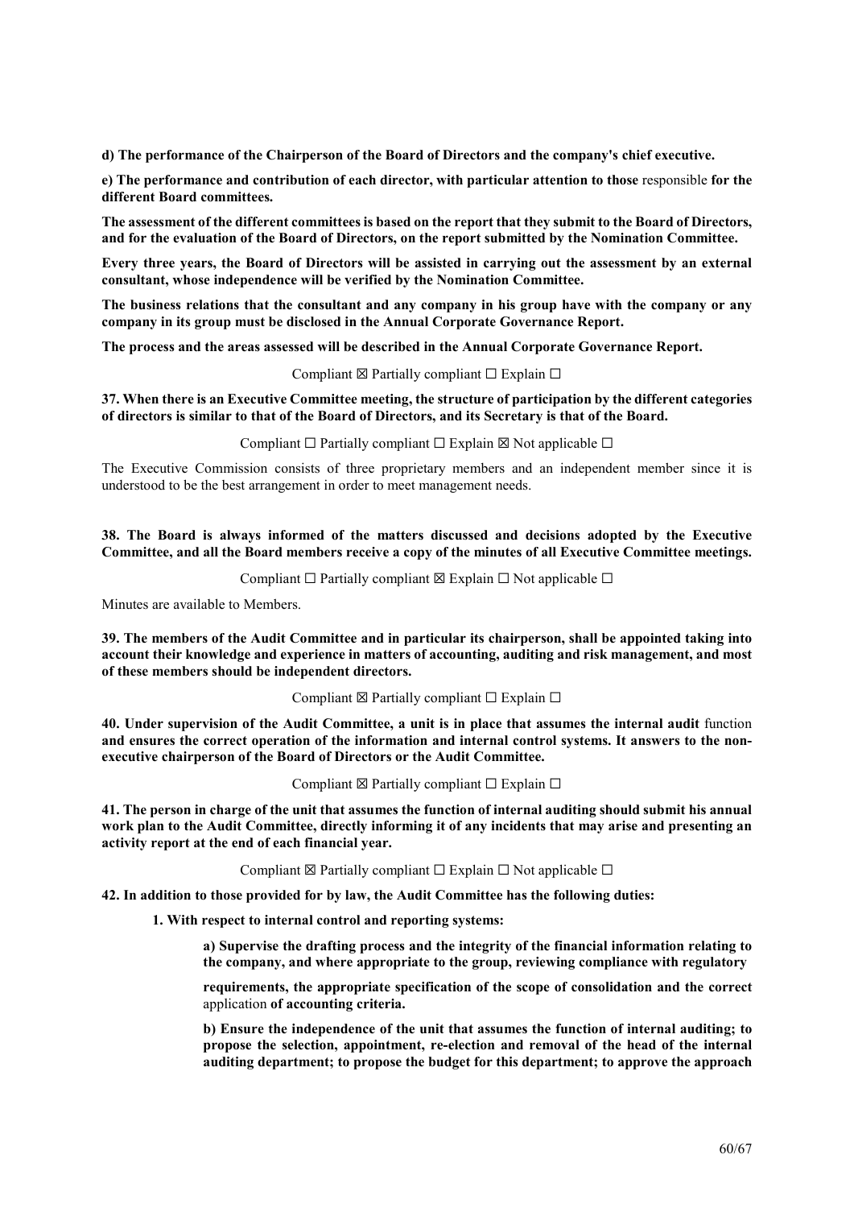**d) The performance of the Chairperson of the Board of Directors and the company's chief executive.**

**e) The performance and contribution of each director, with particular attention to those** responsible **for the different Board committees.**

**The assessment of the different committees is based on the report that they submit to the Board of Directors, and for the evaluation of the Board of Directors, on the report submitted by the Nomination Committee.**

**Every three years, the Board of Directors will be assisted in carrying out the assessment by an external consultant, whose independence will be verified by the Nomination Committee.**

**The business relations that the consultant and any company in his group have with the company or any company in its group must be disclosed in the Annual Corporate Governance Report.**

**The process and the areas assessed will be described in the Annual Corporate Governance Report.**

Compliant ☒ Partially compliant ☐ Explain ☐

**37. When there is an Executive Committee meeting, the structure of participation by the different categories of directors is similar to that of the Board of Directors, and its Secretary is that of the Board.**

Compliant ☐ Partially compliant ☐ Explain ☒ Not applicable ☐

The Executive Commission consists of three proprietary members and an independent member since it is understood to be the best arrangement in order to meet management needs.

**38. The Board is always informed of the matters discussed and decisions adopted by the Executive Committee, and all the Board members receive a copy of the minutes of all Executive Committee meetings.**

Compliant ☐ Partially compliant ☒ Explain ☐ Not applicable ☐

Minutes are available to Members.

**39. The members of the Audit Committee and in particular its chairperson, shall be appointed taking into account their knowledge and experience in matters of accounting, auditing and risk management, and most of these members should be independent directors.**

Compliant ☒ Partially compliant ☐ Explain ☐

**40. Under supervision of the Audit Committee, a unit is in place that assumes the internal audit** function **and ensures the correct operation of the information and internal control systems. It answers to the non-executive chairperson of the Board of Directors or the Audit Committee.**

Compliant ☒ Partially compliant ☐ Explain ☐

**41. The person in charge of the unit that assumes the function of internal auditing should submit his annual work plan to the Audit Committee, directly informing it of any incidents that may arise and presenting an activity report at the end of each financial year.**

Compliant ☒ Partially compliant ☐ Explain ☐ Not applicable ☐

**42. In addition to those provided for by law, the Audit Committee has the following duties:**

**1. With respect to internal control and reporting systems:**

**a) Supervise the drafting process and the integrity of the financial information relating to the company, and where appropriate to the group, reviewing compliance with regulatory**

**requirements, the appropriate specification of the scope of consolidation and the correct** application **of accounting criteria.**

**b) Ensure the independence of the unit that assumes the function of internal auditing; to propose the selection, appointment, re-election and removal of the head of the internal auditing department; to propose the budget for this department; to approve the approach**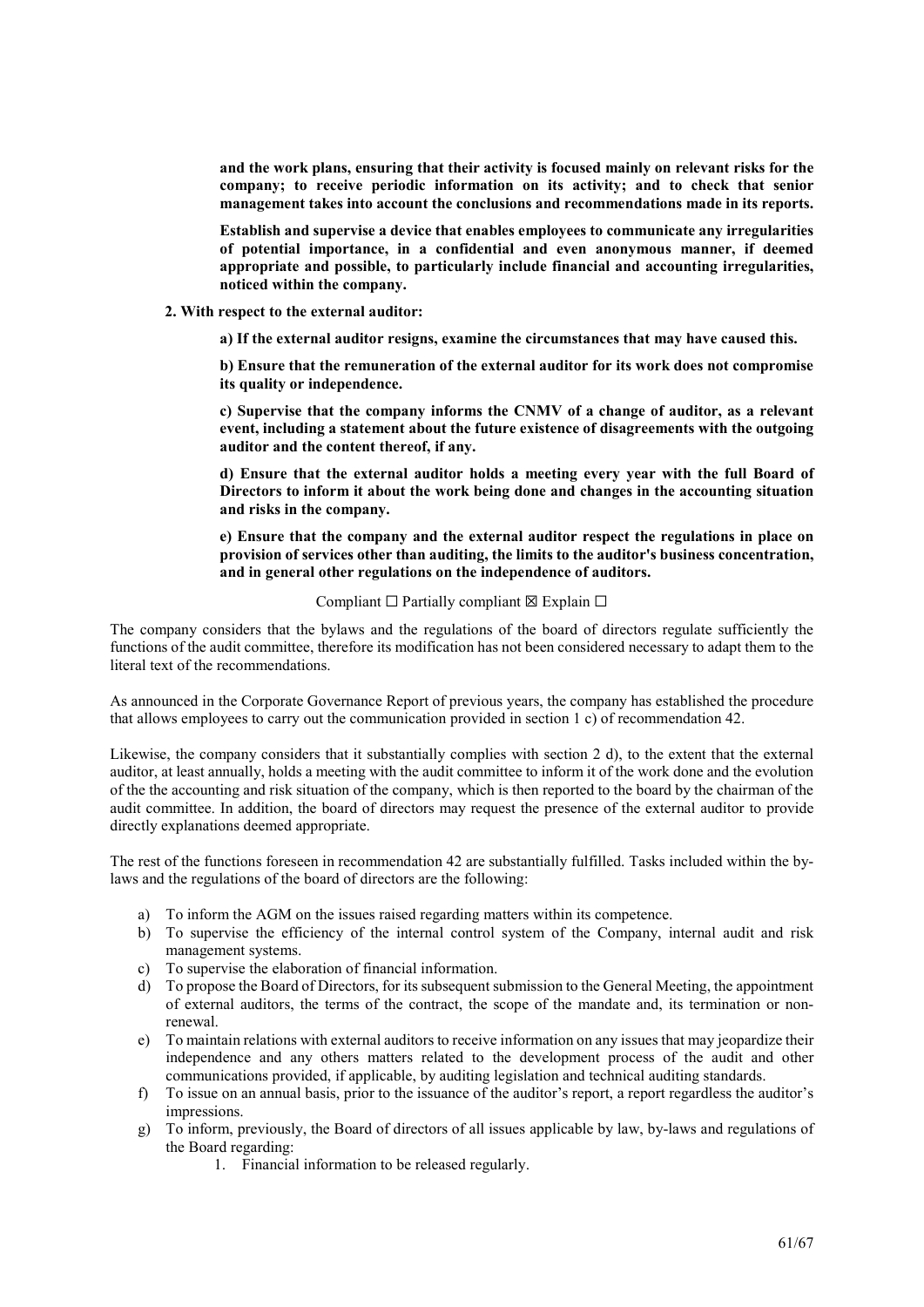**and the work plans, ensuring that their activity is focused mainly on relevant risks for the company; to receive periodic information on its activity; and to check that senior management takes into account the conclusions and recommendations made in its reports.**

**Establish and supervise a device that enables employees to communicate any irregularities of potential importance, in a confidential and even anonymous manner, if deemed appropriate and possible, to particularly include financial and accounting irregularities, noticed within the company.**

**2. With respect to the external auditor:**

**a) If the external auditor resigns, examine the circumstances that may have caused this.**

**b) Ensure that the remuneration of the external auditor for its work does not compromise its quality or independence.**

**c) Supervise that the company informs the CNMV of a change of auditor, as a relevant event, including a statement about the future existence of disagreements with the outgoing auditor and the content thereof, if any.**

**d) Ensure that the external auditor holds a meeting every year with the full Board of Directors to inform it about the work being done and changes in the accounting situation and risks in the company.**

**e) Ensure that the company and the external auditor respect the regulations in place on provision of services other than auditing, the limits to the auditor's business concentration, and in general other regulations on the independence of auditors.**

Compliant ☐ Partially compliant ☒ Explain ☐

The company considers that the bylaws and the regulations of the board of directors regulate sufficiently the functions of the audit committee, therefore its modification has not been considered necessary to adapt them to the literal text of the recommendations.

As announced in the Corporate Governance Report of previous years, the company has established the procedure that allows employees to carry out the communication provided in section 1 c) of recommendation 42.

Likewise, the company considers that it substantially complies with section 2 d), to the extent that the external auditor, at least annually, holds a meeting with the audit committee to inform it of the work done and the evolution of the the accounting and risk situation of the company, which is then reported to the board by the chairman of the audit committee. In addition, the board of directors may request the presence of the external auditor to provide directly explanations deemed appropriate.

The rest of the functions foreseen in recommendation 42 are substantially fulfilled. Tasks included within the by-laws and the regulations of the board of directors are the following:

a) To inform the AGM on the issues raised regarding matters within its competence.
b) To supervise the efficiency of the internal control system of the Company, internal audit and risk management systems.
c) To supervise the elaboration of financial information.
d) To propose the Board of Directors, for its subsequent submission to the General Meeting, the appointment of external auditors, the terms of the contract, the scope of the mandate and, its termination or non-renewal.
e) To maintain relations with external auditors to receive information on any issues that may jeopardize their independence and any others matters related to the development process of the audit and other communications provided, if applicable, by auditing legislation and technical auditing standards.
f) To issue on an annual basis, prior to the issuance of the auditor's report, a report regardless the auditor's impressions.
g) To inform, previously, the Board of directors of all issues applicable by law, by-laws and regulations of the Board regarding:
    1. Financial information to be released regularly.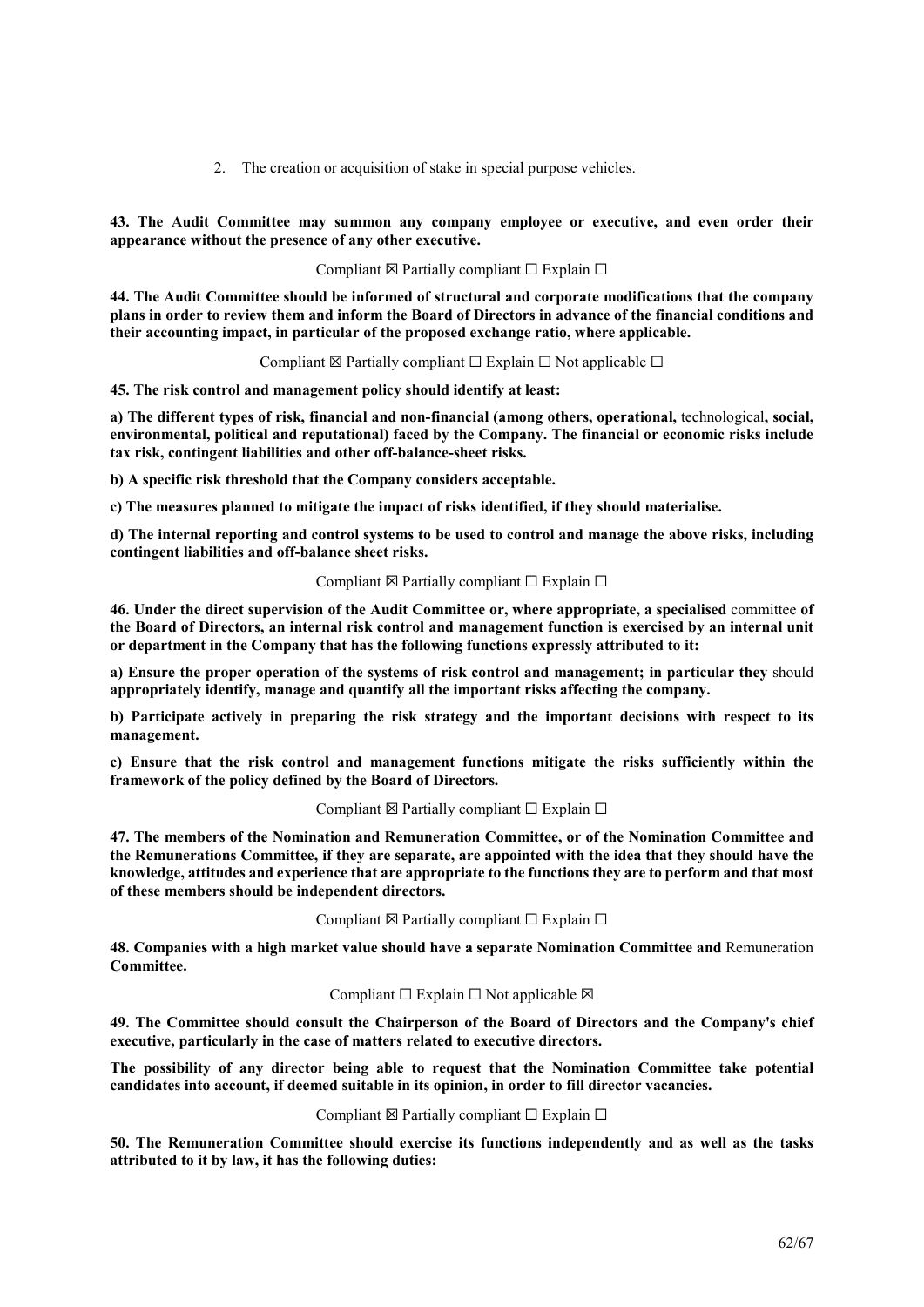2. The creation or acquisition of stake in special purpose vehicles.

**43. The Audit Committee may summon any company employee or executive, and even order their appearance without the presence of any other executive.**

Compliant ☒ Partially compliant ☐ Explain ☐

**44. The Audit Committee should be informed of structural and corporate modifications that the company plans in order to review them and inform the Board of Directors in advance of the financial conditions and their accounting impact, in particular of the proposed exchange ratio, where applicable.**

Compliant ☒ Partially compliant ☐ Explain ☐ Not applicable ☐

**45. The risk control and management policy should identify at least:**

**a) The different types of risk, financial and non-financial (among others, operational,** technological**, social, environmental, political and reputational) faced by the Company. The financial or economic risks include tax risk, contingent liabilities and other off-balance-sheet risks.**

**b) A specific risk threshold that the Company considers acceptable.**

**c) The measures planned to mitigate the impact of risks identified, if they should materialise.**

**d) The internal reporting and control systems to be used to control and manage the above risks, including contingent liabilities and off-balance sheet risks.**

Compliant ☒ Partially compliant ☐ Explain ☐

**46. Under the direct supervision of the Audit Committee or, where appropriate, a specialised** committee **of the Board of Directors, an internal risk control and management function is exercised by an internal unit or department in the Company that has the following functions expressly attributed to it:**

**a) Ensure the proper operation of the systems of risk control and management; in particular they** should **appropriately identify, manage and quantify all the important risks affecting the company.**

**b) Participate actively in preparing the risk strategy and the important decisions with respect to its management.**

**c) Ensure that the risk control and management functions mitigate the risks sufficiently within the framework of the policy defined by the Board of Directors.**

Compliant ☒ Partially compliant ☐ Explain ☐

**47. The members of the Nomination and Remuneration Committee, or of the Nomination Committee and the Remunerations Committee, if they are separate, are appointed with the idea that they should have the knowledge, attitudes and experience that are appropriate to the functions they are to perform and that most of these members should be independent directors.**

Compliant ☒ Partially compliant ☐ Explain ☐

**48. Companies with a high market value should have a separate Nomination Committee and** Remuneration **Committee.**

Compliant ☐ Explain ☐ Not applicable ☒

**49. The Committee should consult the Chairperson of the Board of Directors and the Company's chief executive, particularly in the case of matters related to executive directors.**

**The possibility of any director being able to request that the Nomination Committee take potential candidates into account, if deemed suitable in its opinion, in order to fill director vacancies.**

Compliant ☒ Partially compliant ☐ Explain ☐

**50. The Remuneration Committee should exercise its functions independently and as well as the tasks attributed to it by law, it has the following duties:**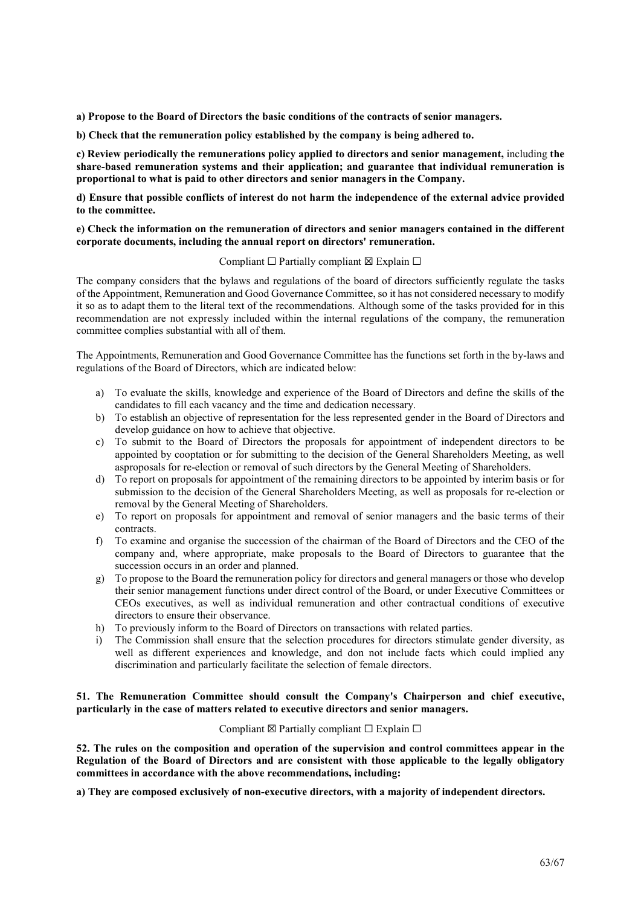**a) Propose to the Board of Directors the basic conditions of the contracts of senior managers.**

**b) Check that the remuneration policy established by the company is being adhered to.**

**c) Review periodically the remunerations policy applied to directors and senior management,** including **the share-based remuneration systems and their application; and guarantee that individual remuneration is proportional to what is paid to other directors and senior managers in the Company.**

**d) Ensure that possible conflicts of interest do not harm the independence of the external advice provided to the committee.**

**e) Check the information on the remuneration of directors and senior managers contained in the different corporate documents, including the annual report on directors' remuneration.**

Compliant ☐ Partially compliant ☒ Explain ☐

The company considers that the bylaws and regulations of the board of directors sufficiently regulate the tasks of the Appointment, Remuneration and Good Governance Committee, so it has not considered necessary to modify it so as to adapt them to the literal text of the recommendations. Although some of the tasks provided for in this recommendation are not expressly included within the internal regulations of the company, the remuneration committee complies substantial with all of them.

The Appointments, Remuneration and Good Governance Committee has the functions set forth in the by-laws and regulations of the Board of Directors, which are indicated below:

a) To evaluate the skills, knowledge and experience of the Board of Directors and define the skills of the candidates to fill each vacancy and the time and dedication necessary.
b) To establish an objective of representation for the less represented gender in the Board of Directors and develop guidance on how to achieve that objective.
c) To submit to the Board of Directors the proposals for appointment of independent directors to be appointed by cooptation or for submitting to the decision of the General Shareholders Meeting, as well asproposals for re-election or removal of such directors by the General Meeting of Shareholders.
d) To report on proposals for appointment of the remaining directors to be appointed by interim basis or for submission to the decision of the General Shareholders Meeting, as well as proposals for re-election or removal by the General Meeting of Shareholders.
e) To report on proposals for appointment and removal of senior managers and the basic terms of their contracts.
f) To examine and organise the succession of the chairman of the Board of Directors and the CEO of the company and, where appropriate, make proposals to the Board of Directors to guarantee that the succession occurs in an order and planned.
g) To propose to the Board the remuneration policy for directors and general managers or those who develop their senior management functions under direct control of the Board, or under Executive Committees or CEOs executives, as well as individual remuneration and other contractual conditions of executive directors to ensure their observance.
h) To previously inform to the Board of Directors on transactions with related parties.
i) The Commission shall ensure that the selection procedures for directors stimulate gender diversity, as well as different experiences and knowledge, and don not include facts which could implied any discrimination and particularly facilitate the selection of female directors.

**51. The Remuneration Committee should consult the Company's Chairperson and chief executive, particularly in the case of matters related to executive directors and senior managers.**

Compliant ☒ Partially compliant ☐ Explain ☐

**52. The rules on the composition and operation of the supervision and control committees appear in the Regulation of the Board of Directors and are consistent with those applicable to the legally obligatory committees in accordance with the above recommendations, including:**

**a) They are composed exclusively of non-executive directors, with a majority of independent directors.**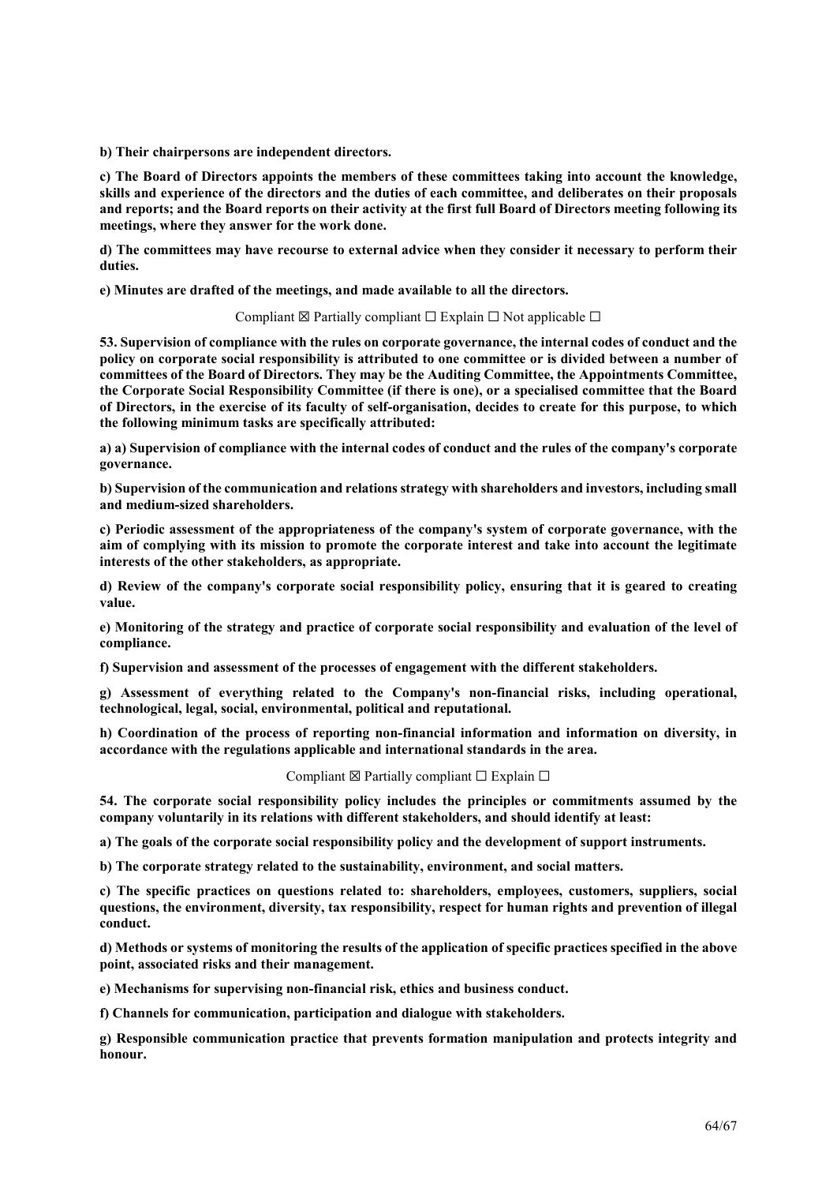**b) Their chairpersons are independent directors.**

**c) The Board of Directors appoints the members of these committees taking into account the knowledge, skills and experience of the directors and the duties of each committee, and deliberates on their proposals and reports; and the Board reports on their activity at the first full Board of Directors meeting following its meetings, where they answer for the work done.**

**d) The committees may have recourse to external advice when they consider it necessary to perform their duties.**

**e) Minutes are drafted of the meetings, and made available to all the directors.**

Compliant ☒ Partially compliant ☐ Explain ☐ Not applicable ☐

**53. Supervision of compliance with the rules on corporate governance, the internal codes of conduct and the policy on corporate social responsibility is attributed to one committee or is divided between a number of committees of the Board of Directors. They may be the Auditing Committee, the Appointments Committee, the Corporate Social Responsibility Committee (if there is one), or a specialised committee that the Board of Directors, in the exercise of its faculty of self-organisation, decides to create for this purpose, to which the following minimum tasks are specifically attributed:**

**a) a) Supervision of compliance with the internal codes of conduct and the rules of the company's corporate governance.**

**b) Supervision of the communication and relations strategy with shareholders and investors, including small and medium-sized shareholders.**

**c) Periodic assessment of the appropriateness of the company's system of corporate governance, with the aim of complying with its mission to promote the corporate interest and take into account the legitimate interests of the other stakeholders, as appropriate.**

**d) Review of the company's corporate social responsibility policy, ensuring that it is geared to creating value.**

**e) Monitoring of the strategy and practice of corporate social responsibility and evaluation of the level of compliance.**

**f) Supervision and assessment of the processes of engagement with the different stakeholders.**

**g) Assessment of everything related to the Company's non-financial risks, including operational, technological, legal, social, environmental, political and reputational.**

**h) Coordination of the process of reporting non-financial information and information on diversity, in accordance with the regulations applicable and international standards in the area.**

Compliant ☒ Partially compliant ☐ Explain ☐

**54. The corporate social responsibility policy includes the principles or commitments assumed by the company voluntarily in its relations with different stakeholders, and should identify at least:**

**a) The goals of the corporate social responsibility policy and the development of support instruments.**

**b) The corporate strategy related to the sustainability, environment, and social matters.**

**c) The specific practices on questions related to: shareholders, employees, customers, suppliers, social questions, the environment, diversity, tax responsibility, respect for human rights and prevention of illegal conduct.**

**d) Methods or systems of monitoring the results of the application of specific practices specified in the above point, associated risks and their management.**

**e) Mechanisms for supervising non-financial risk, ethics and business conduct.**

**f) Channels for communication, participation and dialogue with stakeholders.**

**g) Responsible communication practice that prevents formation manipulation and protects integrity and honour.**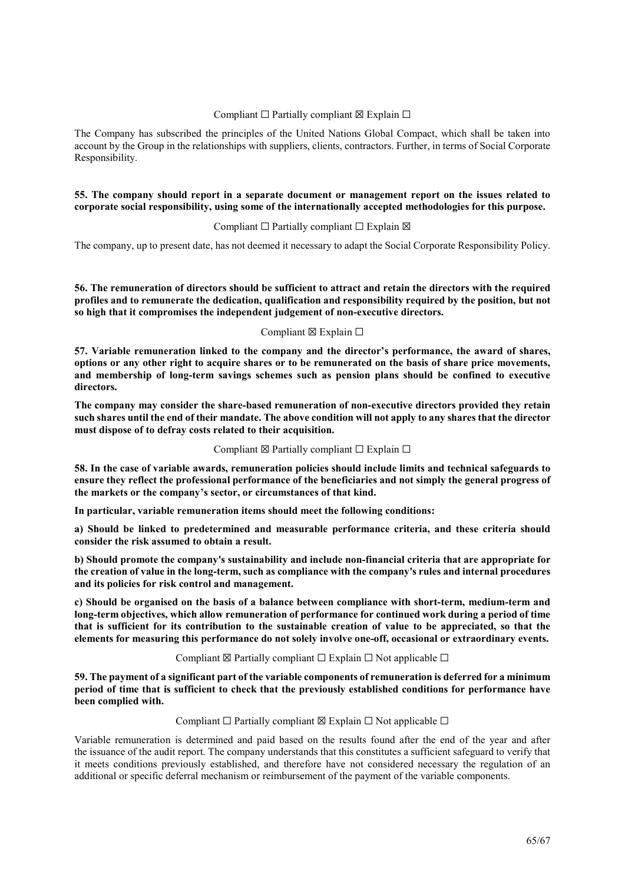Compliant ☐ Partially compliant ☒ Explain ☐

The Company has subscribed the principles of the United Nations Global Compact, which shall be taken into account by the Group in the relationships with suppliers, clients, contractors. Further, in terms of Social Corporate Responsibility.

**55. The company should report in a separate document or management report on the issues related to corporate social responsibility, using some of the internationally accepted methodologies for this purpose.**

Compliant ☐ Partially compliant ☐ Explain ☒

The company, up to present date, has not deemed it necessary to adapt the Social Corporate Responsibility Policy.

**56. The remuneration of directors should be sufficient to attract and retain the directors with the required profiles and to remunerate the dedication, qualification and responsibility required by the position, but not so high that it compromises the independent judgement of non-executive directors.**

Compliant ☒ Explain ☐

**57. Variable remuneration linked to the company and the director's performance, the award of shares, options or any other right to acquire shares or to be remunerated on the basis of share price movements, and membership of long-term savings schemes such as pension plans should be confined to executive directors.**

**The company may consider the share-based remuneration of non-executive directors provided they retain such shares until the end of their mandate. The above condition will not apply to any shares that the director must dispose of to defray costs related to their acquisition.**

Compliant ☒ Partially compliant ☐ Explain ☐

**58. In the case of variable awards, remuneration policies should include limits and technical safeguards to ensure they reflect the professional performance of the beneficiaries and not simply the general progress of the markets or the company's sector, or circumstances of that kind.**

**In particular, variable remuneration items should meet the following conditions:**

**a) Should be linked to predetermined and measurable performance criteria, and these criteria should consider the risk assumed to obtain a result.**

**b) Should promote the company's sustainability and include non-financial criteria that are appropriate for the creation of value in the long-term, such as compliance with the company's rules and internal procedures and its policies for risk control and management.**

**c) Should be organised on the basis of a balance between compliance with short-term, medium-term and long-term objectives, which allow remuneration of performance for continued work during a period of time that is sufficient for its contribution to the sustainable creation of value to be appreciated, so that the elements for measuring this performance do not solely involve one-off, occasional or extraordinary events.**

Compliant ☒ Partially compliant ☐ Explain ☐ Not applicable ☐

**59. The payment of a significant part of the variable components of remuneration is deferred for a minimum period of time that is sufficient to check that the previously established conditions for performance have been complied with.**

Compliant ☐ Partially compliant ☒ Explain ☐ Not applicable ☐

Variable remuneration is determined and paid based on the results found after the end of the year and after the issuance of the audit report. The company understands that this constitutes a sufficient safeguard to verify that it meets conditions previously established, and therefore have not considered necessary the regulation of an additional or specific deferral mechanism or reimbursement of the payment of the variable components.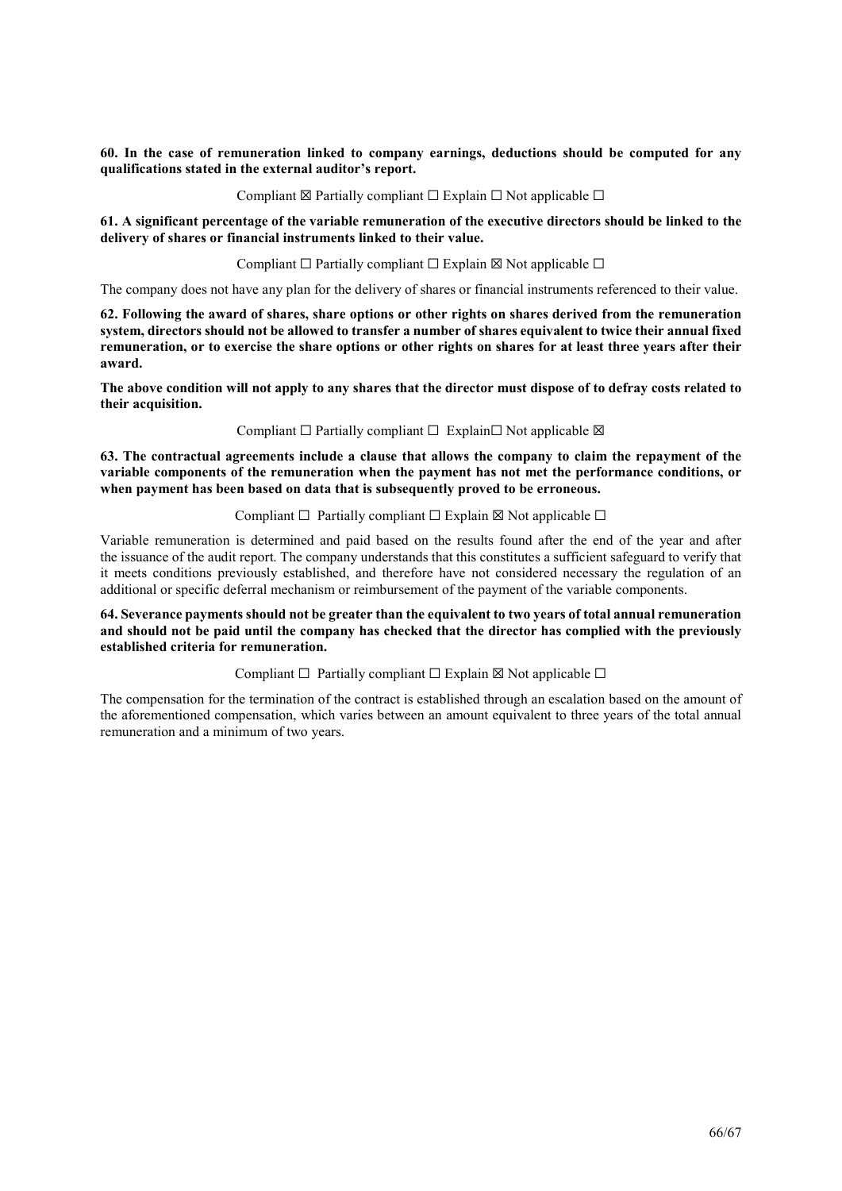**60. In the case of remuneration linked to company earnings, deductions should be computed for any qualifications stated in the external auditor's report.**

Compliant ☒ Partially compliant ☐ Explain ☐ Not applicable ☐

**61. A significant percentage of the variable remuneration of the executive directors should be linked to the delivery of shares or financial instruments linked to their value.**

Compliant ☐ Partially compliant ☐ Explain ☒ Not applicable ☐

The company does not have any plan for the delivery of shares or financial instruments referenced to their value.

**62. Following the award of shares, share options or other rights on shares derived from the remuneration system, directors should not be allowed to transfer a number of shares equivalent to twice their annual fixed remuneration, or to exercise the share options or other rights on shares for at least three years after their award.**

**The above condition will not apply to any shares that the director must dispose of to defray costs related to their acquisition.**

Compliant ☐ Partially compliant ☐ Explain☐ Not applicable ☒

**63. The contractual agreements include a clause that allows the company to claim the repayment of the variable components of the remuneration when the payment has not met the performance conditions, or when payment has been based on data that is subsequently proved to be erroneous.**

Compliant ☐ Partially compliant ☐ Explain ☒ Not applicable ☐

Variable remuneration is determined and paid based on the results found after the end of the year and after the issuance of the audit report. The company understands that this constitutes a sufficient safeguard to verify that it meets conditions previously established, and therefore have not considered necessary the regulation of an additional or specific deferral mechanism or reimbursement of the payment of the variable components.

**64. Severance payments should not be greater than the equivalent to two years of total annual remuneration and should not be paid until the company has checked that the director has complied with the previously established criteria for remuneration.**

Compliant ☐ Partially compliant ☐ Explain ☒ Not applicable ☐

The compensation for the termination of the contract is established through an escalation based on the amount of the aforementioned compensation, which varies between an amount equivalent to three years of the total annual remuneration and a minimum of two years.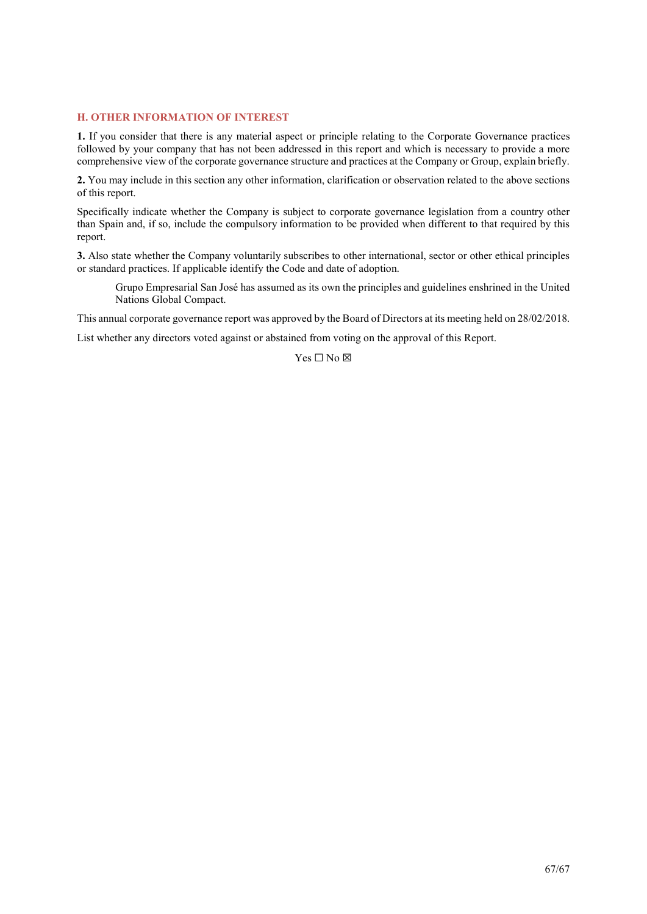## H. OTHER INFORMATION OF INTEREST

**1.** If you consider that there is any material aspect or principle relating to the Corporate Governance practices followed by your company that has not been addressed in this report and which is necessary to provide a more comprehensive view of the corporate governance structure and practices at the Company or Group, explain briefly.

**2.** You may include in this section any other information, clarification or observation related to the above sections of this report.

Specifically indicate whether the Company is subject to corporate governance legislation from a country other than Spain and, if so, include the compulsory information to be provided when different to that required by this report.

**3.** Also state whether the Company voluntarily subscribes to other international, sector or other ethical principles or standard practices. If applicable identify the Code and date of adoption.

> Grupo Empresarial San José has assumed as its own the principles and guidelines enshrined in the United Nations Global Compact.

This annual corporate governance report was approved by the Board of Directors at its meeting held on 28/02/2018.

List whether any directors voted against or abstained from voting on the approval of this Report.

Yes ☐ No ☒